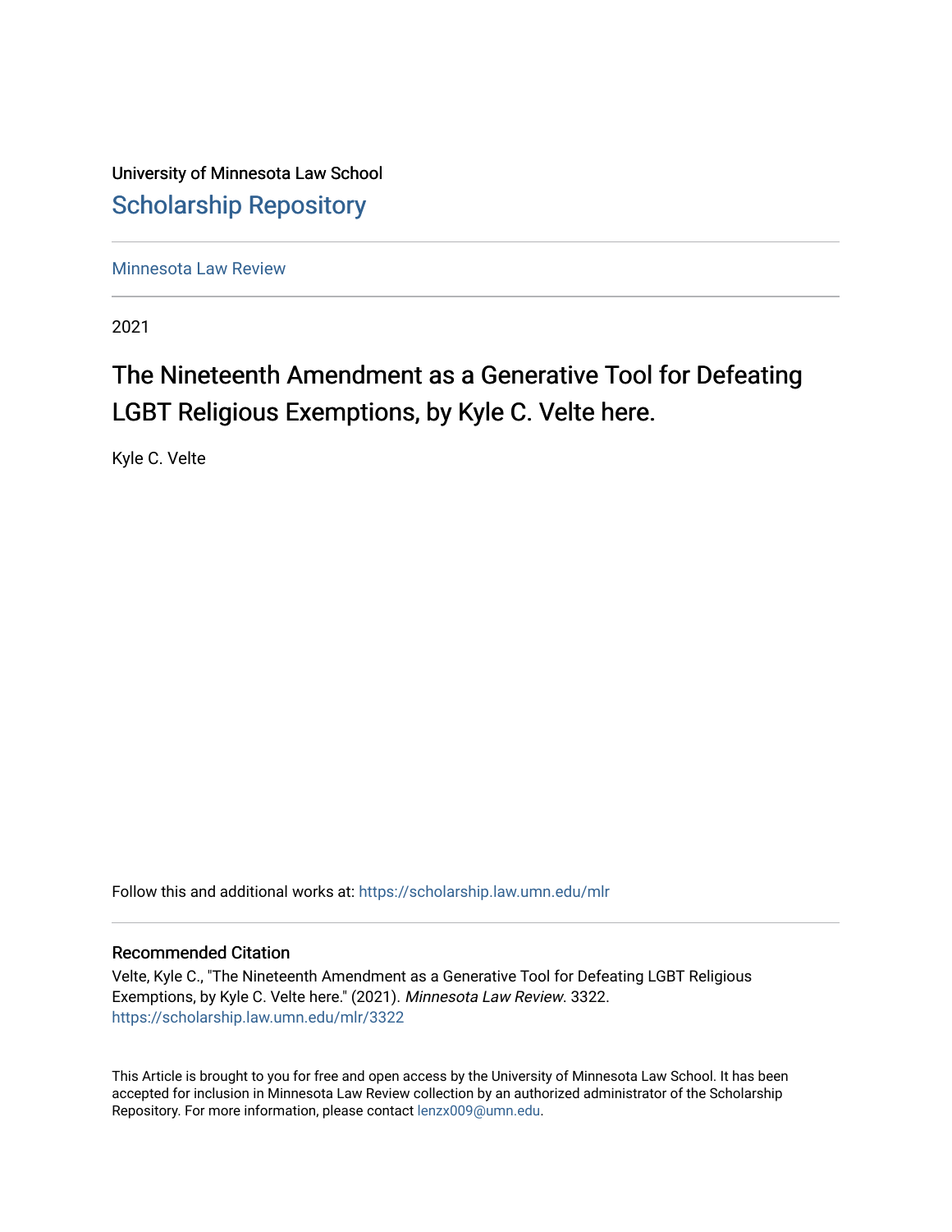University of Minnesota Law School

## Scholarship Repository

Minnesota Law Review

2021

# The Nineteenth Amendment as a Generative Tool for Defeating LGBT Religious Exemptions, by Kyle C. Velte here.

Kyle C. Velte

Follow this and additional works at: https://scholarship.law.umn.edu/mlr

### Recommended Citation

Velte, Kyle C., "The Nineteenth Amendment as a Generative Tool for Defeating LGBT Religious Exemptions, by Kyle C. Velte here." (2021). *Minnesota Law Review*. 3322.
https://scholarship.law.umn.edu/mlr/3322

This Article is brought to you for free and open access by the University of Minnesota Law School. It has been accepted for inclusion in Minnesota Law Review collection by an authorized administrator of the Scholarship Repository. For more information, please contact lenzx009@umn.edu.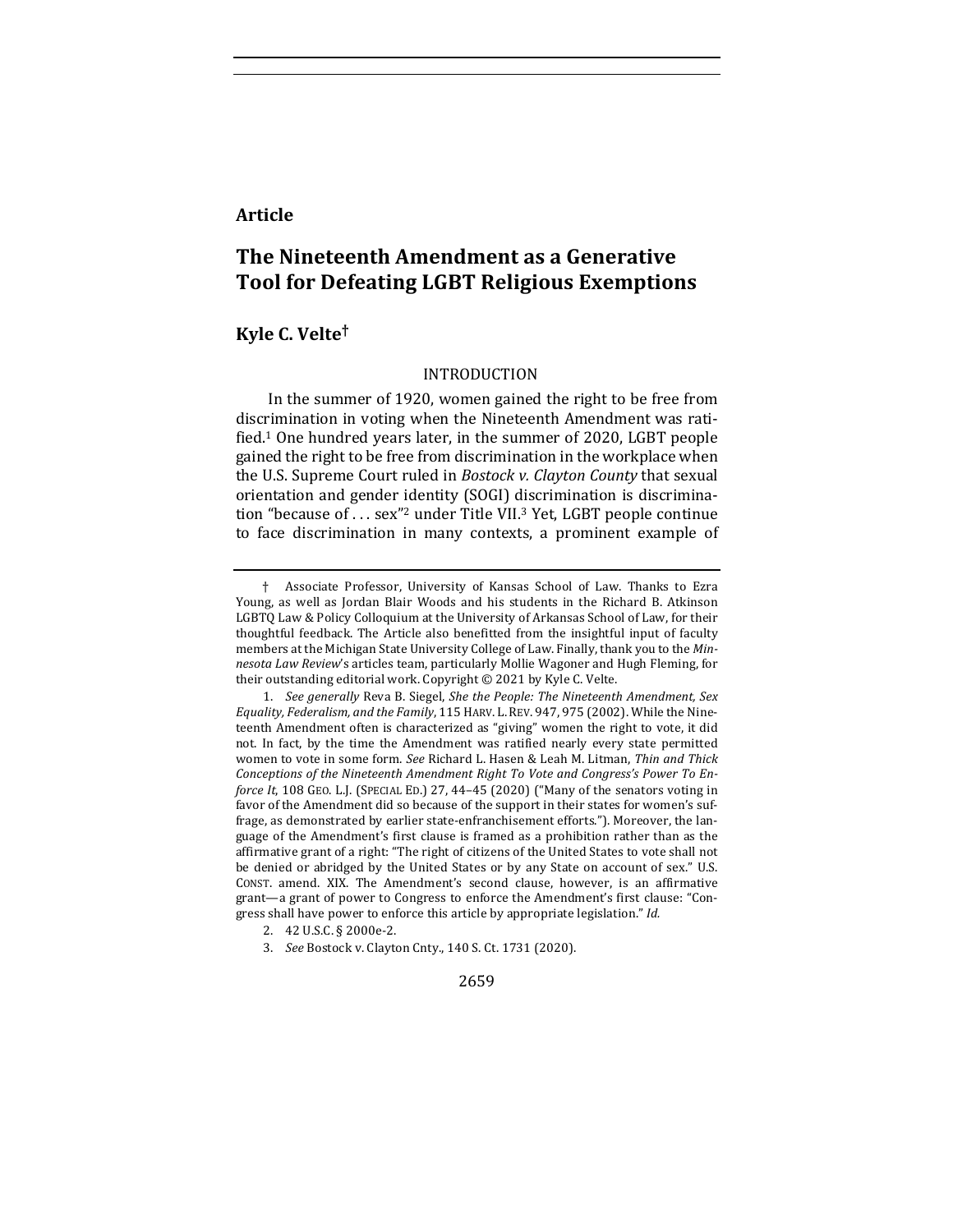**Article**

# The Nineteenth Amendment as a Generative Tool for Defeating LGBT Religious Exemptions

## Kyle C. Velte†

### INTRODUCTION

In the summer of 1920, women gained the right to be free from discrimination in voting when the Nineteenth Amendment was ratified.[1] One hundred years later, in the summer of 2020, LGBT people gained the right to be free from discrimination in the workplace when the U.S. Supreme Court ruled in *Bostock v. Clayton County* that sexual orientation and gender identity (SOGI) discrimination is discrimination "because of . . . sex"[2] under Title VII.[3] Yet, LGBT people continue to face discrimination in many contexts, a prominent example of

---

† Associate Professor, University of Kansas School of Law. Thanks to Ezra Young, as well as Jordan Blair Woods and his students in the Richard B. Atkinson LGBTQ Law & Policy Colloquium at the University of Arkansas School of Law, for their thoughtful feedback. The Article also benefitted from the insightful input of faculty members at the Michigan State University College of Law. Finally, thank you to the *Minnesota Law Review*'s articles team, particularly Mollie Wagoner and Hugh Fleming, for their outstanding editorial work. Copyright © 2021 by Kyle C. Velte.

1. *See generally* Reva B. Siegel, *She the People: The Nineteenth Amendment, Sex Equality, Federalism, and the Family*, 115 HARV. L. REV. 947, 975 (2002). While the Nineteenth Amendment often is characterized as "giving" women the right to vote, it did not. In fact, by the time the Amendment was ratified nearly every state permitted women to vote in some form. *See* Richard L. Hasen & Leah M. Litman, *Thin and Thick Conceptions of the Nineteenth Amendment Right To Vote and Congress's Power To Enforce It*, 108 GEO. L.J. (SPECIAL ED.) 27, 44–45 (2020) ("Many of the senators voting in favor of the Amendment did so because of the support in their states for women's suffrage, as demonstrated by earlier state-enfranchisement efforts."). Moreover, the language of the Amendment's first clause is framed as a prohibition rather than as the affirmative grant of a right: "The right of citizens of the United States to vote shall not be denied or abridged by the United States or by any State on account of sex." U.S. CONST. amend. XIX. The Amendment's second clause, however, is an affirmative grant—a grant of power to Congress to enforce the Amendment's first clause: "Congress shall have power to enforce this article by appropriate legislation." *Id.*

2. 42 U.S.C. § 2000e-2.

3. *See* Bostock v. Clayton Cnty., 140 S. Ct. 1731 (2020).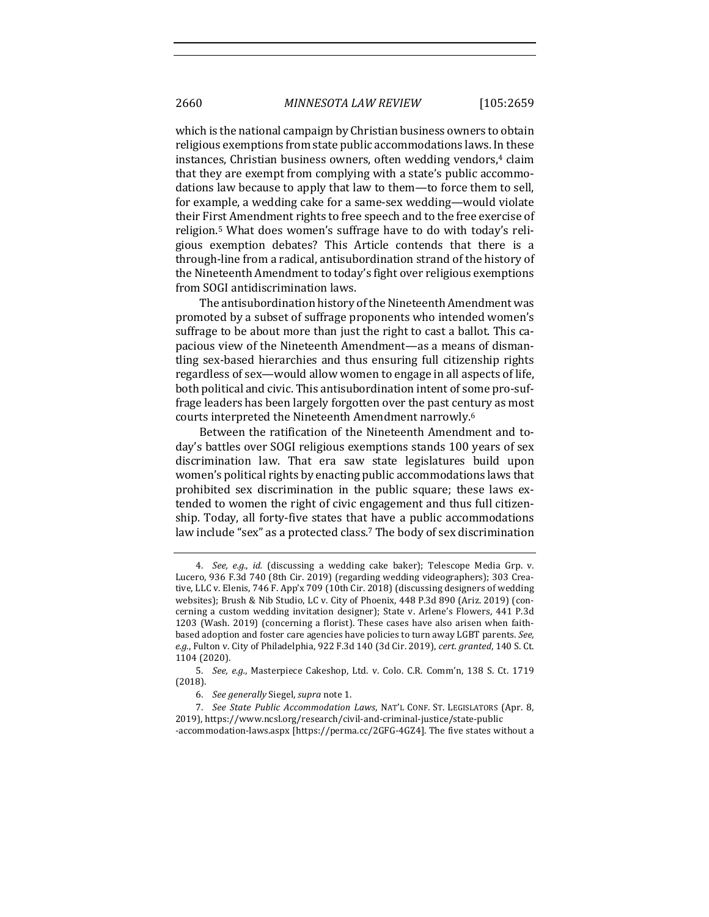which is the national campaign by Christian business owners to obtain religious exemptions from state public accommodations laws. In these instances, Christian business owners, often wedding vendors,[4] claim that they are exempt from complying with a state's public accommodations law because to apply that law to them—to force them to sell, for example, a wedding cake for a same-sex wedding—would violate their First Amendment rights to free speech and to the free exercise of religion.[5] What does women's suffrage have to do with today's religious exemption debates? This Article contends that there is a through-line from a radical, antisubordination strand of the history of the Nineteenth Amendment to today's fight over religious exemptions from SOGI antidiscrimination laws.

The antisubordination history of the Nineteenth Amendment was promoted by a subset of suffrage proponents who intended women's suffrage to be about more than just the right to cast a ballot. This capacious view of the Nineteenth Amendment—as a means of dismantling sex-based hierarchies and thus ensuring full citizenship rights regardless of sex—would allow women to engage in all aspects of life, both political and civic. This antisubordination intent of some pro-suffrage leaders has been largely forgotten over the past century as most courts interpreted the Nineteenth Amendment narrowly.[6]

Between the ratification of the Nineteenth Amendment and today's battles over SOGI religious exemptions stands 100 years of sex discrimination law. That era saw state legislatures build upon women's political rights by enacting public accommodations laws that prohibited sex discrimination in the public square; these laws extended to women the right of civic engagement and thus full citizenship. Today, all forty-five states that have a public accommodations law include "sex" as a protected class.[7] The body of sex discrimination

---

4. *See, e.g.*, *id.* (discussing a wedding cake baker); Telescope Media Grp. v. Lucero, 936 F.3d 740 (8th Cir. 2019) (regarding wedding videographers); 303 Creative, LLC v. Elenis, 746 F. App'x 709 (10th Cir. 2018) (discussing designers of wedding websites); Brush & Nib Studio, LC v. City of Phoenix, 448 P.3d 890 (Ariz. 2019) (concerning a custom wedding invitation designer); State v. Arlene's Flowers, 441 P.3d 1203 (Wash. 2019) (concerning a florist). These cases have also arisen when faith-based adoption and foster care agencies have policies to turn away LGBT parents. *See, e.g.*, Fulton v. City of Philadelphia, 922 F.3d 140 (3d Cir. 2019), *cert. granted*, 140 S. Ct. 1104 (2020).

5. *See, e.g.*, Masterpiece Cakeshop, Ltd. v. Colo. C.R. Comm'n, 138 S. Ct. 1719 (2018).

6. *See generally* Siegel, *supra* note 1.

7. *See State Public Accommodation Laws*, NAT'L CONF. ST. LEGISLATORS (Apr. 8, 2019), https://www.ncsl.org/research/civil-and-criminal-justice/state-public-accommodation-laws.aspx [https://perma.cc/2GFG-4GZ4]. The five states without a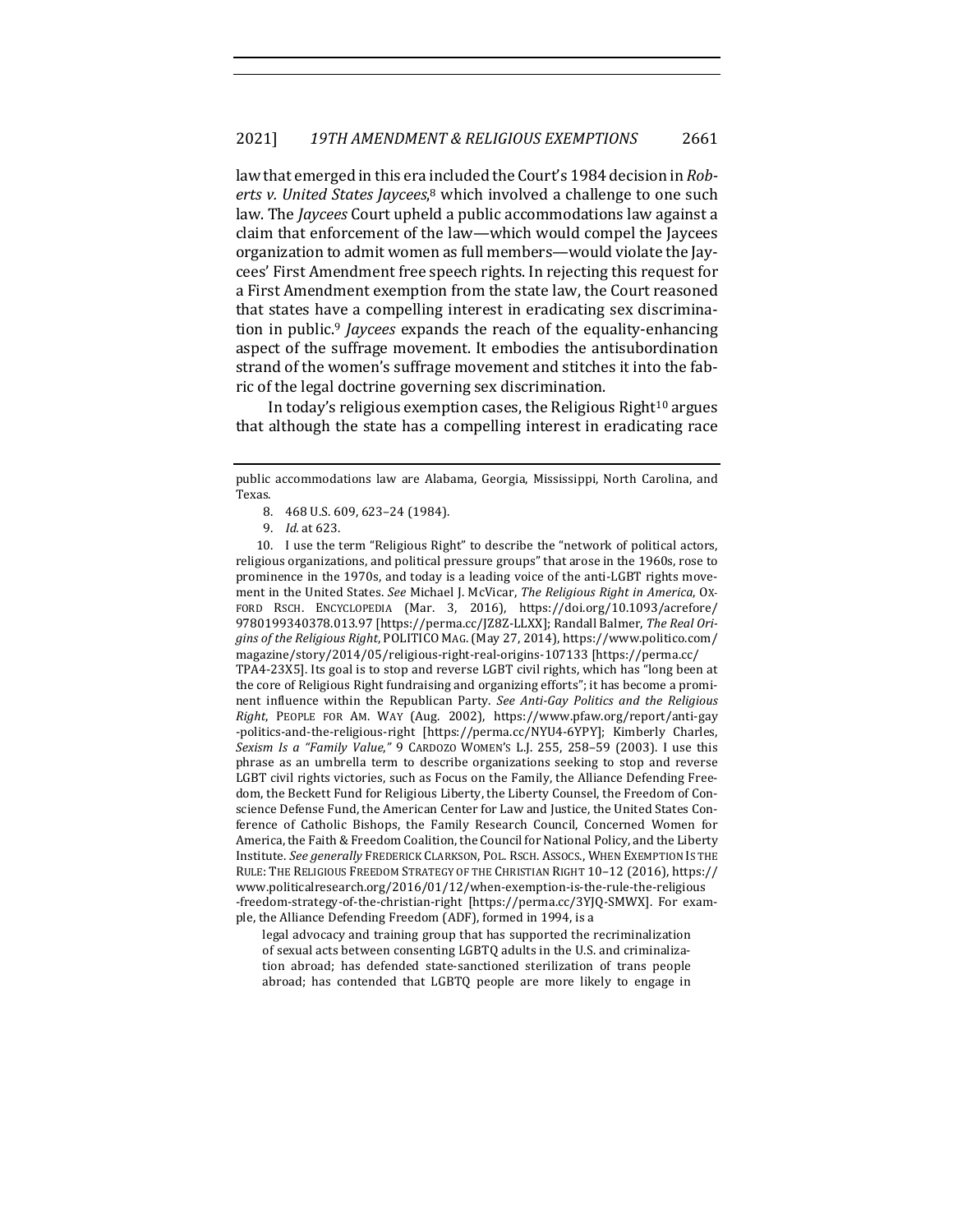law that emerged in this era included the Court's 1984 decision in *Roberts v. United States Jaycees*,[8] which involved a challenge to one such law. The *Jaycees* Court upheld a public accommodations law against a claim that enforcement of the law—which would compel the Jaycees organization to admit women as full members—would violate the Jaycees' First Amendment free speech rights. In rejecting this request for a First Amendment exemption from the state law, the Court reasoned that states have a compelling interest in eradicating sex discrimination in public.[9] *Jaycees* expands the reach of the equality-enhancing aspect of the suffrage movement. It embodies the antisubordination strand of the women's suffrage movement and stitches it into the fabric of the legal doctrine governing sex discrimination.

In today's religious exemption cases, the Religious Right[10] argues that although the state has a compelling interest in eradicating race

---

public accommodations law are Alabama, Georgia, Mississippi, North Carolina, and Texas.

8. 468 U.S. 609, 623–24 (1984).

9. *Id.* at 623.

10. I use the term "Religious Right" to describe the "network of political actors, religious organizations, and political pressure groups" that arose in the 1960s, rose to prominence in the 1970s, and today is a leading voice of the anti-LGBT rights movement in the United States. *See* Michael J. McVicar, *The Religious Right in America*, OXFORD RSCH. ENCYCLOPEDIA (Mar. 3, 2016), https://doi.org/10.1093/acrefore/9780199340378.013.97 [https://perma.cc/JZ8Z-LLXX]; Randall Balmer, *The Real Origins of the Religious Right*, POLITICO MAG. (May 27, 2014), https://www.politico.com/magazine/story/2014/05/religious-right-real-origins-107133 [https://perma.cc/TPA4-23X5]. Its goal is to stop and reverse LGBT civil rights, which has "long been at the core of Religious Right fundraising and organizing efforts"; it has become a prominent influence within the Republican Party. *See Anti-Gay Politics and the Religious Right*, PEOPLE FOR AM. WAY (Aug. 2002), https://www.pfaw.org/report/anti-gay-politics-and-the-religious-right [https://perma.cc/NYU4-6YPY]; Kimberly Charles, *Sexism Is a "Family Value*,*"* 9 CARDOZO WOMEN'S L.J. 255, 258–59 (2003). I use this phrase as an umbrella term to describe organizations seeking to stop and reverse LGBT civil rights victories, such as Focus on the Family, the Alliance Defending Freedom, the Beckett Fund for Religious Liberty, the Liberty Counsel, the Freedom of Conscience Defense Fund, the American Center for Law and Justice, the United States Conference of Catholic Bishops, the Family Research Council, Concerned Women for America, the Faith & Freedom Coalition, the Council for National Policy, and the Liberty Institute. *See generally* FREDERICK CLARKSON, POL. RSCH. ASSOCS., WHEN EXEMPTION IS THE RULE: THE RELIGIOUS FREEDOM STRATEGY OF THE CHRISTIAN RIGHT 10–12 (2016), https://www.politicalresearch.org/2016/01/12/when-exemption-is-the-rule-the-religious-freedom-strategy-of-the-christian-right [https://perma.cc/3YJQ-SMWX]. For example, the Alliance Defending Freedom (ADF), formed in 1994, is a

> legal advocacy and training group that has supported the recriminalization of sexual acts between consenting LGBTQ adults in the U.S. and criminalization abroad; has defended state-sanctioned sterilization of trans people abroad; has contended that LGBTQ people are more likely to engage in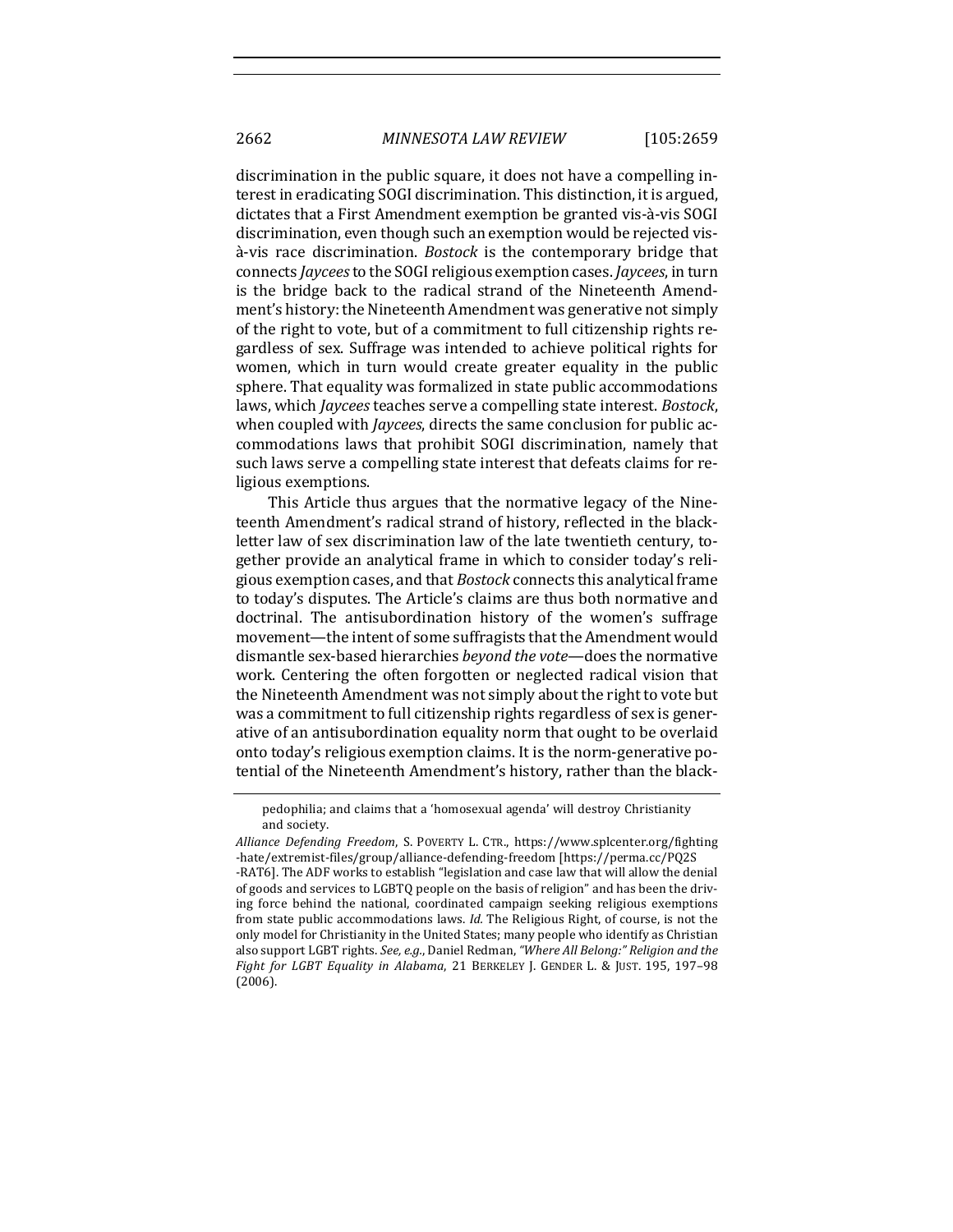discrimination in the public square, it does not have a compelling interest in eradicating SOGI discrimination. This distinction, it is argued, dictates that a First Amendment exemption be granted vis-à-vis SOGI discrimination, even though such an exemption would be rejected vis-à-vis race discrimination. *Bostock* is the contemporary bridge that connects *Jaycees* to the SOGI religious exemption cases. *Jaycees*, in turn is the bridge back to the radical strand of the Nineteenth Amendment's history: the Nineteenth Amendment was generative not simply of the right to vote, but of a commitment to full citizenship rights regardless of sex. Suffrage was intended to achieve political rights for women, which in turn would create greater equality in the public sphere. That equality was formalized in state public accommodations laws, which *Jaycees* teaches serve a compelling state interest. *Bostock*, when coupled with *Jaycees*, directs the same conclusion for public accommodations laws that prohibit SOGI discrimination, namely that such laws serve a compelling state interest that defeats claims for religious exemptions.

This Article thus argues that the normative legacy of the Nineteenth Amendment's radical strand of history, reflected in the black-letter law of sex discrimination law of the late twentieth century, together provide an analytical frame in which to consider today's religious exemption cases, and that *Bostock* connects this analytical frame to today's disputes. The Article's claims are thus both normative and doctrinal. The antisubordination history of the women's suffrage movement—the intent of some suffragists that the Amendment would dismantle sex-based hierarchies *beyond the vote*—does the normative work. Centering the often forgotten or neglected radical vision that the Nineteenth Amendment was not simply about the right to vote but was a commitment to full citizenship rights regardless of sex is generative of an antisubordination equality norm that ought to be overlaid onto today's religious exemption claims. It is the norm-generative potential of the Nineteenth Amendment's history, rather than the black-

---

> pedophilia; and claims that a 'homosexual agenda' will destroy Christianity and society.

*Alliance Defending Freedom*, S. POVERTY L. CTR., https://www.splcenter.org/fighting-hate/extremist-files/group/alliance-defending-freedom [https://perma.cc/PQ2S-RAT6]. The ADF works to establish "legislation and case law that will allow the denial of goods and services to LGBTQ people on the basis of religion" and has been the driving force behind the national, coordinated campaign seeking religious exemptions from state public accommodations laws. *Id.* The Religious Right, of course, is not the only model for Christianity in the United States; many people who identify as Christian also support LGBT rights. *See, e.g.*, Daniel Redman, *"Where All Belong:" Religion and the Fight for LGBT Equality in Alabama*, 21 BERKELEY J. GENDER L. & JUST. 195, 197–98 (2006).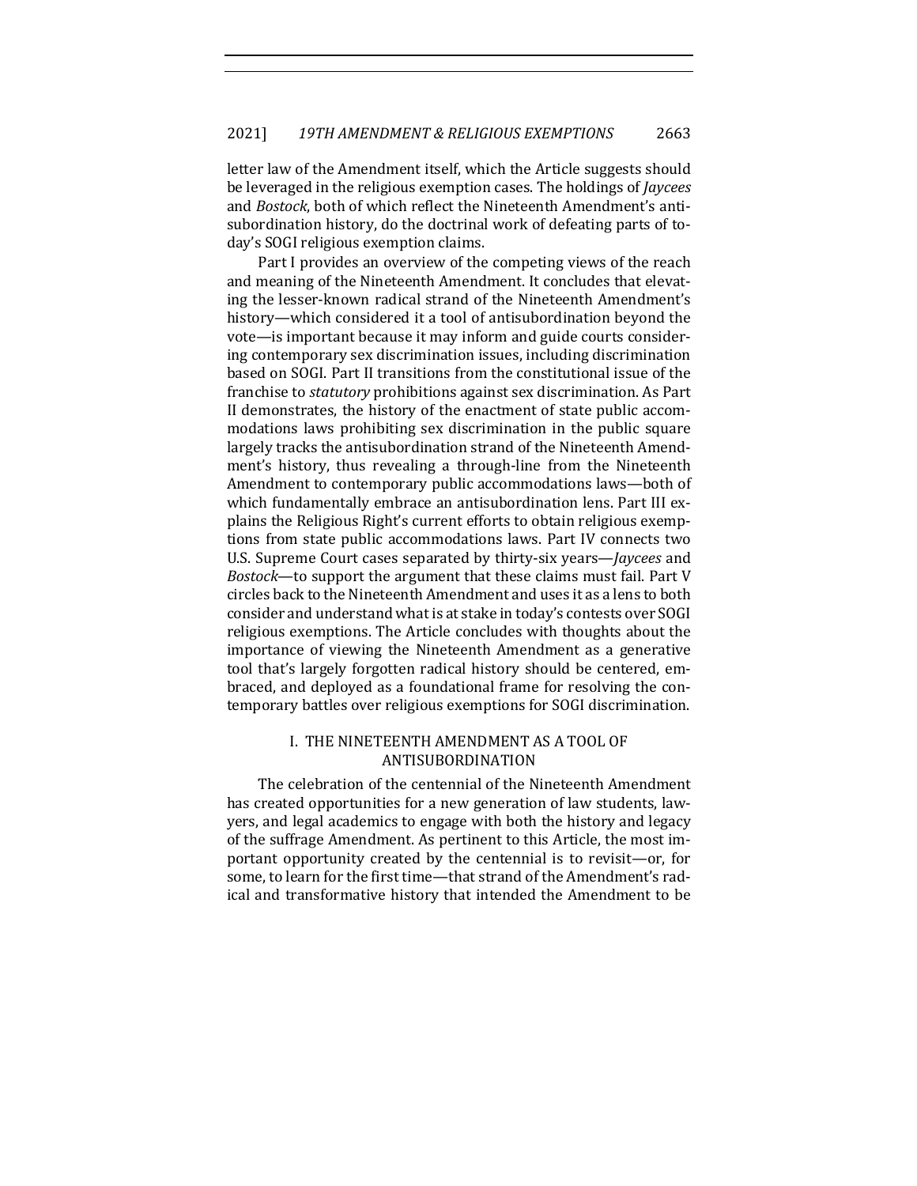letter law of the Amendment itself, which the Article suggests should be leveraged in the religious exemption cases. The holdings of *Jaycees* and *Bostock*, both of which reflect the Nineteenth Amendment's antisubordination history, do the doctrinal work of defeating parts of today's SOGI religious exemption claims.

Part I provides an overview of the competing views of the reach and meaning of the Nineteenth Amendment. It concludes that elevating the lesser-known radical strand of the Nineteenth Amendment's history—which considered it a tool of antisubordination beyond the vote—is important because it may inform and guide courts considering contemporary sex discrimination issues, including discrimination based on SOGI. Part II transitions from the constitutional issue of the franchise to *statutory* prohibitions against sex discrimination. As Part II demonstrates, the history of the enactment of state public accommodations laws prohibiting sex discrimination in the public square largely tracks the antisubordination strand of the Nineteenth Amendment's history, thus revealing a through-line from the Nineteenth Amendment to contemporary public accommodations laws—both of which fundamentally embrace an antisubordination lens. Part III explains the Religious Right's current efforts to obtain religious exemptions from state public accommodations laws. Part IV connects two U.S. Supreme Court cases separated by thirty-six years—*Jaycees* and *Bostock*—to support the argument that these claims must fail. Part V circles back to the Nineteenth Amendment and uses it as a lens to both consider and understand what is at stake in today's contests over SOGI religious exemptions. The Article concludes with thoughts about the importance of viewing the Nineteenth Amendment as a generative tool that's largely forgotten radical history should be centered, embraced, and deployed as a foundational frame for resolving the contemporary battles over religious exemptions for SOGI discrimination.

## I. THE NINETEENTH AMENDMENT AS A TOOL OF ANTISUBORDINATION

The celebration of the centennial of the Nineteenth Amendment has created opportunities for a new generation of law students, lawyers, and legal academics to engage with both the history and legacy of the suffrage Amendment. As pertinent to this Article, the most important opportunity created by the centennial is to revisit—or, for some, to learn for the first time—that strand of the Amendment's radical and transformative history that intended the Amendment to be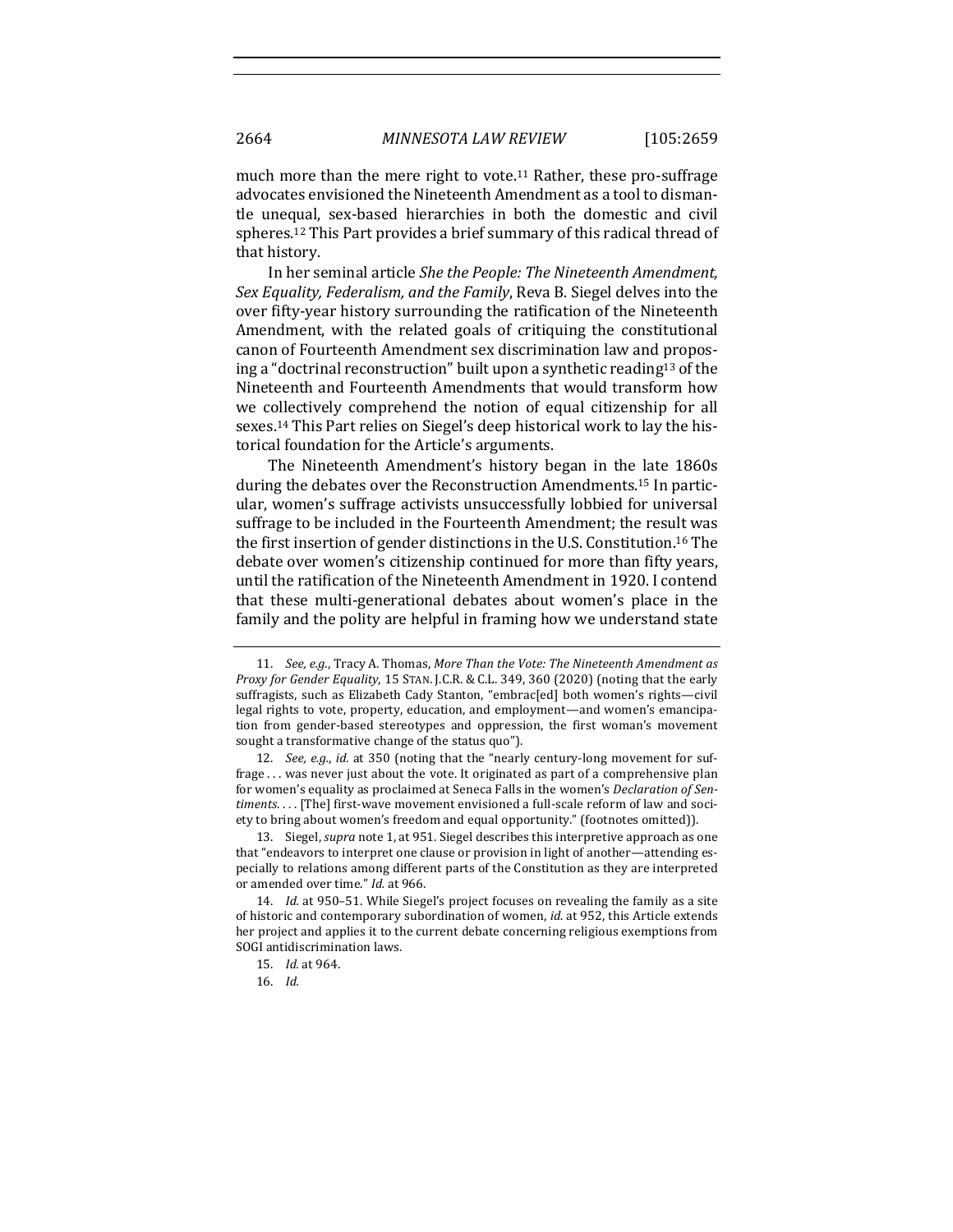much more than the mere right to vote.[11] Rather, these pro-suffrage advocates envisioned the Nineteenth Amendment as a tool to dismantle unequal, sex-based hierarchies in both the domestic and civil spheres.[12] This Part provides a brief summary of this radical thread of that history.

In her seminal article *She the People: The Nineteenth Amendment, Sex Equality, Federalism, and the Family*, Reva B. Siegel delves into the over fifty-year history surrounding the ratification of the Nineteenth Amendment, with the related goals of critiquing the constitutional canon of Fourteenth Amendment sex discrimination law and proposing a "doctrinal reconstruction" built upon a synthetic reading[13] of the Nineteenth and Fourteenth Amendments that would transform how we collectively comprehend the notion of equal citizenship for all sexes.[14] This Part relies on Siegel's deep historical work to lay the historical foundation for the Article's arguments.

The Nineteenth Amendment's history began in the late 1860s during the debates over the Reconstruction Amendments.[15] In particular, women's suffrage activists unsuccessfully lobbied for universal suffrage to be included in the Fourteenth Amendment; the result was the first insertion of gender distinctions in the U.S. Constitution.[16] The debate over women's citizenship continued for more than fifty years, until the ratification of the Nineteenth Amendment in 1920. I contend that these multi-generational debates about women's place in the family and the polity are helpful in framing how we understand state

11. *See, e.g.*, Tracy A. Thomas, *More Than the Vote: The Nineteenth Amendment as Proxy for Gender Equality*, 15 STAN. J.C.R. & C.L. 349, 360 (2020) (noting that the early suffragists, such as Elizabeth Cady Stanton, "embrac[ed] both women's rights—civil legal rights to vote, property, education, and employment—and women's emancipation from gender-based stereotypes and oppression, the first woman's movement sought a transformative change of the status quo").

12. *See, e.g.*, *id.* at 350 (noting that the "nearly century-long movement for suffrage . . . was never just about the vote. It originated as part of a comprehensive plan for women's equality as proclaimed at Seneca Falls in the women's *Declaration of Sentiments*. . . . [The] first-wave movement envisioned a full-scale reform of law and society to bring about women's freedom and equal opportunity." (footnotes omitted)).

13. Siegel, *supra* note 1, at 951. Siegel describes this interpretive approach as one that "endeavors to interpret one clause or provision in light of another—attending especially to relations among different parts of the Constitution as they are interpreted or amended over time." *Id.* at 966.

14. *Id.* at 950–51. While Siegel's project focuses on revealing the family as a site of historic and contemporary subordination of women, *id.* at 952, this Article extends her project and applies it to the current debate concerning religious exemptions from SOGI antidiscrimination laws.

15. *Id.* at 964.

16. *Id.*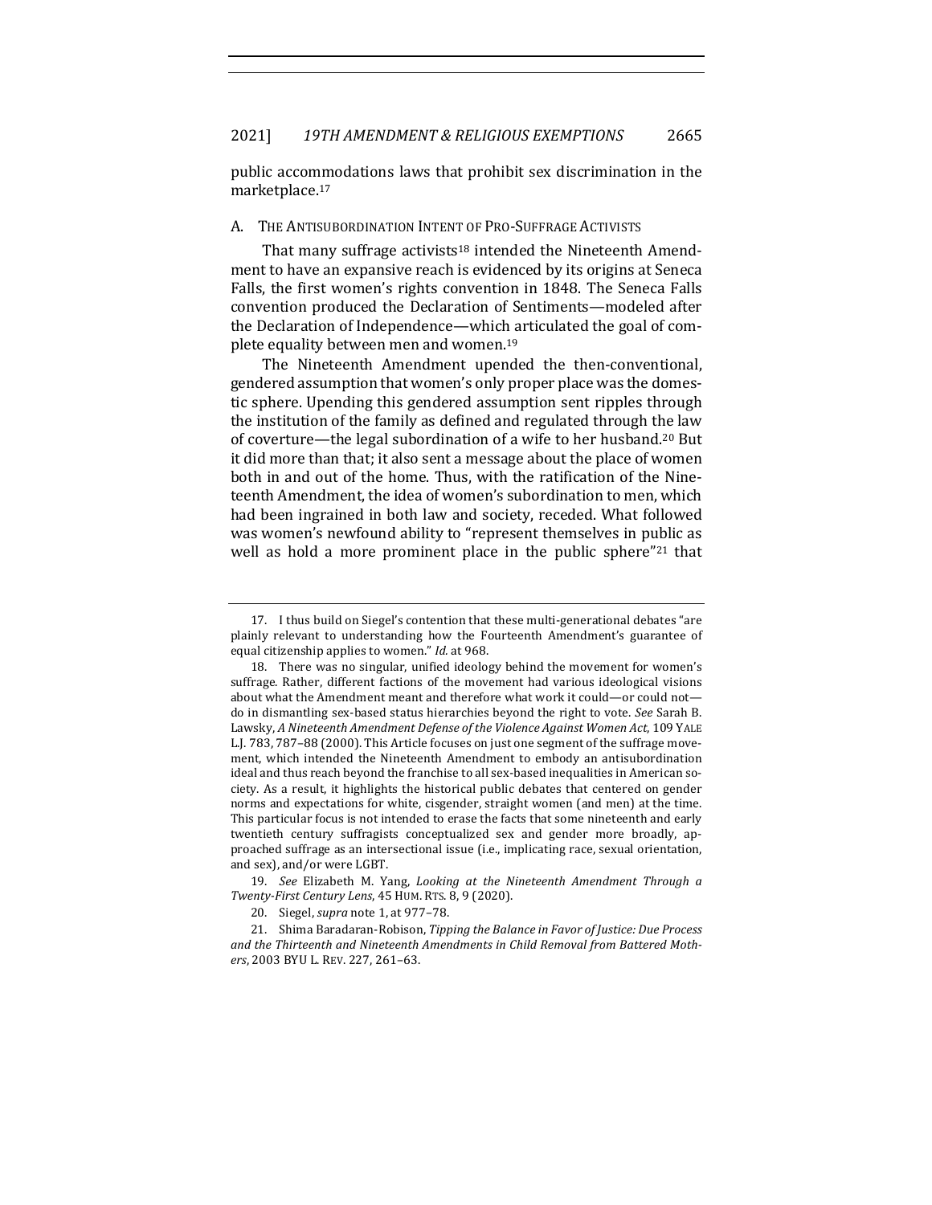public accommodations laws that prohibit sex discrimination in the marketplace.[17]

### A. The Antisubordination Intent of Pro-Suffrage Activists

That many suffrage activists[18] intended the Nineteenth Amendment to have an expansive reach is evidenced by its origins at Seneca Falls, the first women's rights convention in 1848. The Seneca Falls convention produced the Declaration of Sentiments—modeled after the Declaration of Independence—which articulated the goal of complete equality between men and women.[19]

The Nineteenth Amendment upended the then-conventional, gendered assumption that women's only proper place was the domestic sphere. Upending this gendered assumption sent ripples through the institution of the family as defined and regulated through the law of coverture—the legal subordination of a wife to her husband.[20] But it did more than that; it also sent a message about the place of women both in and out of the home. Thus, with the ratification of the Nineteenth Amendment, the idea of women's subordination to men, which had been ingrained in both law and society, receded. What followed was women's newfound ability to "represent themselves in public as well as hold a more prominent place in the public sphere"[21] that

---

17. I thus build on Siegel's contention that these multi-generational debates "are plainly relevant to understanding how the Fourteenth Amendment's guarantee of equal citizenship applies to women." *Id.* at 968.

18. There was no singular, unified ideology behind the movement for women's suffrage. Rather, different factions of the movement had various ideological visions about what the Amendment meant and therefore what work it could—or could not—do in dismantling sex-based status hierarchies beyond the right to vote. *See* Sarah B. Lawsky, *A Nineteenth Amendment Defense of the Violence Against Women Act*, 109 YALE L.J. 783, 787–88 (2000). This Article focuses on just one segment of the suffrage movement, which intended the Nineteenth Amendment to embody an antisubordination ideal and thus reach beyond the franchise to all sex-based inequalities in American society. As a result, it highlights the historical public debates that centered on gender norms and expectations for white, cisgender, straight women (and men) at the time. This particular focus is not intended to erase the facts that some nineteenth and early twentieth century suffragists conceptualized sex and gender more broadly, approached suffrage as an intersectional issue (i.e., implicating race, sexual orientation, and sex), and/or were LGBT.

19. *See* Elizabeth M. Yang, *Looking at the Nineteenth Amendment Through a Twenty-First Century Lens*, 45 HUM. RTS. 8, 9 (2020).

20. Siegel, *supra* note 1, at 977–78.

21. Shima Baradaran-Robison, *Tipping the Balance in Favor of Justice: Due Process and the Thirteenth and Nineteenth Amendments in Child Removal from Battered Mothers*, 2003 BYU L. REV. 227, 261–63.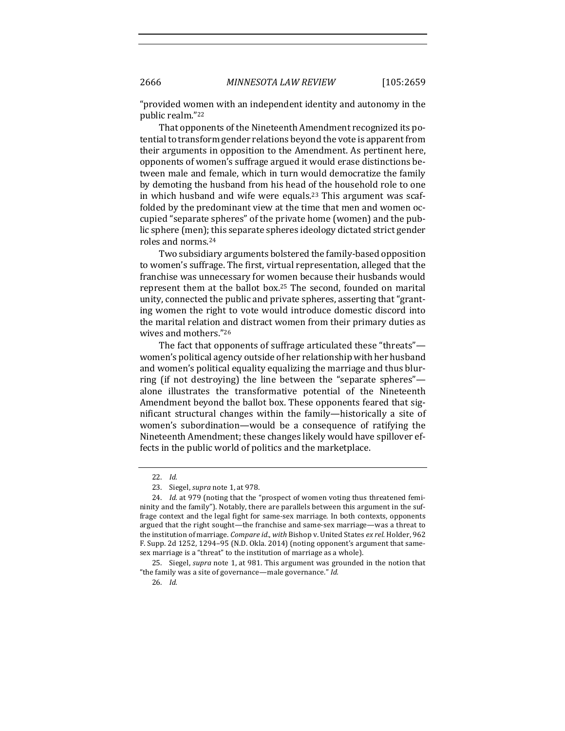"provided women with an independent identity and autonomy in the public realm."[22]

That opponents of the Nineteenth Amendment recognized its potential to transform gender relations beyond the vote is apparent from their arguments in opposition to the Amendment. As pertinent here, opponents of women's suffrage argued it would erase distinctions between male and female, which in turn would democratize the family by demoting the husband from his head of the household role to one in which husband and wife were equals.[23] This argument was scaffolded by the predominant view at the time that men and women occupied "separate spheres" of the private home (women) and the public sphere (men); this separate spheres ideology dictated strict gender roles and norms.[24]

Two subsidiary arguments bolstered the family-based opposition to women's suffrage. The first, virtual representation, alleged that the franchise was unnecessary for women because their husbands would represent them at the ballot box.[25] The second, founded on marital unity, connected the public and private spheres, asserting that "granting women the right to vote would introduce domestic discord into the marital relation and distract women from their primary duties as wives and mothers."[26]

The fact that opponents of suffrage articulated these "threats"—women's political agency outside of her relationship with her husband and women's political equality equalizing the marriage and thus blurring (if not destroying) the line between the "separate spheres"—alone illustrates the transformative potential of the Nineteenth Amendment beyond the ballot box. These opponents feared that significant structural changes within the family—historically a site of women's subordination—would be a consequence of ratifying the Nineteenth Amendment; these changes likely would have spillover effects in the public world of politics and the marketplace.

---

22. *Id.*

23. Siegel, *supra* note 1, at 978.

24. *Id.* at 979 (noting that the "prospect of women voting thus threatened femininity and the family"). Notably, there are parallels between this argument in the suffrage context and the legal fight for same-sex marriage. In both contexts, opponents argued that the right sought—the franchise and same-sex marriage—was a threat to the institution of marriage. *Compare id.*, *with* Bishop v. United States *ex rel.* Holder, 962 F. Supp. 2d 1252, 1294–95 (N.D. Okla. 2014) (noting opponent's argument that same-sex marriage is a "threat" to the institution of marriage as a whole).

25. Siegel, *supra* note 1, at 981. This argument was grounded in the notion that "the family was a site of governance—male governance." *Id.*

26. *Id.*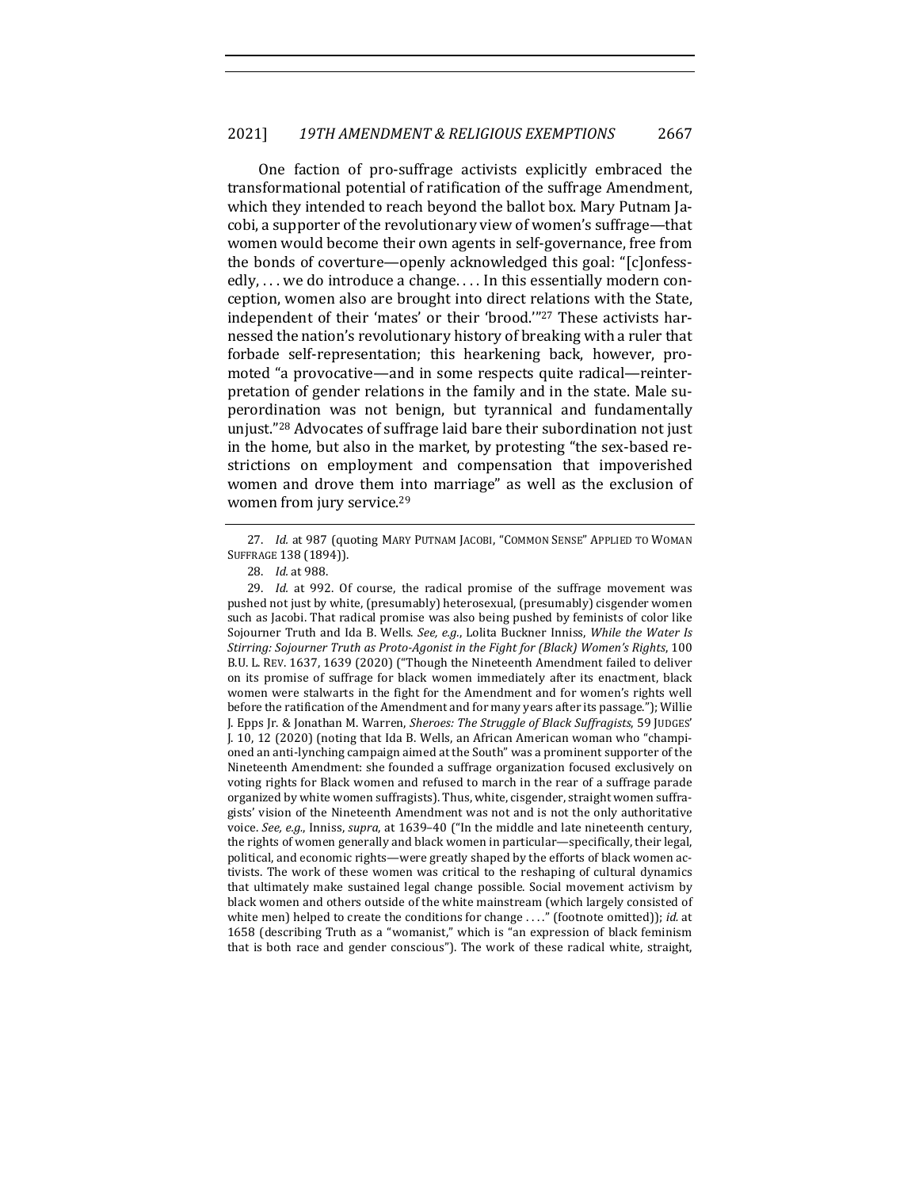One faction of pro-suffrage activists explicitly embraced the transformational potential of ratification of the suffrage Amendment, which they intended to reach beyond the ballot box. Mary Putnam Jacobi, a supporter of the revolutionary view of women's suffrage—that women would become their own agents in self-governance, free from the bonds of coverture—openly acknowledged this goal: "[c]onfessedly, . . . we do introduce a change. . . . In this essentially modern conception, women also are brought into direct relations with the State, independent of their 'mates' or their 'brood.'"[27] These activists harnessed the nation's revolutionary history of breaking with a ruler that forbade self-representation; this hearkening back, however, promoted "a provocative—and in some respects quite radical—reinterpretation of gender relations in the family and in the state. Male superordination was not benign, but tyrannical and fundamentally unjust."[28] Advocates of suffrage laid bare their subordination not just in the home, but also in the market, by protesting "the sex-based restrictions on employment and compensation that impoverished women and drove them into marriage" as well as the exclusion of women from jury service.[29]

---

27. *Id.* at 987 (quoting MARY PUTNAM JACOBI, "COMMON SENSE" APPLIED TO WOMAN SUFFRAGE 138 (1894)).

28. *Id.* at 988.

29. *Id.* at 992. Of course, the radical promise of the suffrage movement was pushed not just by white, (presumably) heterosexual, (presumably) cisgender women such as Jacobi. That radical promise was also being pushed by feminists of color like Sojourner Truth and Ida B. Wells. *See, e.g.*, Lolita Buckner Inniss, *While the Water Is Stirring: Sojourner Truth as Proto-Agonist in the Fight for (Black) Women's Rights*, 100 B.U. L. REV. 1637, 1639 (2020) ("Though the Nineteenth Amendment failed to deliver on its promise of suffrage for black women immediately after its enactment, black women were stalwarts in the fight for the Amendment and for women's rights well before the ratification of the Amendment and for many years after its passage."); Willie J. Epps Jr. & Jonathan M. Warren, *Sheroes: The Struggle of Black Suffragists*, 59 JUDGES' J. 10, 12 (2020) (noting that Ida B. Wells, an African American woman who "championed an anti-lynching campaign aimed at the South" was a prominent supporter of the Nineteenth Amendment: she founded a suffrage organization focused exclusively on voting rights for Black women and refused to march in the rear of a suffrage parade organized by white women suffragists). Thus, white, cisgender, straight women suffragists' vision of the Nineteenth Amendment was not and is not the only authoritative voice. *See, e.g.*, Inniss, *supra*, at 1639–40 ("In the middle and late nineteenth century, the rights of women generally and black women in particular—specifically, their legal, political, and economic rights—were greatly shaped by the efforts of black women activists. The work of these women was critical to the reshaping of cultural dynamics that ultimately make sustained legal change possible. Social movement activism by black women and others outside of the white mainstream (which largely consisted of white men) helped to create the conditions for change . . . ." (footnote omitted)); *id.* at 1658 (describing Truth as a "womanist," which is "an expression of black feminism that is both race and gender conscious"). The work of these radical white, straight,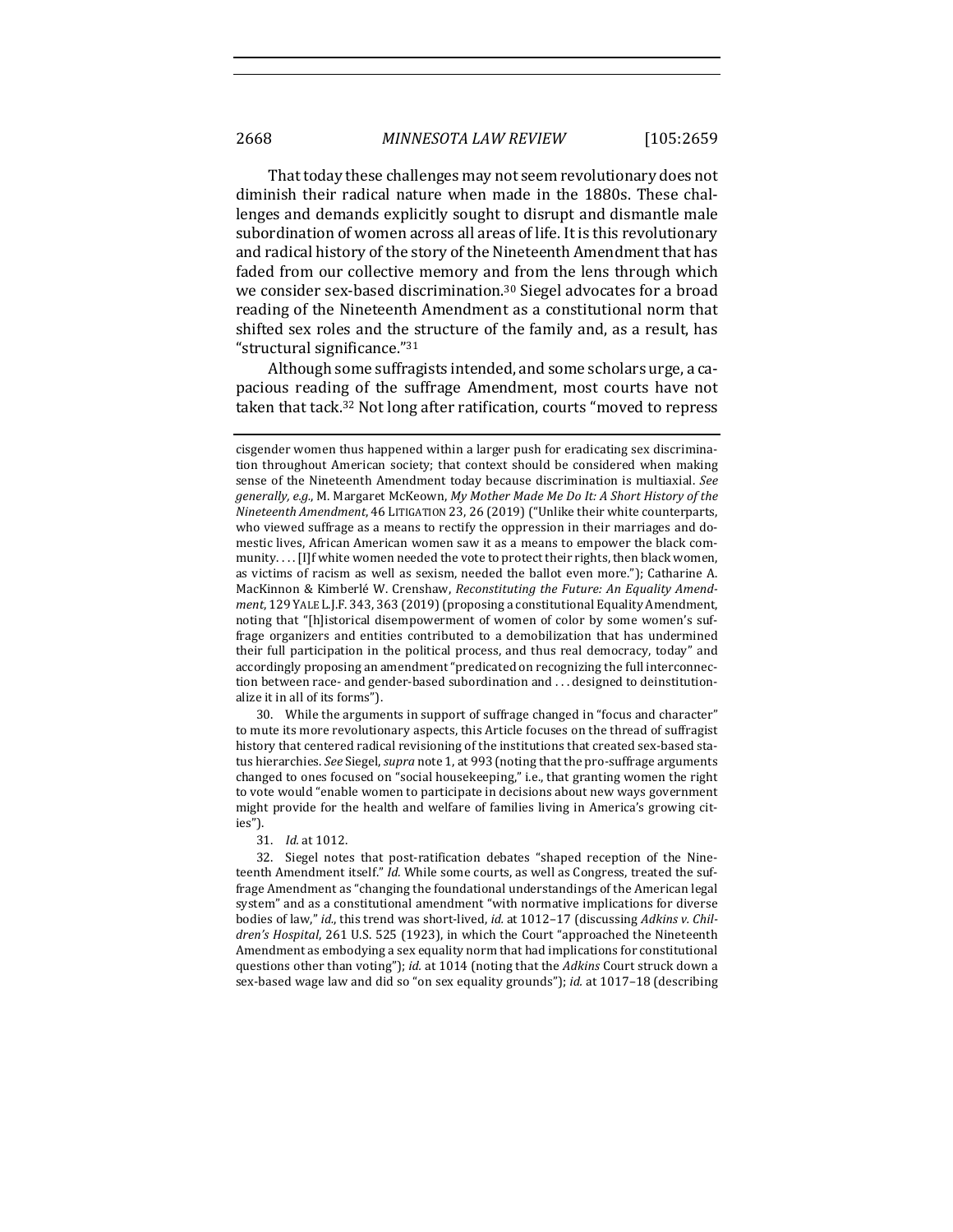That today these challenges may not seem revolutionary does not diminish their radical nature when made in the 1880s. These challenges and demands explicitly sought to disrupt and dismantle male subordination of women across all areas of life. It is this revolutionary and radical history of the story of the Nineteenth Amendment that has faded from our collective memory and from the lens through which we consider sex-based discrimination.[30] Siegel advocates for a broad reading of the Nineteenth Amendment as a constitutional norm that shifted sex roles and the structure of the family and, as a result, has "structural significance."[31]

Although some suffragists intended, and some scholars urge, a capacious reading of the suffrage Amendment, most courts have not taken that tack.[32] Not long after ratification, courts "moved to repress

---

cisgender women thus happened within a larger push for eradicating sex discrimination throughout American society; that context should be considered when making sense of the Nineteenth Amendment today because discrimination is multiaxial. *See generally, e.g.*, M. Margaret McKeown, *My Mother Made Me Do It: A Short History of the Nineteenth Amendment*, 46 LITIGATION 23, 26 (2019) ("Unlike their white counterparts, who viewed suffrage as a means to rectify the oppression in their marriages and domestic lives, African American women saw it as a means to empower the black community. . . . [I]f white women needed the vote to protect their rights, then black women, as victims of racism as well as sexism, needed the ballot even more."); Catharine A. MacKinnon & Kimberlé W. Crenshaw, *Reconstituting the Future: An Equality Amendment*, 129 YALE L.J.F. 343, 363 (2019) (proposing a constitutional Equality Amendment, noting that "[h]istorical disempowerment of women of color by some women's suffrage organizers and entities contributed to a demobilization that has undermined their full participation in the political process, and thus real democracy, today" and accordingly proposing an amendment "predicated on recognizing the full interconnection between race- and gender-based subordination and . . . designed to deinstitutionalize it in all of its forms").

30. While the arguments in support of suffrage changed in "focus and character" to mute its more revolutionary aspects, this Article focuses on the thread of suffragist history that centered radical revisioning of the institutions that created sex-based status hierarchies. *See* Siegel, *supra* note 1, at 993 (noting that the pro-suffrage arguments changed to ones focused on "social housekeeping," i.e., that granting women the right to vote would "enable women to participate in decisions about new ways government might provide for the health and welfare of families living in America's growing cities").

31. *Id.* at 1012.

32. Siegel notes that post-ratification debates "shaped reception of the Nineteenth Amendment itself." *Id.* While some courts, as well as Congress, treated the suffrage Amendment as "changing the foundational understandings of the American legal system" and as a constitutional amendment "with normative implications for diverse bodies of law," *id.*, this trend was short-lived, *id.* at 1012–17 (discussing *Adkins v. Children's Hospital*, 261 U.S. 525 (1923), in which the Court "approached the Nineteenth Amendment as embodying a sex equality norm that had implications for constitutional questions other than voting"); *id.* at 1014 (noting that the *Adkins* Court struck down a sex-based wage law and did so "on sex equality grounds"); *id.* at 1017–18 (describing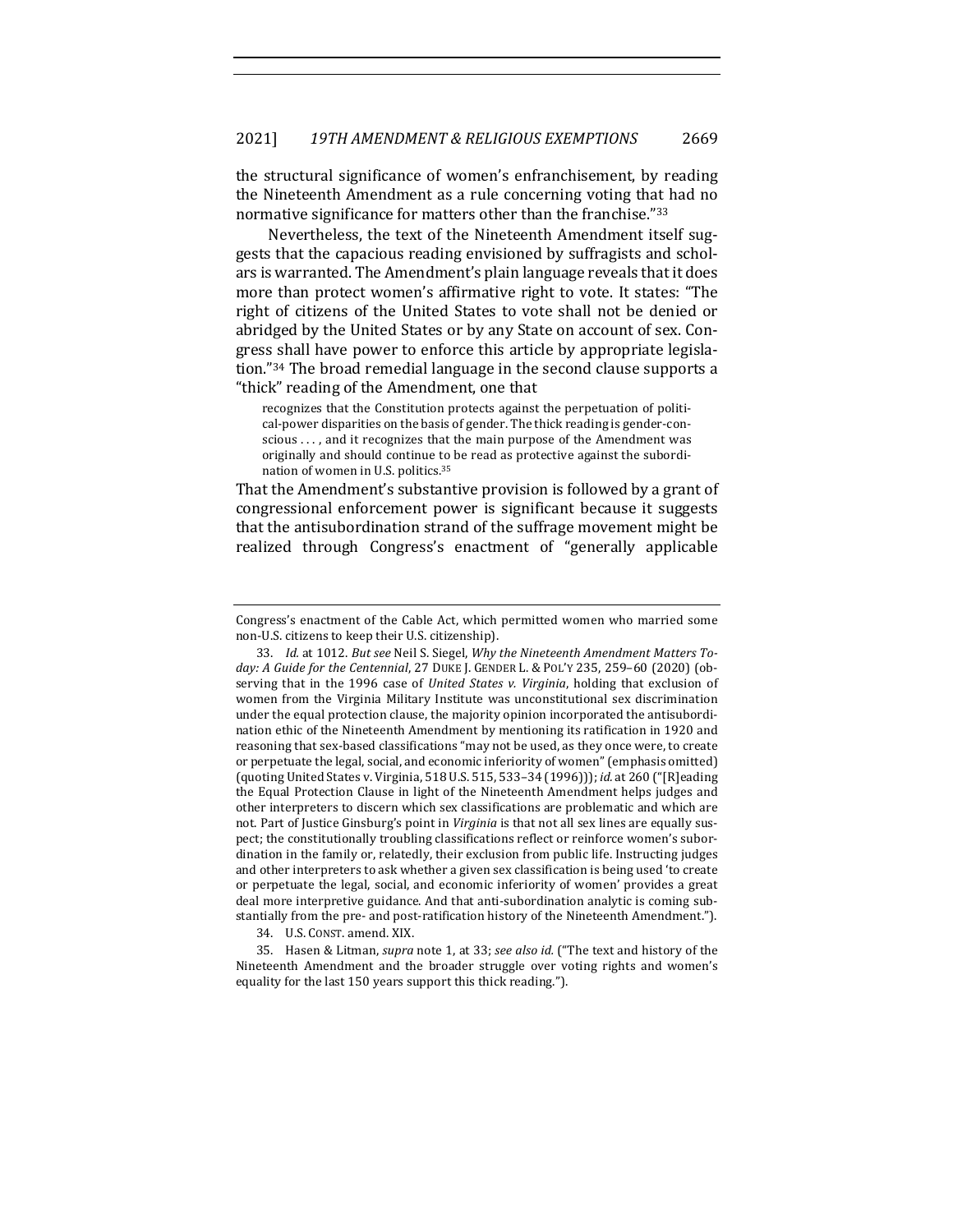the structural significance of women's enfranchisement, by reading the Nineteenth Amendment as a rule concerning voting that had no normative significance for matters other than the franchise."[33]

Nevertheless, the text of the Nineteenth Amendment itself suggests that the capacious reading envisioned by suffragists and scholars is warranted. The Amendment's plain language reveals that it does more than protect women's affirmative right to vote. It states: "The right of citizens of the United States to vote shall not be denied or abridged by the United States or by any State on account of sex. Congress shall have power to enforce this article by appropriate legislation."[34] The broad remedial language in the second clause supports a "thick" reading of the Amendment, one that

> recognizes that the Constitution protects against the perpetuation of political-power disparities on the basis of gender. The thick reading is gender-conscious . . . , and it recognizes that the main purpose of the Amendment was originally and should continue to be read as protective against the subordination of women in U.S. politics.[35]

That the Amendment's substantive provision is followed by a grant of congressional enforcement power is significant because it suggests that the antisubordination strand of the suffrage movement might be realized through Congress's enactment of "generally applicable

---

Congress's enactment of the Cable Act, which permitted women who married some non-U.S. citizens to keep their U.S. citizenship).

33. *Id.* at 1012. *But see* Neil S. Siegel, *Why the Nineteenth Amendment Matters Today: A Guide for the Centennial*, 27 DUKE J. GENDER L. & POL'Y 235, 259–60 (2020) (observing that in the 1996 case of *United States v. Virginia*, holding that exclusion of women from the Virginia Military Institute was unconstitutional sex discrimination under the equal protection clause, the majority opinion incorporated the antisubordination ethic of the Nineteenth Amendment by mentioning its ratification in 1920 and reasoning that sex-based classifications "may not be used, as they once were, to create or perpetuate the legal, social, and economic inferiority of women" (emphasis omitted) (quoting United States v. Virginia, 518 U.S. 515, 533–34 (1996))); *id.* at 260 ("[R]eading the Equal Protection Clause in light of the Nineteenth Amendment helps judges and other interpreters to discern which sex classifications are problematic and which are not. Part of Justice Ginsburg's point in *Virginia* is that not all sex lines are equally suspect; the constitutionally troubling classifications reflect or reinforce women's subordination in the family or, relatedly, their exclusion from public life. Instructing judges and other interpreters to ask whether a given sex classification is being used 'to create or perpetuate the legal, social, and economic inferiority of women' provides a great deal more interpretive guidance. And that anti-subordination analytic is coming substantially from the pre- and post-ratification history of the Nineteenth Amendment.").

34. U.S. CONST. amend. XIX.

35. Hasen & Litman, *supra* note 1, at 33; *see also id.* ("The text and history of the Nineteenth Amendment and the broader struggle over voting rights and women's equality for the last 150 years support this thick reading.").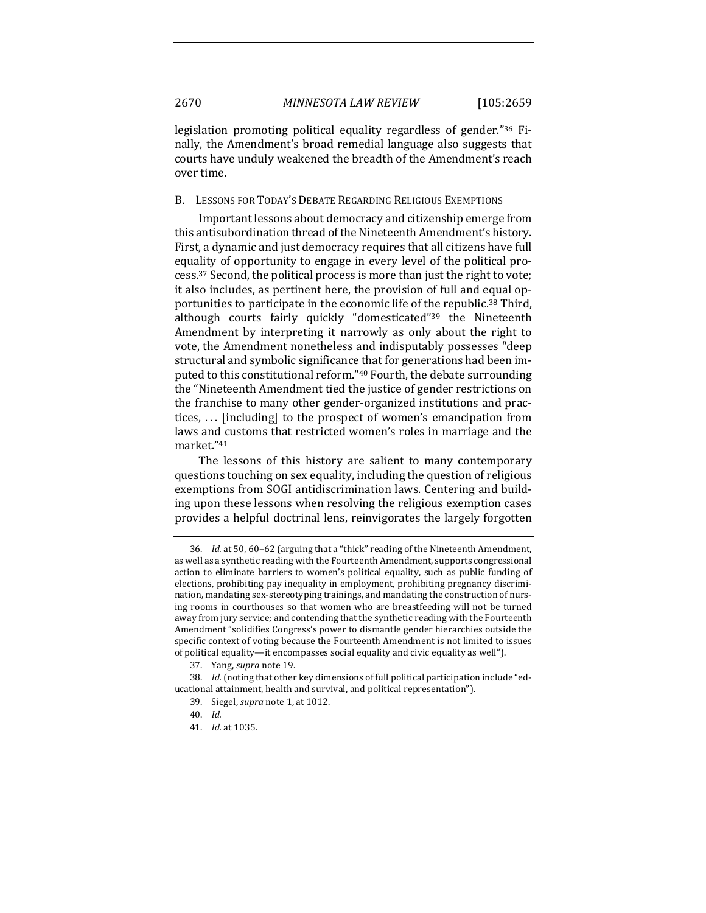legislation promoting political equality regardless of gender."[36] Finally, the Amendment's broad remedial language also suggests that courts have unduly weakened the breadth of the Amendment's reach over time.

### B. Lessons for Today's Debate Regarding Religious Exemptions

Important lessons about democracy and citizenship emerge from this antisubordination thread of the Nineteenth Amendment's history. First, a dynamic and just democracy requires that all citizens have full equality of opportunity to engage in every level of the political process.[37] Second, the political process is more than just the right to vote; it also includes, as pertinent here, the provision of full and equal opportunities to participate in the economic life of the republic.[38] Third, although courts fairly quickly "domesticated"[39] the Nineteenth Amendment by interpreting it narrowly as only about the right to vote, the Amendment nonetheless and indisputably possesses "deep structural and symbolic significance that for generations had been imputed to this constitutional reform."[40] Fourth, the debate surrounding the "Nineteenth Amendment tied the justice of gender restrictions on the franchise to many other gender-organized institutions and practices, . . . [including] to the prospect of women's emancipation from laws and customs that restricted women's roles in marriage and the market."[41]

The lessons of this history are salient to many contemporary questions touching on sex equality, including the question of religious exemptions from SOGI antidiscrimination laws. Centering and building upon these lessons when resolving the religious exemption cases provides a helpful doctrinal lens, reinvigorates the largely forgotten

---

36. *Id.* at 50, 60–62 (arguing that a "thick" reading of the Nineteenth Amendment, as well as a synthetic reading with the Fourteenth Amendment, supports congressional action to eliminate barriers to women's political equality, such as public funding of elections, prohibiting pay inequality in employment, prohibiting pregnancy discrimination, mandating sex-stereotyping trainings, and mandating the construction of nursing rooms in courthouses so that women who are breastfeeding will not be turned away from jury service; and contending that the synthetic reading with the Fourteenth Amendment "solidifies Congress's power to dismantle gender hierarchies outside the specific context of voting because the Fourteenth Amendment is not limited to issues of political equality—it encompasses social equality and civic equality as well").

37. Yang, *supra* note 19.

38. *Id.* (noting that other key dimensions of full political participation include "educational attainment, health and survival, and political representation").

39. Siegel, *supra* note 1, at 1012.

40. *Id.*

41. *Id.* at 1035.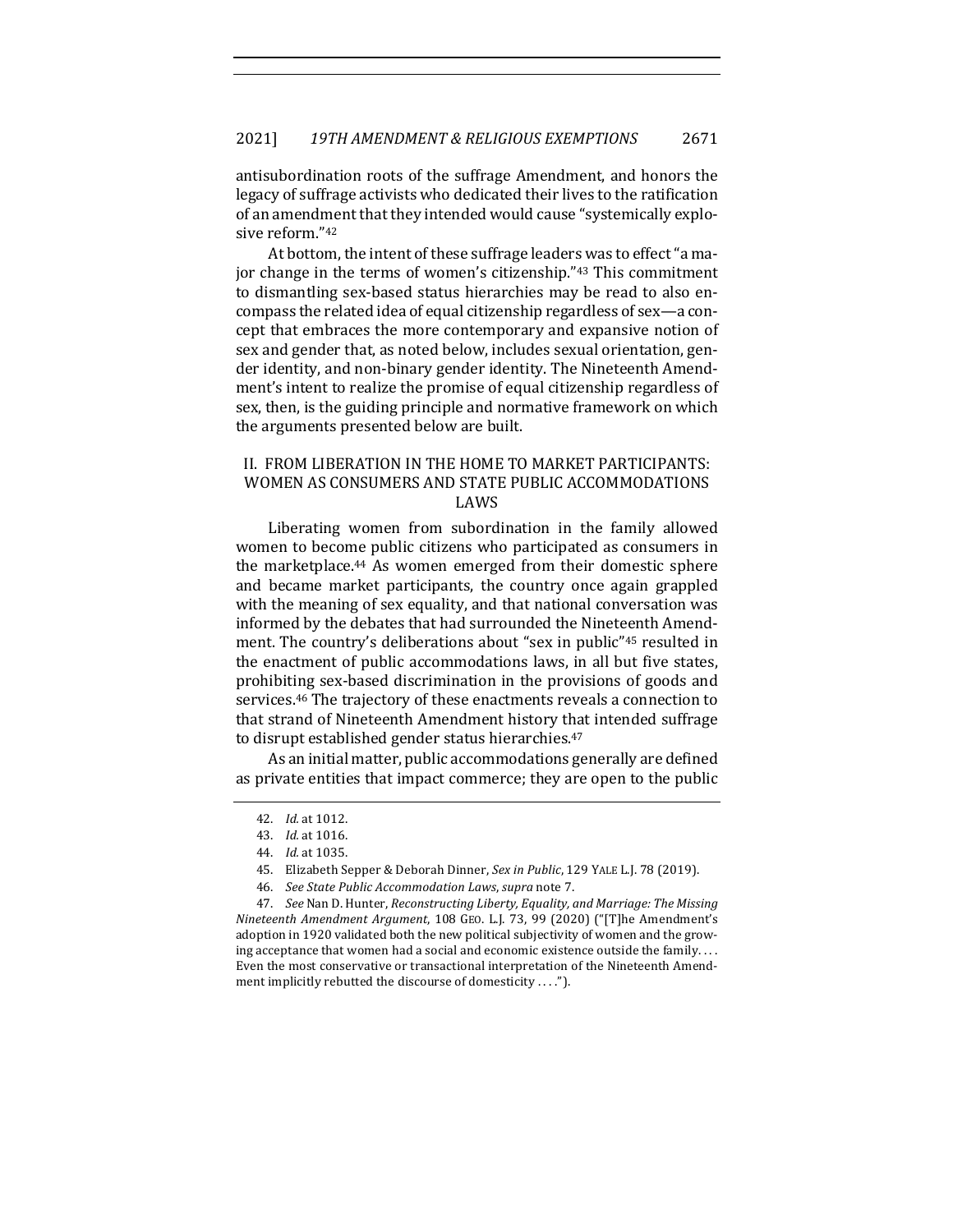antisubordination roots of the suffrage Amendment, and honors the legacy of suffrage activists who dedicated their lives to the ratification of an amendment that they intended would cause "systemically explosive reform."[42]

At bottom, the intent of these suffrage leaders was to effect "a major change in the terms of women's citizenship."[43] This commitment to dismantling sex-based status hierarchies may be read to also encompass the related idea of equal citizenship regardless of sex—a concept that embraces the more contemporary and expansive notion of sex and gender that, as noted below, includes sexual orientation, gender identity, and non-binary gender identity. The Nineteenth Amendment's intent to realize the promise of equal citizenship regardless of sex, then, is the guiding principle and normative framework on which the arguments presented below are built.

## II. FROM LIBERATION IN THE HOME TO MARKET PARTICIPANTS: WOMEN AS CONSUMERS AND STATE PUBLIC ACCOMMODATIONS LAWS

Liberating women from subordination in the family allowed women to become public citizens who participated as consumers in the marketplace.[44] As women emerged from their domestic sphere and became market participants, the country once again grappled with the meaning of sex equality, and that national conversation was informed by the debates that had surrounded the Nineteenth Amendment. The country's deliberations about "sex in public"[45] resulted in the enactment of public accommodations laws, in all but five states, prohibiting sex-based discrimination in the provisions of goods and services.[46] The trajectory of these enactments reveals a connection to that strand of Nineteenth Amendment history that intended suffrage to disrupt established gender status hierarchies.[47]

As an initial matter, public accommodations generally are defined as private entities that impact commerce; they are open to the public

42. *Id.* at 1012.

43. *Id.* at 1016.

44. *Id.* at 1035.

45. Elizabeth Sepper & Deborah Dinner, *Sex in Public*, 129 YALE L.J. 78 (2019).

46. *See State Public Accommodation Laws*, *supra* note 7.

47. *See* Nan D. Hunter, *Reconstructing Liberty, Equality, and Marriage: The Missing Nineteenth Amendment Argument*, 108 GEO. L.J. 73, 99 (2020) ("[T]he Amendment's adoption in 1920 validated both the new political subjectivity of women and the growing acceptance that women had a social and economic existence outside the family. . . . Even the most conservative or transactional interpretation of the Nineteenth Amendment implicitly rebutted the discourse of domesticity . . . .").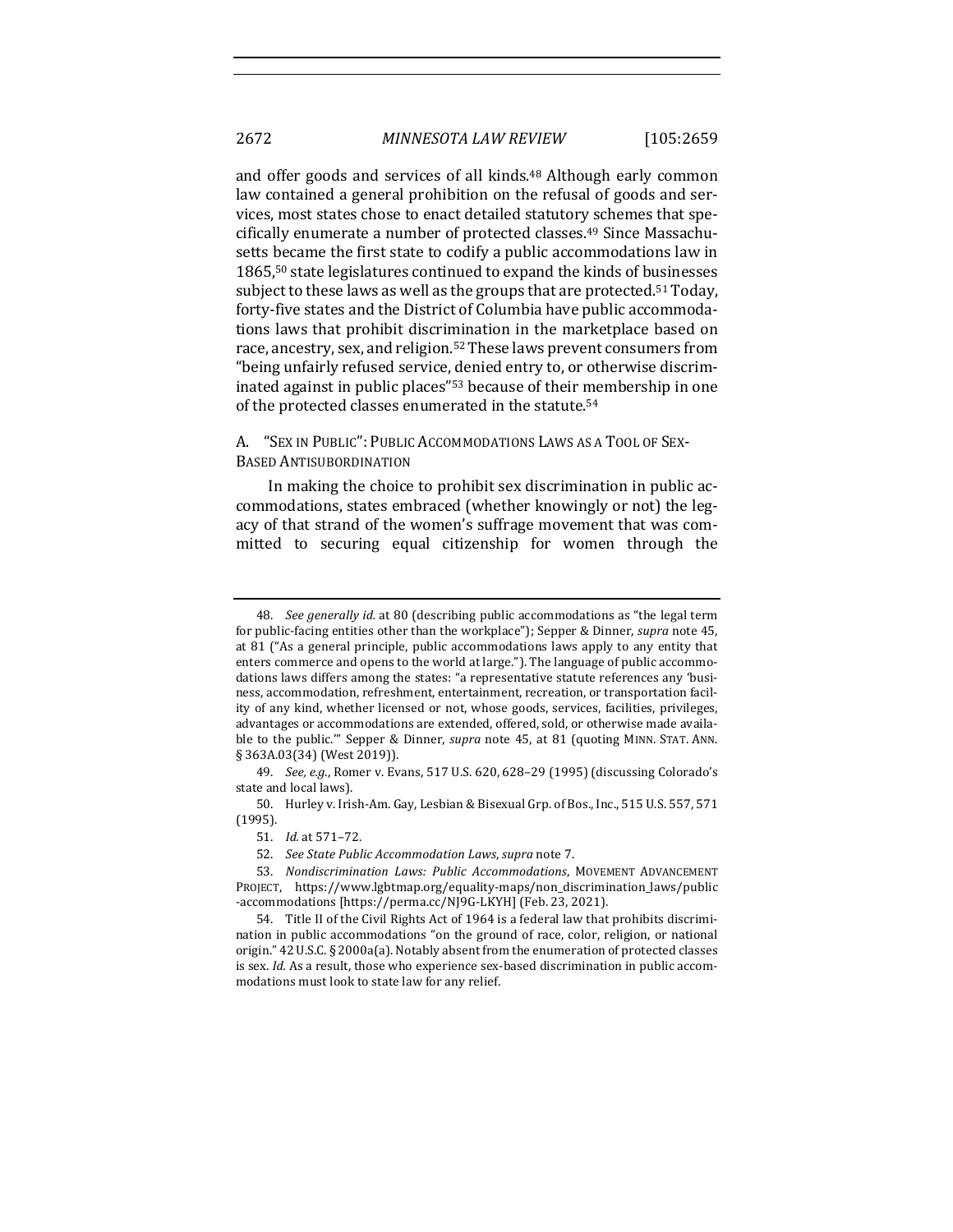and offer goods and services of all kinds.[48] Although early common law contained a general prohibition on the refusal of goods and services, most states chose to enact detailed statutory schemes that specifically enumerate a number of protected classes.[49] Since Massachusetts became the first state to codify a public accommodations law in 1865,[50] state legislatures continued to expand the kinds of businesses subject to these laws as well as the groups that are protected.[51] Today, forty-five states and the District of Columbia have public accommodations laws that prohibit discrimination in the marketplace based on race, ancestry, sex, and religion.[52] These laws prevent consumers from "being unfairly refused service, denied entry to, or otherwise discriminated against in public places"[53] because of their membership in one of the protected classes enumerated in the statute.[54]

### A. "Sex in Public": Public Accommodations Laws as a Tool of Sex-Based Antisubordination

In making the choice to prohibit sex discrimination in public accommodations, states embraced (whether knowingly or not) the legacy of that strand of the women's suffrage movement that was committed to securing equal citizenship for women through the

---

48. *See generally id.* at 80 (describing public accommodations as "the legal term for public-facing entities other than the workplace"); Sepper & Dinner, *supra* note 45, at 81 ("As a general principle, public accommodations laws apply to any entity that enters commerce and opens to the world at large."). The language of public accommodations laws differs among the states: "a representative statute references any 'business, accommodation, refreshment, entertainment, recreation, or transportation facility of any kind, whether licensed or not, whose goods, services, facilities, privileges, advantages or accommodations are extended, offered, sold, or otherwise made available to the public.'" Sepper & Dinner, *supra* note 45, at 81 (quoting MINN. STAT. ANN. § 363A.03(34) (West 2019)).

49. *See, e.g.*, Romer v. Evans, 517 U.S. 620, 628–29 (1995) (discussing Colorado's state and local laws).

50. Hurley v. Irish-Am. Gay, Lesbian & Bisexual Grp. of Bos., Inc., 515 U.S. 557, 571 (1995).

51. *Id.* at 571–72.

52. *See State Public Accommodation Laws*, *supra* note 7.

53. *Nondiscrimination Laws: Public Accommodations*, MOVEMENT ADVANCEMENT PROJECT, https://www.lgbtmap.org/equality-maps/non_discrimination_laws/public-accommodations [https://perma.cc/NJ9G-LKYH] (Feb. 23, 2021).

54. Title II of the Civil Rights Act of 1964 is a federal law that prohibits discrimination in public accommodations "on the ground of race, color, religion, or national origin." 42 U.S.C. § 2000a(a). Notably absent from the enumeration of protected classes is sex. *Id.* As a result, those who experience sex-based discrimination in public accommodations must look to state law for any relief.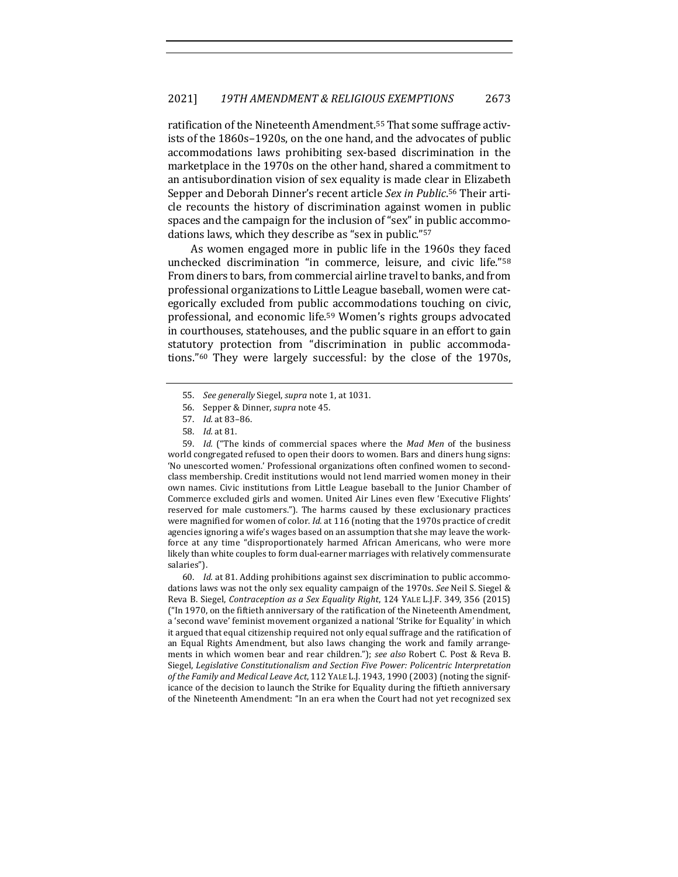ratification of the Nineteenth Amendment.[55] That some suffrage activists of the 1860s–1920s, on the one hand, and the advocates of public accommodations laws prohibiting sex-based discrimination in the marketplace in the 1970s on the other hand, shared a commitment to an antisubordination vision of sex equality is made clear in Elizabeth Sepper and Deborah Dinner's recent article *Sex in Public*.[56] Their article recounts the history of discrimination against women in public spaces and the campaign for the inclusion of "sex" in public accommodations laws, which they describe as "sex in public."[57]

As women engaged more in public life in the 1960s they faced unchecked discrimination "in commerce, leisure, and civic life."[58] From diners to bars, from commercial airline travel to banks, and from professional organizations to Little League baseball, women were categorically excluded from public accommodations touching on civic, professional, and economic life.[59] Women's rights groups advocated in courthouses, statehouses, and the public square in an effort to gain statutory protection from "discrimination in public accommodations."[60] They were largely successful: by the close of the 1970s,

55. *See generally* Siegel, *supra* note 1, at 1031.

56. Sepper & Dinner, *supra* note 45.

57. *Id.* at 83–86.

58. *Id.* at 81.

59. *Id.* ("The kinds of commercial spaces where the *Mad Men* of the business world congregated refused to open their doors to women. Bars and diners hung signs: 'No unescorted women.' Professional organizations often confined women to second-class membership. Credit institutions would not lend married women money in their own names. Civic institutions from Little League baseball to the Junior Chamber of Commerce excluded girls and women. United Air Lines even flew 'Executive Flights' reserved for male customers."). The harms caused by these exclusionary practices were magnified for women of color. *Id.* at 116 (noting that the 1970s practice of credit agencies ignoring a wife's wages based on an assumption that she may leave the workforce at any time "disproportionately harmed African Americans, who were more likely than white couples to form dual-earner marriages with relatively commensurate salaries").

60. *Id.* at 81. Adding prohibitions against sex discrimination to public accommodations laws was not the only sex equality campaign of the 1970s. *See* Neil S. Siegel & Reva B. Siegel, *Contraception as a Sex Equality Right*, 124 YALE L.J.F. 349, 356 (2015) ("In 1970, on the fiftieth anniversary of the ratification of the Nineteenth Amendment, a 'second wave' feminist movement organized a national 'Strike for Equality' in which it argued that equal citizenship required not only equal suffrage and the ratification of an Equal Rights Amendment, but also laws changing the work and family arrangements in which women bear and rear children."); *see also* Robert C. Post & Reva B. Siegel, *Legislative Constitutionalism and Section Five Power: Policentric Interpretation of the Family and Medical Leave Act*, 112 YALE L.J. 1943, 1990 (2003) (noting the significance of the decision to launch the Strike for Equality during the fiftieth anniversary of the Nineteenth Amendment: "In an era when the Court had not yet recognized sex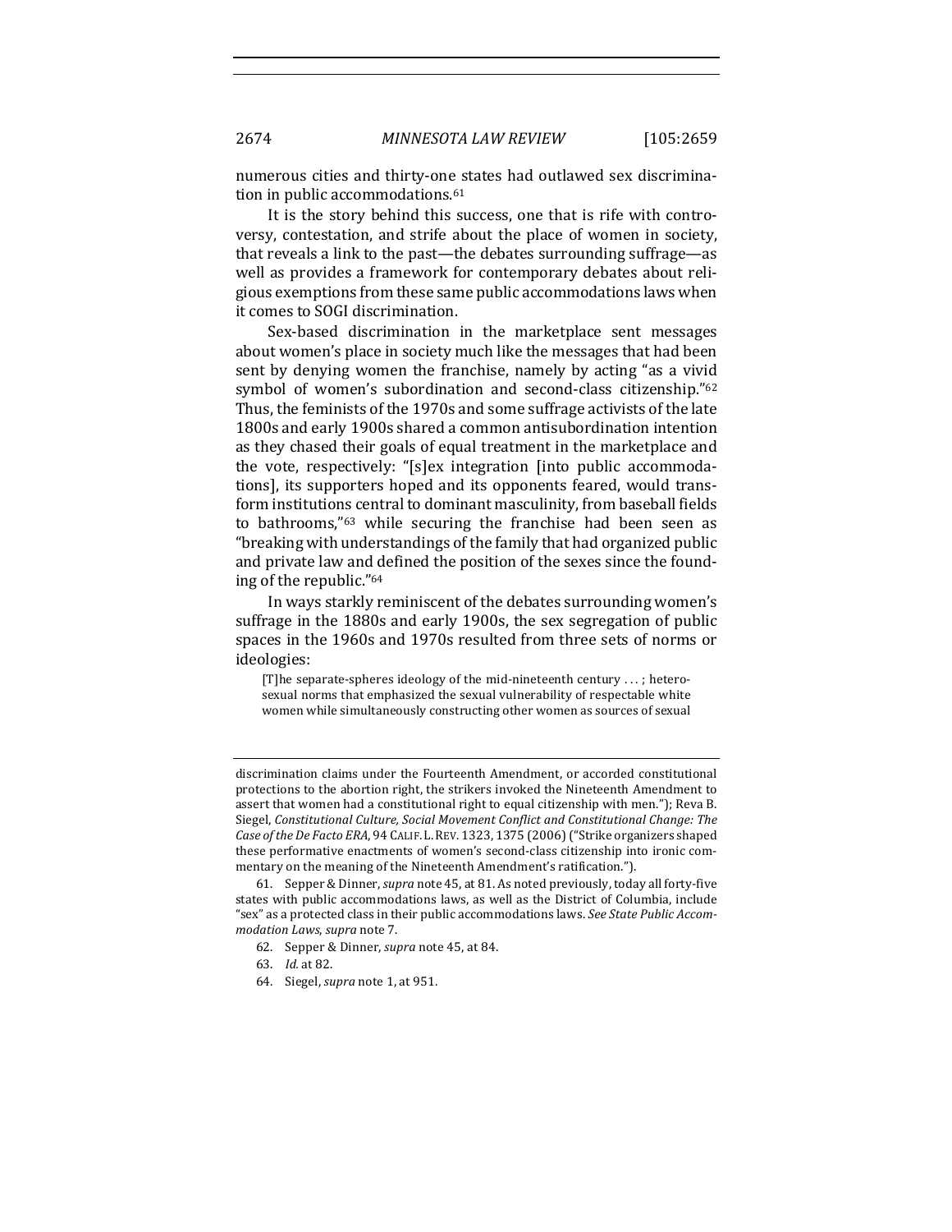numerous cities and thirty-one states had outlawed sex discrimination in public accommodations.[61]

It is the story behind this success, one that is rife with controversy, contestation, and strife about the place of women in society, that reveals a link to the past—the debates surrounding suffrage—as well as provides a framework for contemporary debates about religious exemptions from these same public accommodations laws when it comes to SOGI discrimination.

Sex-based discrimination in the marketplace sent messages about women's place in society much like the messages that had been sent by denying women the franchise, namely by acting "as a vivid symbol of women's subordination and second-class citizenship."[62] Thus, the feminists of the 1970s and some suffrage activists of the late 1800s and early 1900s shared a common antisubordination intention as they chased their goals of equal treatment in the marketplace and the vote, respectively: "[s]ex integration [into public accommodations], its supporters hoped and its opponents feared, would transform institutions central to dominant masculinity, from baseball fields to bathrooms,"[63] while securing the franchise had been seen as "breaking with understandings of the family that had organized public and private law and defined the position of the sexes since the founding of the republic."[64]

In ways starkly reminiscent of the debates surrounding women's suffrage in the 1880s and early 1900s, the sex segregation of public spaces in the 1960s and 1970s resulted from three sets of norms or ideologies:

> [T]he separate-spheres ideology of the mid-nineteenth century . . . ; heterosexual norms that emphasized the sexual vulnerability of respectable white women while simultaneously constructing other women as sources of sexual

---

discrimination claims under the Fourteenth Amendment, or accorded constitutional protections to the abortion right, the strikers invoked the Nineteenth Amendment to assert that women had a constitutional right to equal citizenship with men."); Reva B. Siegel, *Constitutional Culture, Social Movement Conflict and Constitutional Change: The Case of the De Facto ERA*, 94 CALIF. L. REV. 1323, 1375 (2006) ("Strike organizers shaped these performative enactments of women's second-class citizenship into ironic commentary on the meaning of the Nineteenth Amendment's ratification.").

61. Sepper & Dinner, *supra* note 45, at 81. As noted previously, today all forty-five states with public accommodations laws, as well as the District of Columbia, include "sex" as a protected class in their public accommodations laws. *See State Public Accommodation Laws*, *supra* note 7.

62. Sepper & Dinner, *supra* note 45, at 84.

63. *Id.* at 82.

64. Siegel, *supra* note 1, at 951.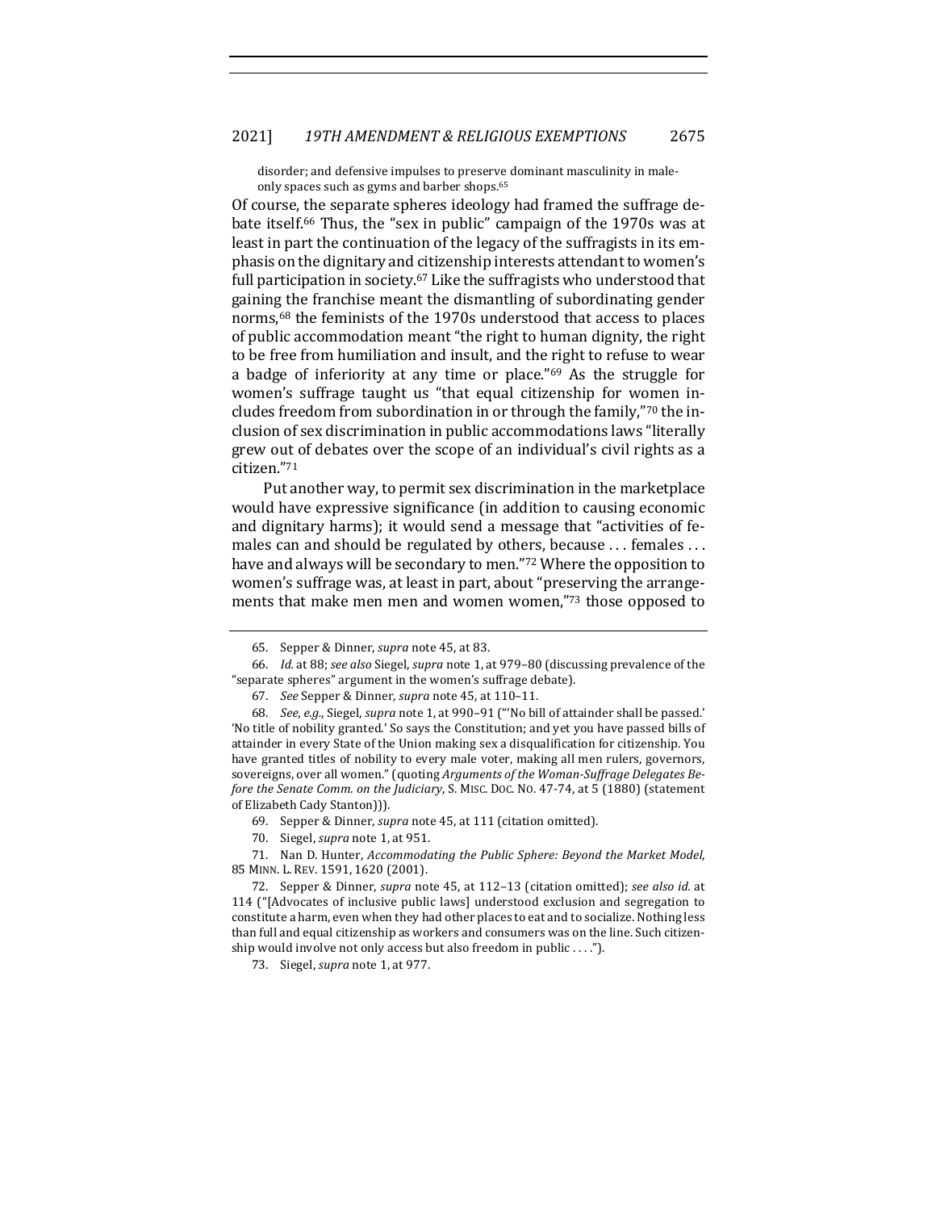disorder; and defensive impulses to preserve dominant masculinity in male-only spaces such as gyms and barber shops.[65]

Of course, the separate spheres ideology had framed the suffrage debate itself.[66] Thus, the "sex in public" campaign of the 1970s was at least in part the continuation of the legacy of the suffragists in its emphasis on the dignitary and citizenship interests attendant to women's full participation in society.[67] Like the suffragists who understood that gaining the franchise meant the dismantling of subordinating gender norms,[68] the feminists of the 1970s understood that access to places of public accommodation meant "the right to human dignity, the right to be free from humiliation and insult, and the right to refuse to wear a badge of inferiority at any time or place."[69] As the struggle for women's suffrage taught us "that equal citizenship for women includes freedom from subordination in or through the family,"[70] the inclusion of sex discrimination in public accommodations laws "literally grew out of debates over the scope of an individual's civil rights as a citizen."[71]

Put another way, to permit sex discrimination in the marketplace would have expressive significance (in addition to causing economic and dignitary harms); it would send a message that "activities of females can and should be regulated by others, because . . . females . . . have and always will be secondary to men."[72] Where the opposition to women's suffrage was, at least in part, about "preserving the arrangements that make men men and women women,"[73] those opposed to

---

65. Sepper & Dinner, *supra* note 45, at 83.

66. *Id.* at 88; *see also* Siegel, *supra* note 1, at 979–80 (discussing prevalence of the "separate spheres" argument in the women's suffrage debate).

67. *See* Sepper & Dinner, *supra* note 45, at 110–11.

68. *See, e.g.*, Siegel, *supra* note 1, at 990–91 ("'No bill of attainder shall be passed.' 'No title of nobility granted.' So says the Constitution; and yet you have passed bills of attainder in every State of the Union making sex a disqualification for citizenship. You have granted titles of nobility to every male voter, making all men rulers, governors, sovereigns, over all women." (quoting *Arguments of the Woman-Suffrage Delegates Before the Senate Comm. on the Judiciary*, S. MISC. DOC. NO. 47-74, at 5 (1880) (statement of Elizabeth Cady Stanton))).

69. Sepper & Dinner, *supra* note 45, at 111 (citation omitted).

70. Siegel, *supra* note 1, at 951.

71. Nan D. Hunter, *Accommodating the Public Sphere: Beyond the Market Model*, 85 MINN. L. REV. 1591, 1620 (2001).

72. Sepper & Dinner, *supra* note 45, at 112–13 (citation omitted); *see also id.* at 114 ("[Advocates of inclusive public laws] understood exclusion and segregation to constitute a harm, even when they had other places to eat and to socialize. Nothing less than full and equal citizenship as workers and consumers was on the line. Such citizenship would involve not only access but also freedom in public . . . .").

73. Siegel, *supra* note 1, at 977.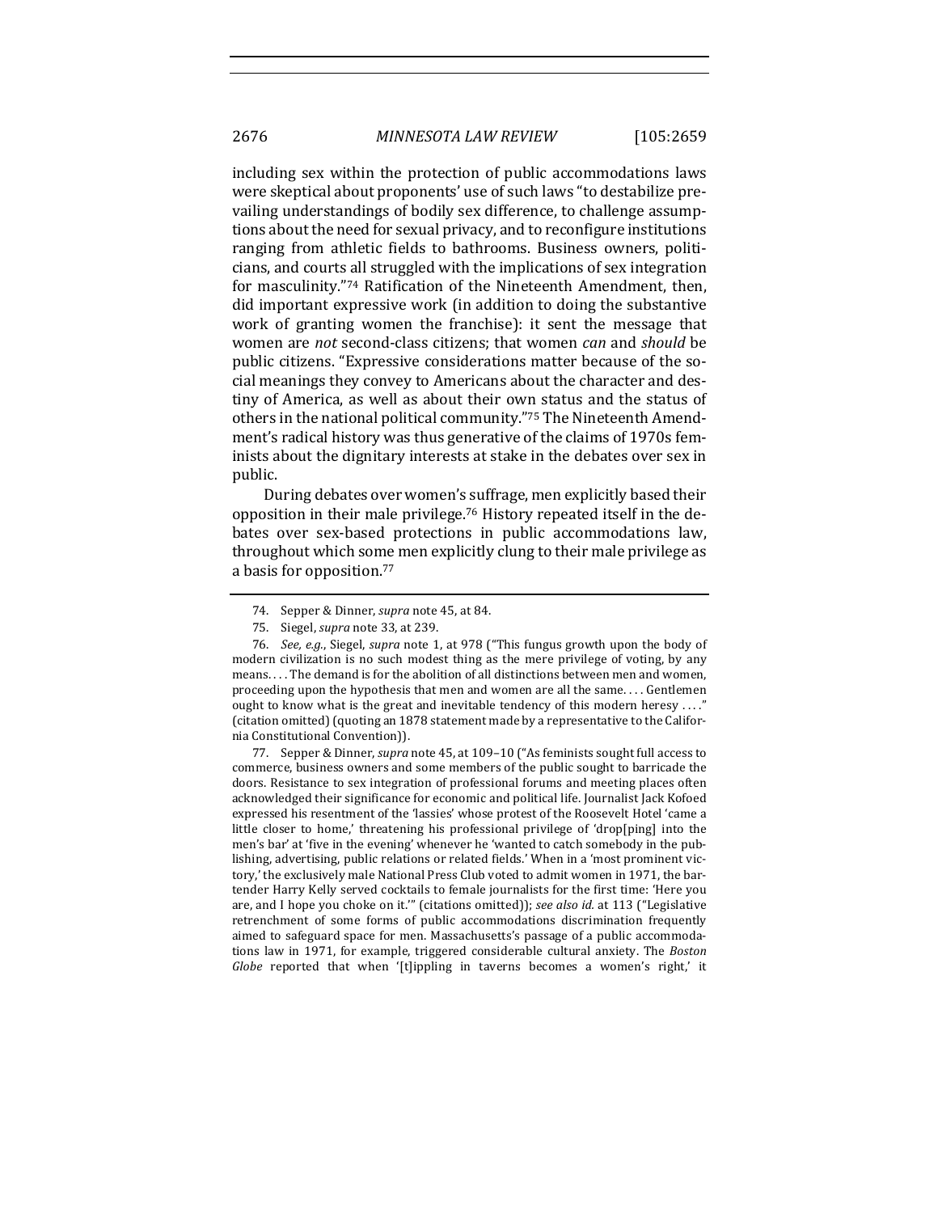including sex within the protection of public accommodations laws were skeptical about proponents' use of such laws "to destabilize prevailing understandings of bodily sex difference, to challenge assumptions about the need for sexual privacy, and to reconfigure institutions ranging from athletic fields to bathrooms. Business owners, politicians, and courts all struggled with the implications of sex integration for masculinity."[74] Ratification of the Nineteenth Amendment, then, did important expressive work (in addition to doing the substantive work of granting women the franchise): it sent the message that women are *not* second-class citizens; that women *can* and *should* be public citizens. "Expressive considerations matter because of the social meanings they convey to Americans about the character and destiny of America, as well as about their own status and the status of others in the national political community."[75] The Nineteenth Amendment's radical history was thus generative of the claims of 1970s feminists about the dignitary interests at stake in the debates over sex in public.

During debates over women's suffrage, men explicitly based their opposition in their male privilege.[76] History repeated itself in the debates over sex-based protections in public accommodations law, throughout which some men explicitly clung to their male privilege as a basis for opposition.[77]

---

74. Sepper & Dinner, *supra* note 45, at 84.

75. Siegel, *supra* note 33, at 239.

76. *See, e.g.*, Siegel, *supra* note 1, at 978 ("This fungus growth upon the body of modern civilization is no such modest thing as the mere privilege of voting, by any means. . . . The demand is for the abolition of all distinctions between men and women, proceeding upon the hypothesis that men and women are all the same. . . . Gentlemen ought to know what is the great and inevitable tendency of this modern heresy . . . ." (citation omitted) (quoting an 1878 statement made by a representative to the California Constitutional Convention)).

77. Sepper & Dinner, *supra* note 45, at 109–10 ("As feminists sought full access to commerce, business owners and some members of the public sought to barricade the doors. Resistance to sex integration of professional forums and meeting places often acknowledged their significance for economic and political life. Journalist Jack Kofoed expressed his resentment of the 'lassies' whose protest of the Roosevelt Hotel 'came a little closer to home,' threatening his professional privilege of 'drop[ping] into the men's bar' at 'five in the evening' whenever he 'wanted to catch somebody in the publishing, advertising, public relations or related fields.' When in a 'most prominent victory,' the exclusively male National Press Club voted to admit women in 1971, the bartender Harry Kelly served cocktails to female journalists for the first time: 'Here you are, and I hope you choke on it.'" (citations omitted)); *see also id.* at 113 ("Legislative retrenchment of some forms of public accommodations discrimination frequently aimed to safeguard space for men. Massachusetts's passage of a public accommodations law in 1971, for example, triggered considerable cultural anxiety. The *Boston Globe* reported that when '[t]ippling in taverns becomes a women's right,' it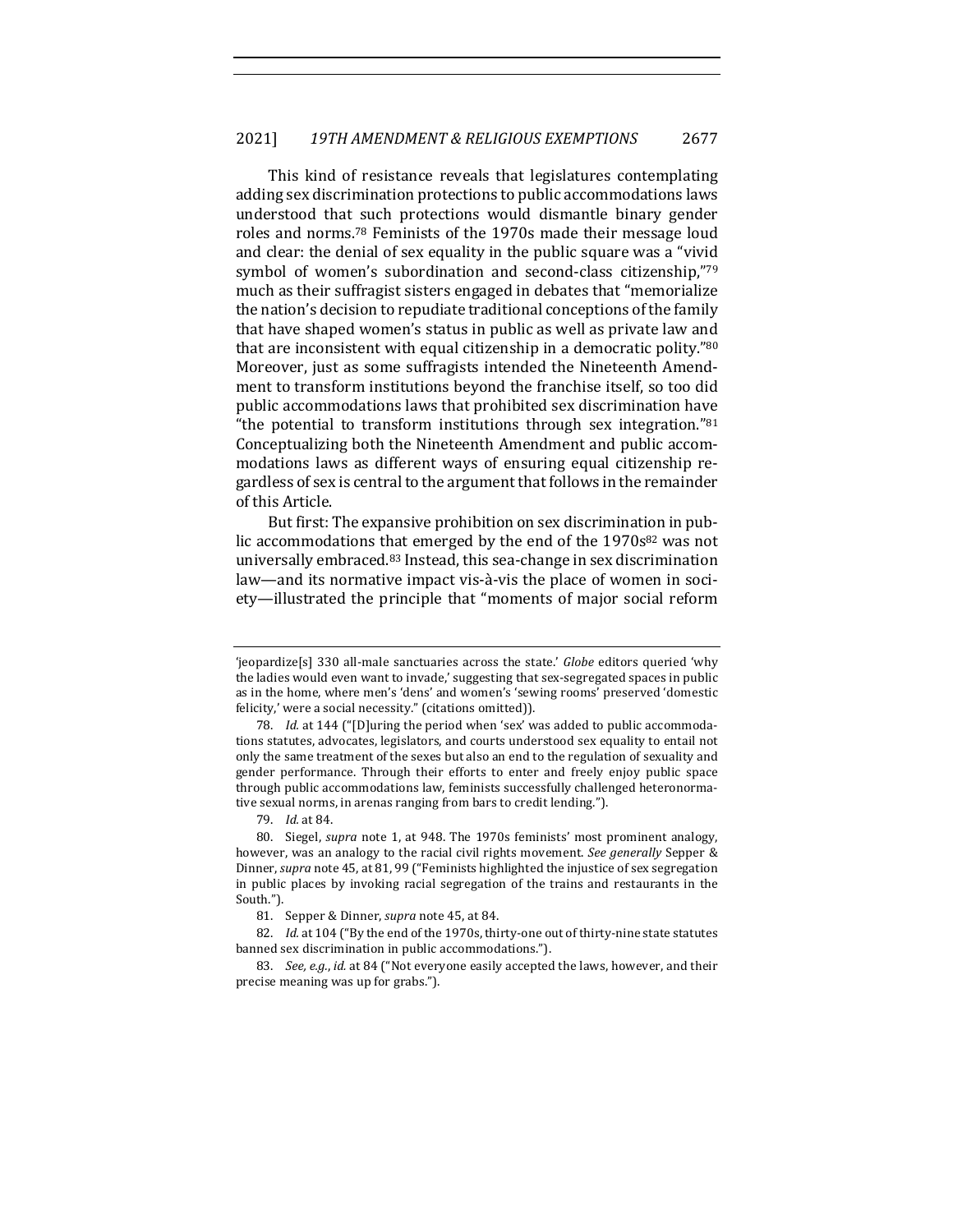This kind of resistance reveals that legislatures contemplating adding sex discrimination protections to public accommodations laws understood that such protections would dismantle binary gender roles and norms.[78] Feminists of the 1970s made their message loud and clear: the denial of sex equality in the public square was a "vivid symbol of women's subordination and second-class citizenship,"[79] much as their suffragist sisters engaged in debates that "memorialize the nation's decision to repudiate traditional conceptions of the family that have shaped women's status in public as well as private law and that are inconsistent with equal citizenship in a democratic polity."[80] Moreover, just as some suffragists intended the Nineteenth Amendment to transform institutions beyond the franchise itself, so too did public accommodations laws that prohibited sex discrimination have "the potential to transform institutions through sex integration."[81] Conceptualizing both the Nineteenth Amendment and public accommodations laws as different ways of ensuring equal citizenship regardless of sex is central to the argument that follows in the remainder of this Article.

But first: The expansive prohibition on sex discrimination in public accommodations that emerged by the end of the 1970s[82] was not universally embraced.[83] Instead, this sea-change in sex discrimination law—and its normative impact vis-à-vis the place of women in society—illustrated the principle that "moments of major social reform

---

'jeopardize[s] 330 all-male sanctuaries across the state.' *Globe* editors queried 'why the ladies would even want to invade,' suggesting that sex-segregated spaces in public as in the home, where men's 'dens' and women's 'sewing rooms' preserved 'domestic felicity,' were a social necessity." (citations omitted)).

78. *Id.* at 144 ("[D]uring the period when 'sex' was added to public accommodations statutes, advocates, legislators, and courts understood sex equality to entail not only the same treatment of the sexes but also an end to the regulation of sexuality and gender performance. Through their efforts to enter and freely enjoy public space through public accommodations law, feminists successfully challenged heteronormative sexual norms, in arenas ranging from bars to credit lending.").

79. *Id.* at 84.

80. Siegel, *supra* note 1, at 948. The 1970s feminists' most prominent analogy, however, was an analogy to the racial civil rights movement. *See generally* Sepper & Dinner, *supra* note 45, at 81, 99 ("Feminists highlighted the injustice of sex segregation in public places by invoking racial segregation of the trains and restaurants in the South.").

81. Sepper & Dinner, *supra* note 45, at 84.

82. *Id.* at 104 ("By the end of the 1970s, thirty-one out of thirty-nine state statutes banned sex discrimination in public accommodations.").

83. *See, e.g.*, *id.* at 84 ("Not everyone easily accepted the laws, however, and their precise meaning was up for grabs.").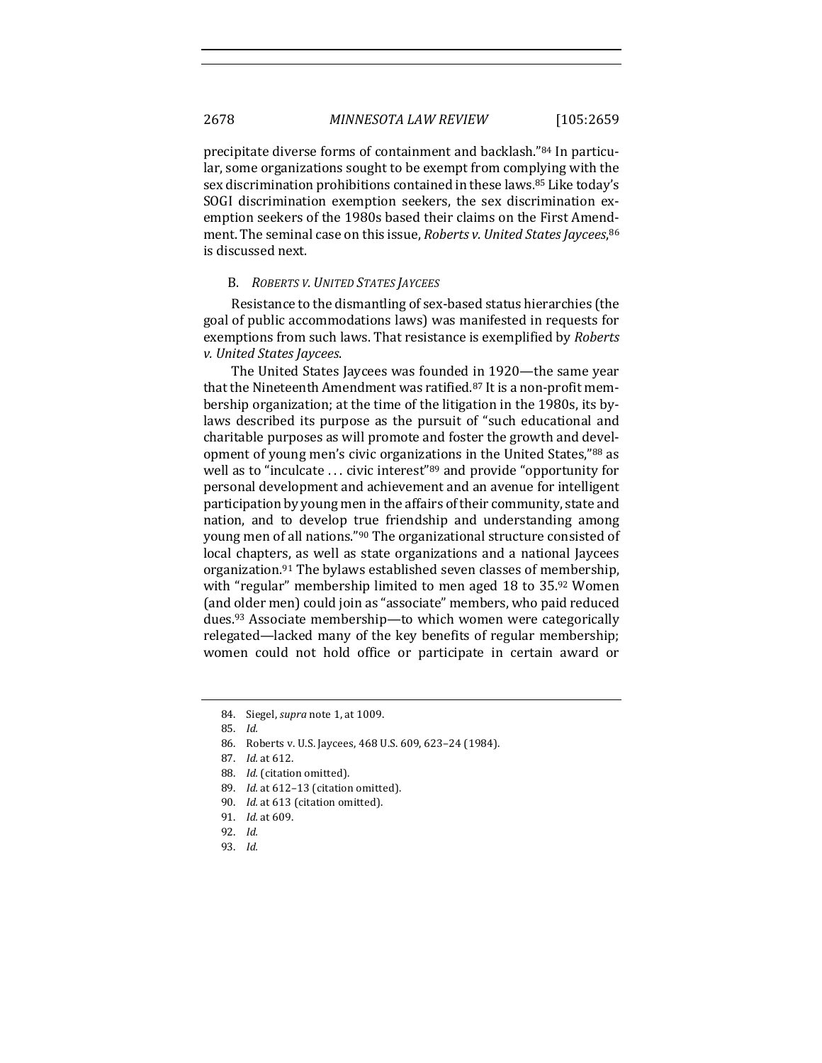precipitate diverse forms of containment and backlash."[84] In particular, some organizations sought to be exempt from complying with the sex discrimination prohibitions contained in these laws.[85] Like today's SOGI discrimination exemption seekers, the sex discrimination exemption seekers of the 1980s based their claims on the First Amendment. The seminal case on this issue, *Roberts v. United States Jaycees*,[86] is discussed next.

### B. *ROBERTS V. UNITED STATES JAYCEES*

Resistance to the dismantling of sex-based status hierarchies (the goal of public accommodations laws) was manifested in requests for exemptions from such laws. That resistance is exemplified by *Roberts v. United States Jaycees*.

The United States Jaycees was founded in 1920—the same year that the Nineteenth Amendment was ratified.[87] It is a non-profit membership organization; at the time of the litigation in the 1980s, its bylaws described its purpose as the pursuit of "such educational and charitable purposes as will promote and foster the growth and development of young men's civic organizations in the United States,"[88] as well as to "inculcate . . . civic interest"[89] and provide "opportunity for personal development and achievement and an avenue for intelligent participation by young men in the affairs of their community, state and nation, and to develop true friendship and understanding among young men of all nations."[90] The organizational structure consisted of local chapters, as well as state organizations and a national Jaycees organization.[91] The bylaws established seven classes of membership, with "regular" membership limited to men aged 18 to 35.[92] Women (and older men) could join as "associate" members, who paid reduced dues.[93] Associate membership—to which women were categorically relegated—lacked many of the key benefits of regular membership; women could not hold office or participate in certain award or

---

84. Siegel, *supra* note 1, at 1009.

85. *Id.*

86. Roberts v. U.S. Jaycees, 468 U.S. 609, 623–24 (1984).

87. *Id.* at 612.

88. *Id.* (citation omitted).

89. *Id.* at 612–13 (citation omitted).

90. *Id.* at 613 (citation omitted).

91. *Id.* at 609.

92. *Id.*

93. *Id.*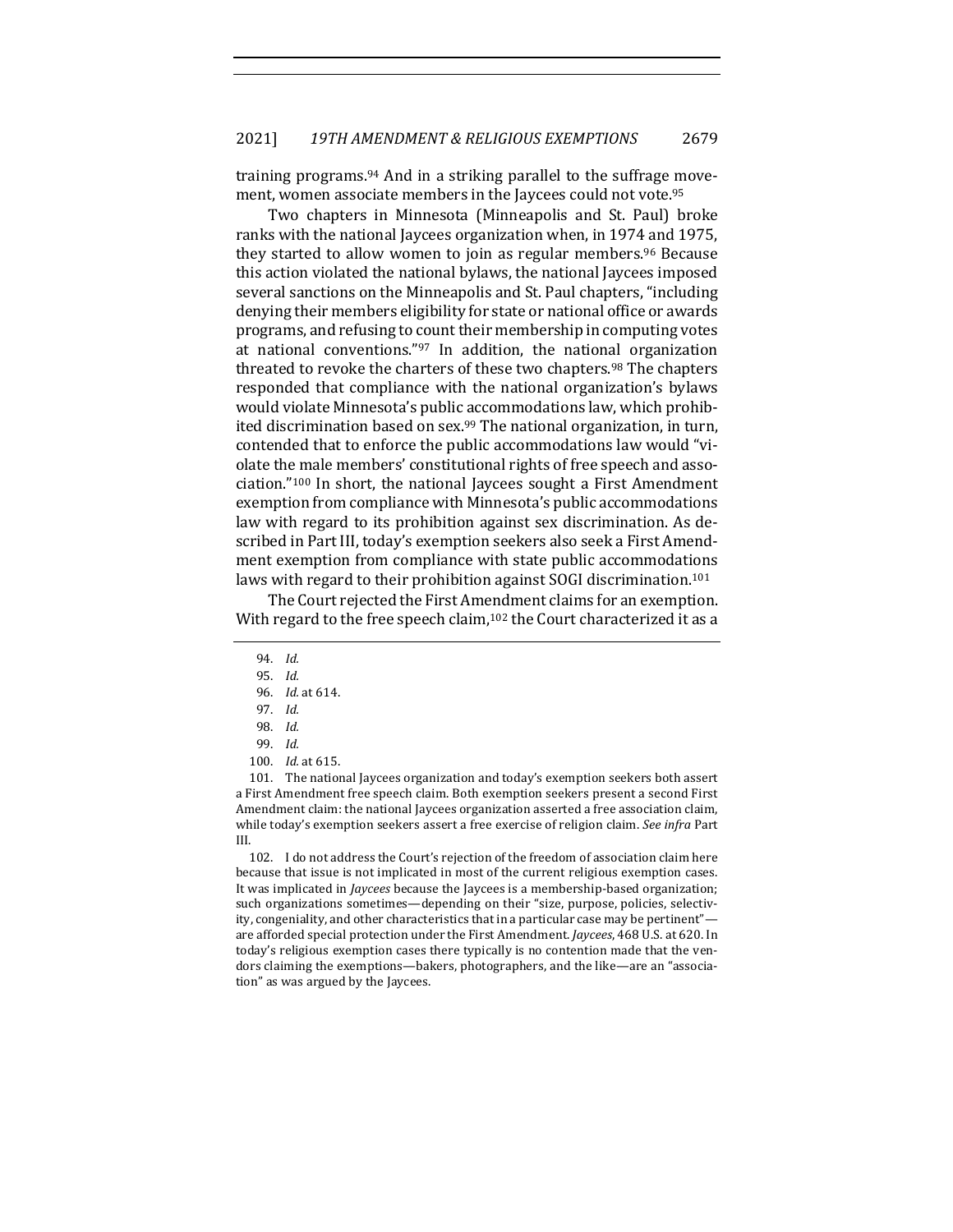training programs.[94] And in a striking parallel to the suffrage movement, women associate members in the Jaycees could not vote.[95]

Two chapters in Minnesota (Minneapolis and St. Paul) broke ranks with the national Jaycees organization when, in 1974 and 1975, they started to allow women to join as regular members.[96] Because this action violated the national bylaws, the national Jaycees imposed several sanctions on the Minneapolis and St. Paul chapters, "including denying their members eligibility for state or national office or awards programs, and refusing to count their membership in computing votes at national conventions."[97] In addition, the national organization threated to revoke the charters of these two chapters.[98] The chapters responded that compliance with the national organization's bylaws would violate Minnesota's public accommodations law, which prohibited discrimination based on sex.[99] The national organization, in turn, contended that to enforce the public accommodations law would "violate the male members' constitutional rights of free speech and association."[100] In short, the national Jaycees sought a First Amendment exemption from compliance with Minnesota's public accommodations law with regard to its prohibition against sex discrimination. As described in Part III, today's exemption seekers also seek a First Amendment exemption from compliance with state public accommodations laws with regard to their prohibition against SOGI discrimination.[101]

The Court rejected the First Amendment claims for an exemption. With regard to the free speech claim,[102] the Court characterized it as a

---

94. *Id.*

95. *Id.*

96. *Id.* at 614.

97. *Id.*

98. *Id.*

99. *Id.*

100. *Id.* at 615.

101. The national Jaycees organization and today's exemption seekers both assert a First Amendment free speech claim. Both exemption seekers present a second First Amendment claim: the national Jaycees organization asserted a free association claim, while today's exemption seekers assert a free exercise of religion claim. *See infra* Part III.

102. I do not address the Court's rejection of the freedom of association claim here because that issue is not implicated in most of the current religious exemption cases. It was implicated in *Jaycees* because the Jaycees is a membership-based organization; such organizations sometimes—depending on their "size, purpose, policies, selectivity, congeniality, and other characteristics that in a particular case may be pertinent"—are afforded special protection under the First Amendment. *Jaycees*, 468 U.S. at 620. In today's religious exemption cases there typically is no contention made that the vendors claiming the exemptions—bakers, photographers, and the like—are an "association" as was argued by the Jaycees.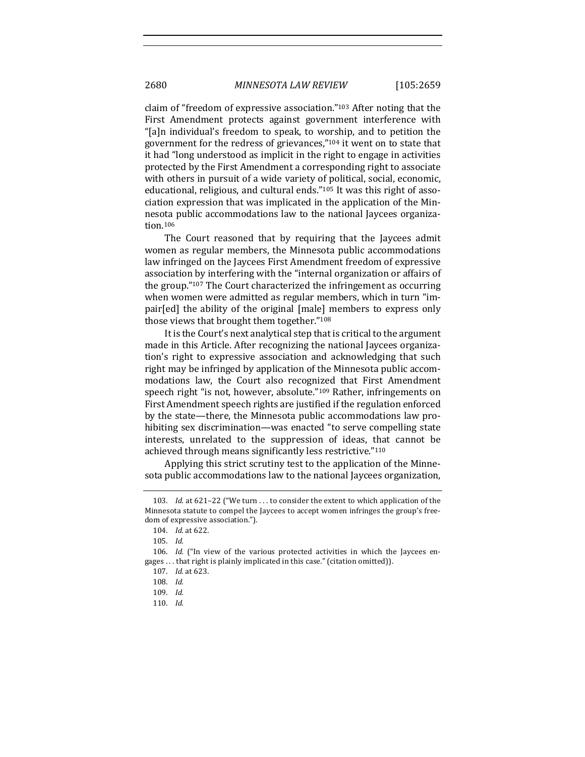claim of "freedom of expressive association."[103] After noting that the First Amendment protects against government interference with "[a]n individual's freedom to speak, to worship, and to petition the government for the redress of grievances,"[104] it went on to state that it had "long understood as implicit in the right to engage in activities protected by the First Amendment a corresponding right to associate with others in pursuit of a wide variety of political, social, economic, educational, religious, and cultural ends."[105] It was this right of association expression that was implicated in the application of the Minnesota public accommodations law to the national Jaycees organization.[106]

The Court reasoned that by requiring that the Jaycees admit women as regular members, the Minnesota public accommodations law infringed on the Jaycees First Amendment freedom of expressive association by interfering with the "internal organization or affairs of the group."[107] The Court characterized the infringement as occurring when women were admitted as regular members, which in turn "impair[ed] the ability of the original [male] members to express only those views that brought them together."[108]

It is the Court's next analytical step that is critical to the argument made in this Article. After recognizing the national Jaycees organization's right to expressive association and acknowledging that such right may be infringed by application of the Minnesota public accommodations law, the Court also recognized that First Amendment speech right "is not, however, absolute."[109] Rather, infringements on First Amendment speech rights are justified if the regulation enforced by the state—there, the Minnesota public accommodations law prohibiting sex discrimination—was enacted "to serve compelling state interests, unrelated to the suppression of ideas, that cannot be achieved through means significantly less restrictive."[110]

Applying this strict scrutiny test to the application of the Minnesota public accommodations law to the national Jaycees organization,

---

103. *Id.* at 621–22 ("We turn . . . to consider the extent to which application of the Minnesota statute to compel the Jaycees to accept women infringes the group's freedom of expressive association.").

104. *Id.* at 622.

105. *Id.*

106. *Id.* ("In view of the various protected activities in which the Jaycees engages . . . that right is plainly implicated in this case." (citation omitted)).

107. *Id.* at 623.

108. *Id.*

109. *Id.*

110. *Id.*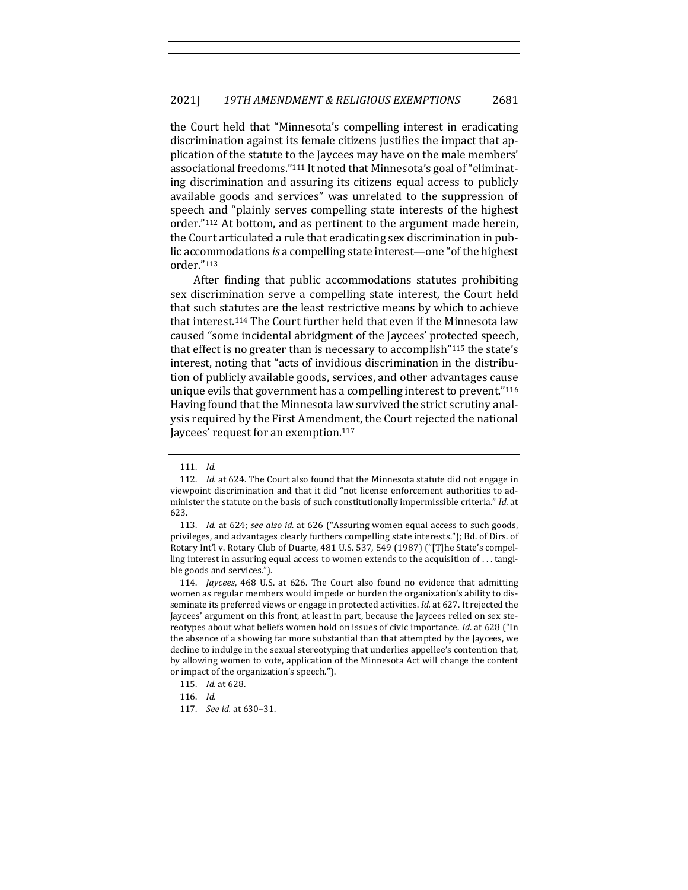the Court held that "Minnesota's compelling interest in eradicating discrimination against its female citizens justifies the impact that application of the statute to the Jaycees may have on the male members' associational freedoms."[111] It noted that Minnesota's goal of "eliminating discrimination and assuring its citizens equal access to publicly available goods and services" was unrelated to the suppression of speech and "plainly serves compelling state interests of the highest order."[112] At bottom, and as pertinent to the argument made herein, the Court articulated a rule that eradicating sex discrimination in public accommodations *is* a compelling state interest—one "of the highest order."[113]

After finding that public accommodations statutes prohibiting sex discrimination serve a compelling state interest, the Court held that such statutes are the least restrictive means by which to achieve that interest.[114] The Court further held that even if the Minnesota law caused "some incidental abridgment of the Jaycees' protected speech, that effect is no greater than is necessary to accomplish"[115] the state's interest, noting that "acts of invidious discrimination in the distribution of publicly available goods, services, and other advantages cause unique evils that government has a compelling interest to prevent."[116] Having found that the Minnesota law survived the strict scrutiny analysis required by the First Amendment, the Court rejected the national Jaycees' request for an exemption.[117]

---

111. *Id.*

112. *Id.* at 624. The Court also found that the Minnesota statute did not engage in viewpoint discrimination and that it did "not license enforcement authorities to administer the statute on the basis of such constitutionally impermissible criteria." *Id.* at 623.

113. *Id.* at 624; *see also id.* at 626 ("Assuring women equal access to such goods, privileges, and advantages clearly furthers compelling state interests."); Bd. of Dirs. of Rotary Int'l v. Rotary Club of Duarte, 481 U.S. 537, 549 (1987) ("[T]he State's compelling interest in assuring equal access to women extends to the acquisition of . . . tangible goods and services.").

114. *Jaycees*, 468 U.S. at 626. The Court also found no evidence that admitting women as regular members would impede or burden the organization's ability to disseminate its preferred views or engage in protected activities. *Id.* at 627. It rejected the Jaycees' argument on this front, at least in part, because the Jaycees relied on sex stereotypes about what beliefs women hold on issues of civic importance. *Id.* at 628 ("In the absence of a showing far more substantial than that attempted by the Jaycees, we decline to indulge in the sexual stereotyping that underlies appellee's contention that, by allowing women to vote, application of the Minnesota Act will change the content or impact of the organization's speech.").

115. *Id.* at 628.

116. *Id.*

117. *See id.* at 630–31.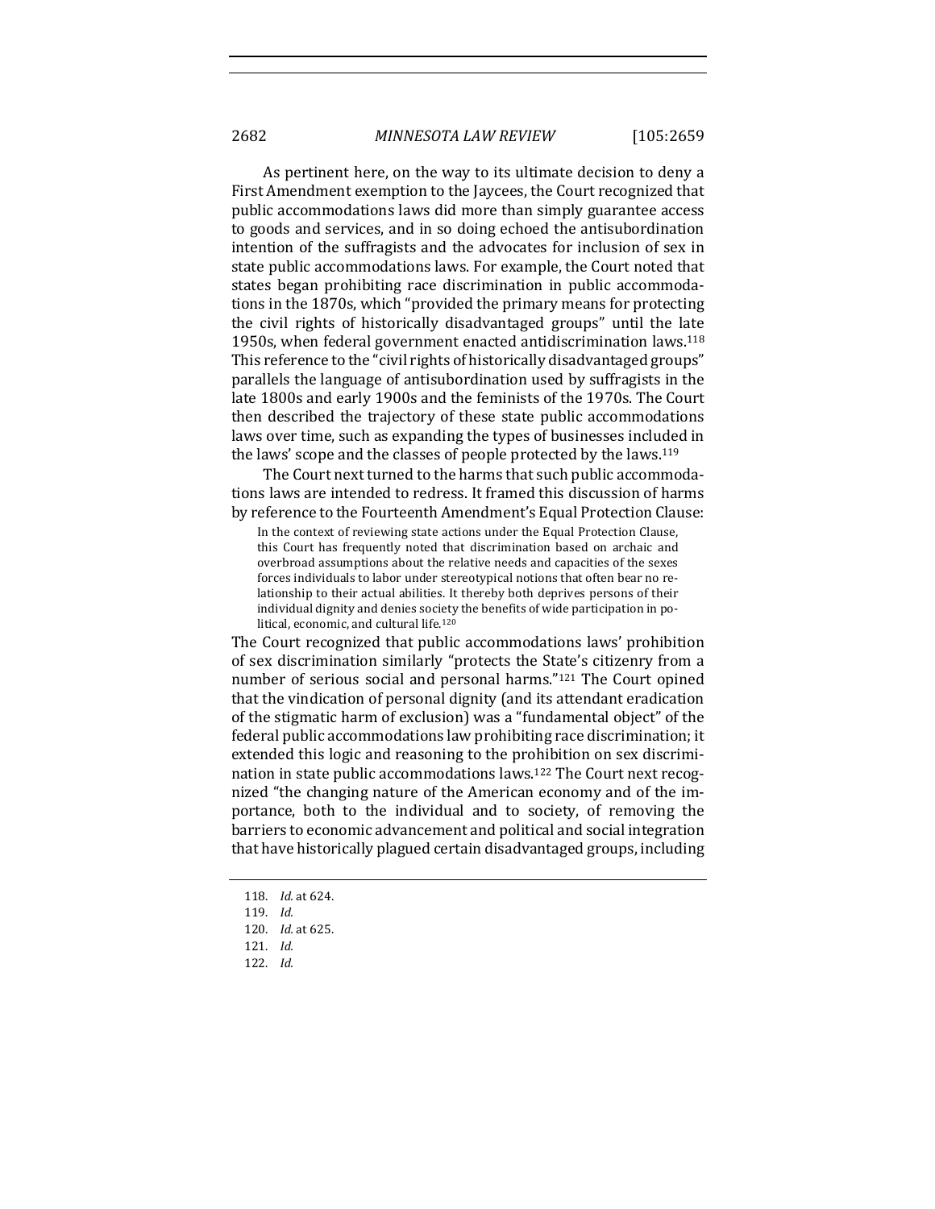As pertinent here, on the way to its ultimate decision to deny a First Amendment exemption to the Jaycees, the Court recognized that public accommodations laws did more than simply guarantee access to goods and services, and in so doing echoed the antisubordination intention of the suffragists and the advocates for inclusion of sex in state public accommodations laws. For example, the Court noted that states began prohibiting race discrimination in public accommodations in the 1870s, which "provided the primary means for protecting the civil rights of historically disadvantaged groups" until the late 1950s, when federal government enacted antidiscrimination laws.[118] This reference to the "civil rights of historically disadvantaged groups" parallels the language of antisubordination used by suffragists in the late 1800s and early 1900s and the feminists of the 1970s. The Court then described the trajectory of these state public accommodations laws over time, such as expanding the types of businesses included in the laws' scope and the classes of people protected by the laws.[119]

The Court next turned to the harms that such public accommodations laws are intended to redress. It framed this discussion of harms by reference to the Fourteenth Amendment's Equal Protection Clause:

> In the context of reviewing state actions under the Equal Protection Clause, this Court has frequently noted that discrimination based on archaic and overbroad assumptions about the relative needs and capacities of the sexes forces individuals to labor under stereotypical notions that often bear no relationship to their actual abilities. It thereby both deprives persons of their individual dignity and denies society the benefits of wide participation in political, economic, and cultural life.[120]

The Court recognized that public accommodations laws' prohibition of sex discrimination similarly "protects the State's citizenry from a number of serious social and personal harms."[121] The Court opined that the vindication of personal dignity (and its attendant eradication of the stigmatic harm of exclusion) was a "fundamental object" of the federal public accommodations law prohibiting race discrimination; it extended this logic and reasoning to the prohibition on sex discrimination in state public accommodations laws.[122] The Court next recognized "the changing nature of the American economy and of the importance, both to the individual and to society, of removing the barriers to economic advancement and political and social integration that have historically plagued certain disadvantaged groups, including

118. *Id.* at 624.

119. *Id.*

120. *Id.* at 625.

121. *Id.*

122. *Id.*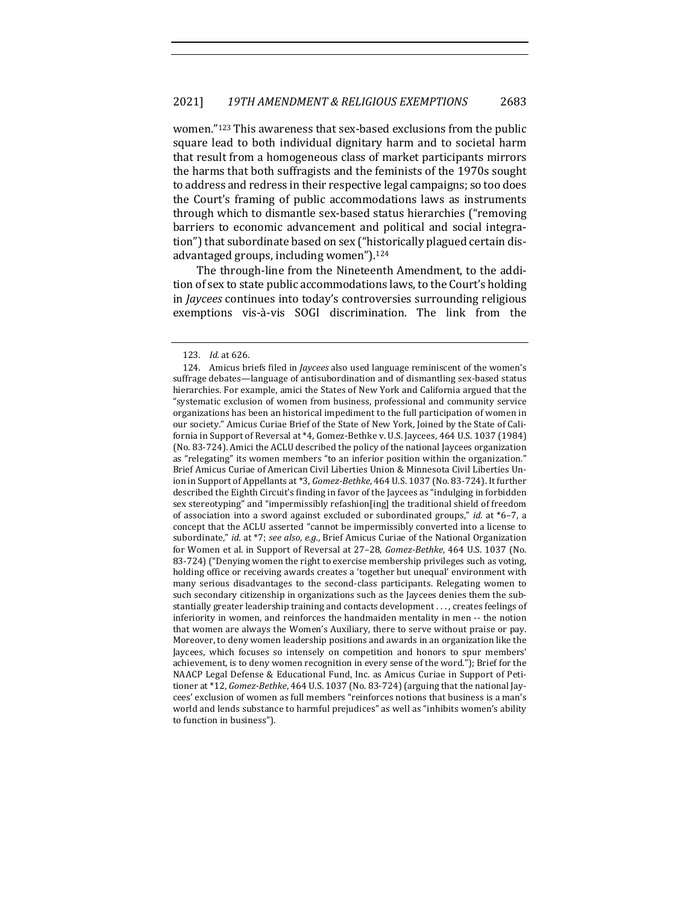women."[123] This awareness that sex-based exclusions from the public square lead to both individual dignitary harm and to societal harm that result from a homogeneous class of market participants mirrors the harms that both suffragists and the feminists of the 1970s sought to address and redress in their respective legal campaigns; so too does the Court's framing of public accommodations laws as instruments through which to dismantle sex-based status hierarchies ("removing barriers to economic advancement and political and social integration") that subordinate based on sex ("historically plagued certain disadvantaged groups, including women").[124]

The through-line from the Nineteenth Amendment, to the addition of sex to state public accommodations laws, to the Court's holding in *Jaycees* continues into today's controversies surrounding religious exemptions vis-à-vis SOGI discrimination. The link from the

---

123. *Id.* at 626.

124. Amicus briefs filed in *Jaycees* also used language reminiscent of the women's suffrage debates—language of antisubordination and of dismantling sex-based status hierarchies. For example, amici the States of New York and California argued that the "systematic exclusion of women from business, professional and community service organizations has been an historical impediment to the full participation of women in our society." Amicus Curiae Brief of the State of New York, Joined by the State of California in Support of Reversal at *4, Gomez-Bethke v. U.S. Jaycees, 464 U.S. 1037 (1984) (No. 83-724). Amici the ACLU described the policy of the national Jaycees organization as "relegating" its women members "to an inferior position within the organization." Brief Amicus Curiae of American Civil Liberties Union & Minnesota Civil Liberties Union in Support of Appellants at *3, *Gomez-Bethke*, 464 U.S. 1037 (No. 83-724). It further described the Eighth Circuit's finding in favor of the Jaycees as "indulging in forbidden sex stereotyping" and "impermissibly refashion[ing] the traditional shield of freedom of association into a sword against excluded or subordinated groups," *id.* at *6–7, a concept that the ACLU asserted "cannot be impermissibly converted into a license to subordinate," *id.* at *7; *see also, e.g.*, Brief Amicus Curiae of the National Organization for Women et al. in Support of Reversal at 27–28, *Gomez-Bethke*, 464 U.S. 1037 (No. 83-724) ("Denying women the right to exercise membership privileges such as voting, holding office or receiving awards creates a 'together but unequal' environment with many serious disadvantages to the second-class participants. Relegating women to such secondary citizenship in organizations such as the Jaycees denies them the substantially greater leadership training and contacts development . . . , creates feelings of inferiority in women, and reinforces the handmaiden mentality in men -- the notion that women are always the Women's Auxiliary, there to serve without praise or pay. Moreover, to deny women leadership positions and awards in an organization like the Jaycees, which focuses so intensely on competition and honors to spur members' achievement, is to deny women recognition in every sense of the word."); Brief for the NAACP Legal Defense & Educational Fund, Inc. as Amicus Curiae in Support of Petitioner at *12, *Gomez-Bethke*, 464 U.S. 1037 (No. 83-724) (arguing that the national Jaycees' exclusion of women as full members "reinforces notions that business is a man's world and lends substance to harmful prejudices" as well as "inhibits women's ability to function in business").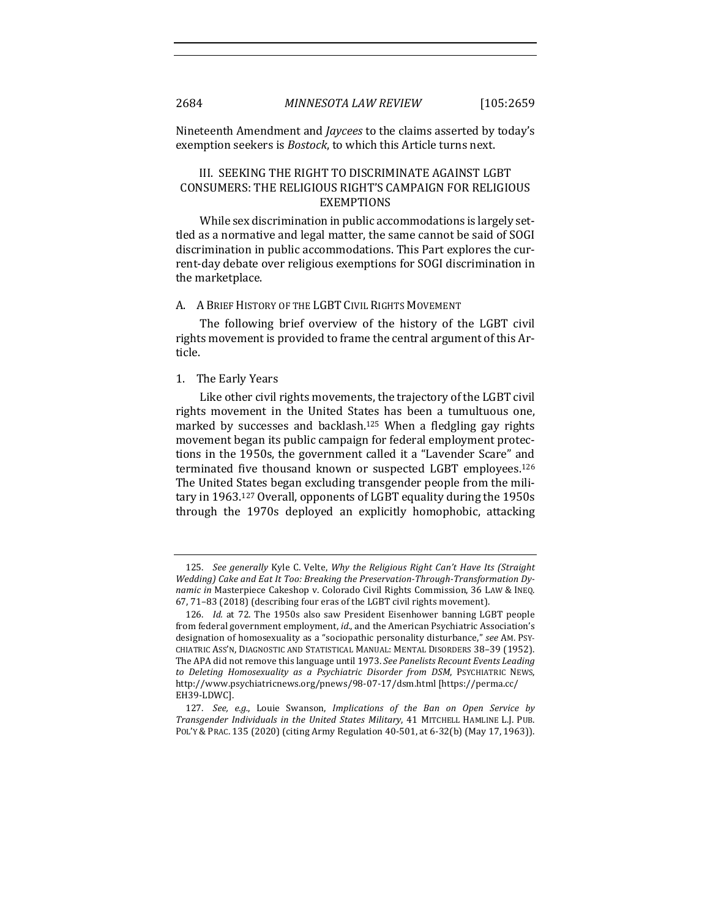Nineteenth Amendment and *Jaycees* to the claims asserted by today's exemption seekers is *Bostock*, to which this Article turns next.

## III. SEEKING THE RIGHT TO DISCRIMINATE AGAINST LGBT CONSUMERS: THE RELIGIOUS RIGHT'S CAMPAIGN FOR RELIGIOUS EXEMPTIONS

While sex discrimination in public accommodations is largely settled as a normative and legal matter, the same cannot be said of SOGI discrimination in public accommodations. This Part explores the current-day debate over religious exemptions for SOGI discrimination in the marketplace.

### A. A Brief History of the LGBT Civil Rights Movement

The following brief overview of the history of the LGBT civil rights movement is provided to frame the central argument of this Article.

#### 1. The Early Years

Like other civil rights movements, the trajectory of the LGBT civil rights movement in the United States has been a tumultuous one, marked by successes and backlash.[125] When a fledgling gay rights movement began its public campaign for federal employment protections in the 1950s, the government called it a "Lavender Scare" and terminated five thousand known or suspected LGBT employees.[126] The United States began excluding transgender people from the military in 1963.[127] Overall, opponents of LGBT equality during the 1950s through the 1970s deployed an explicitly homophobic, attacking

---

125. *See generally* Kyle C. Velte, *Why the Religious Right Can't Have Its (Straight Wedding) Cake and Eat It Too: Breaking the Preservation-Through-Transformation Dynamic in* Masterpiece Cakeshop v. Colorado Civil Rights Commission, 36 LAW & INEQ. 67, 71–83 (2018) (describing four eras of the LGBT civil rights movement).

126. *Id.* at 72. The 1950s also saw President Eisenhower banning LGBT people from federal government employment, *id.*, and the American Psychiatric Association's designation of homosexuality as a "sociopathic personality disturbance," *see* AM. PSYCHIATRIC ASS'N, DIAGNOSTIC AND STATISTICAL MANUAL: MENTAL DISORDERS 38–39 (1952). The APA did not remove this language until 1973. *See Panelists Recount Events Leading to Deleting Homosexuality as a Psychiatric Disorder from DSM*, PSYCHIATRIC NEWS, http://www.psychiatricnews.org/pnews/98-07-17/dsm.html [https://perma.cc/EH39-LDWC].

127. *See, e.g.*, Louie Swanson, *Implications of the Ban on Open Service by Transgender Individuals in the United States Military*, 41 MITCHELL HAMLINE L.J. PUB. POL'Y & PRAC. 135 (2020) (citing Army Regulation 40-501, at 6-32(b) (May 17, 1963)).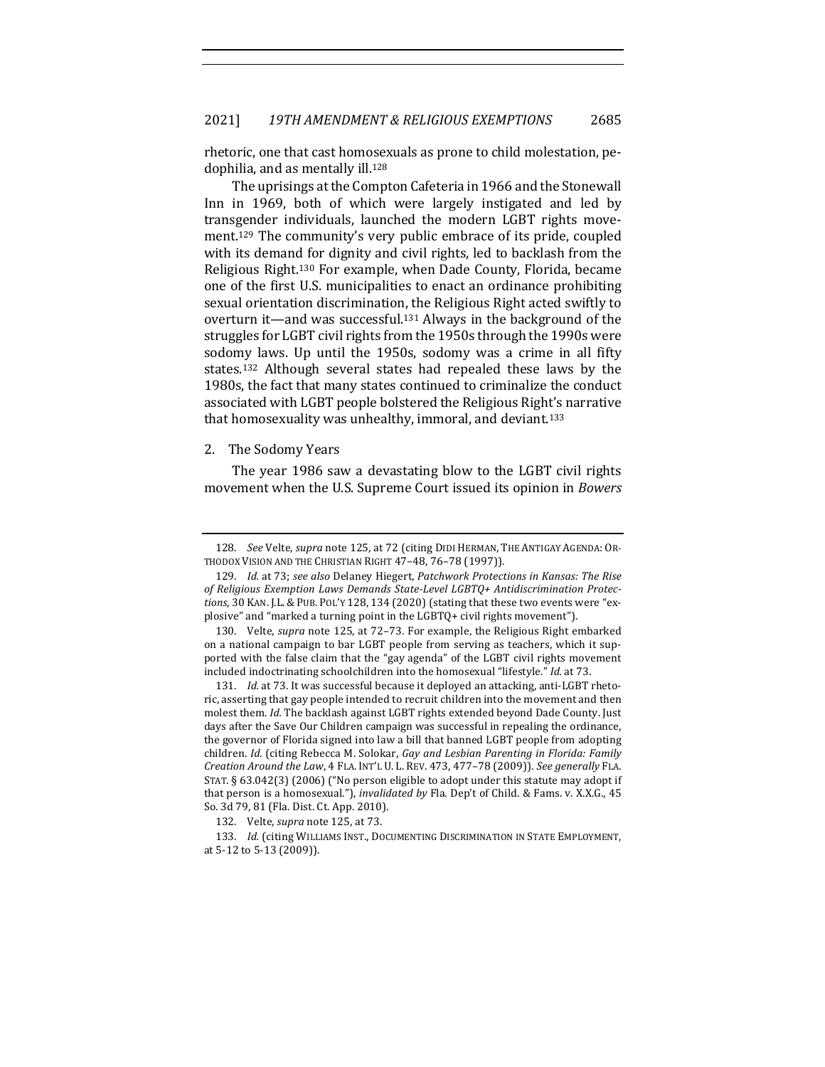rhetoric, one that cast homosexuals as prone to child molestation, pedophilia, and as mentally ill.[128]

The uprisings at the Compton Cafeteria in 1966 and the Stonewall Inn in 1969, both of which were largely instigated and led by transgender individuals, launched the modern LGBT rights movement.[129] The community's very public embrace of its pride, coupled with its demand for dignity and civil rights, led to backlash from the Religious Right.[130] For example, when Dade County, Florida, became one of the first U.S. municipalities to enact an ordinance prohibiting sexual orientation discrimination, the Religious Right acted swiftly to overturn it—and was successful.[131] Always in the background of the struggles for LGBT civil rights from the 1950s through the 1990s were sodomy laws. Up until the 1950s, sodomy was a crime in all fifty states.[132] Although several states had repealed these laws by the 1980s, the fact that many states continued to criminalize the conduct associated with LGBT people bolstered the Religious Right's narrative that homosexuality was unhealthy, immoral, and deviant.[133]

2. The Sodomy Years

The year 1986 saw a devastating blow to the LGBT civil rights movement when the U.S. Supreme Court issued its opinion in *Bowers*

---

128. *See* Velte, *supra* note 125, at 72 (citing DIDI HERMAN, THE ANTIGAY AGENDA: ORTHODOX VISION AND THE CHRISTIAN RIGHT 47–48, 76–78 (1997)).

129. *Id.* at 73; *see also* Delaney Hiegert, *Patchwork Protections in Kansas: The Rise of Religious Exemption Laws Demands State-Level LGBTQ+ Antidiscrimination Protections*, 30 KAN. J.L. & PUB. POL'Y 128, 134 (2020) (stating that these two events were "explosive" and "marked a turning point in the LGBTQ+ civil rights movement").

130. Velte, *supra* note 125, at 72–73. For example, the Religious Right embarked on a national campaign to bar LGBT people from serving as teachers, which it supported with the false claim that the "gay agenda" of the LGBT civil rights movement included indoctrinating schoolchildren into the homosexual "lifestyle." *Id.* at 73.

131. *Id.* at 73. It was successful because it deployed an attacking, anti-LGBT rhetoric, asserting that gay people intended to recruit children into the movement and then molest them. *Id.* The backlash against LGBT rights extended beyond Dade County. Just days after the Save Our Children campaign was successful in repealing the ordinance, the governor of Florida signed into law a bill that banned LGBT people from adopting children. *Id.* (citing Rebecca M. Solokar, *Gay and Lesbian Parenting in Florida: Family Creation Around the Law*, 4 FLA. INT'L U. L. REV. 473, 477–78 (2009)). *See generally* FLA. STAT. § 63.042(3) (2006) ("No person eligible to adopt under this statute may adopt if that person is a homosexual."), *invalidated by* Fla. Dep't of Child. & Fams. v. X.X.G., 45 So. 3d 79, 81 (Fla. Dist. Ct. App. 2010).

132. Velte, *supra* note 125, at 73.

133. *Id.* (citing WILLIAMS INST., DOCUMENTING DISCRIMINATION IN STATE EMPLOYMENT, at 5-12 to 5-13 (2009)).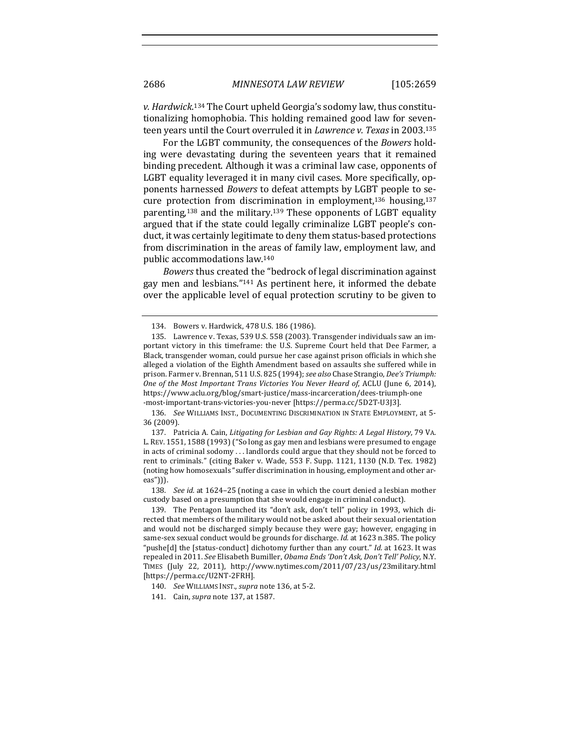*v. Hardwick*.[134] The Court upheld Georgia's sodomy law, thus constitutionalizing homophobia. This holding remained good law for seventeen years until the Court overruled it in *Lawrence v. Texas* in 2003.[135]

For the LGBT community, the consequences of the *Bowers* holding were devastating during the seventeen years that it remained binding precedent. Although it was a criminal law case, opponents of LGBT equality leveraged it in many civil cases. More specifically, opponents harnessed *Bowers* to defeat attempts by LGBT people to secure protection from discrimination in employment,[136] housing,[137] parenting,[138] and the military.[139] These opponents of LGBT equality argued that if the state could legally criminalize LGBT people's conduct, it was certainly legitimate to deny them status-based protections from discrimination in the areas of family law, employment law, and public accommodations law.[140]

*Bowers* thus created the "bedrock of legal discrimination against gay men and lesbians."[141] As pertinent here, it informed the debate over the applicable level of equal protection scrutiny to be given to

---

134. Bowers v. Hardwick, 478 U.S. 186 (1986).

135. Lawrence v. Texas, 539 U.S. 558 (2003). Transgender individuals saw an important victory in this timeframe: the U.S. Supreme Court held that Dee Farmer, a Black, transgender woman, could pursue her case against prison officials in which she alleged a violation of the Eighth Amendment based on assaults she suffered while in prison. Farmer v. Brennan, 511 U.S. 825 (1994); *see also* Chase Strangio, *Dee's Triumph: One of the Most Important Trans Victories You Never Heard of*, ACLU (June 6, 2014), https://www.aclu.org/blog/smart-justice/mass-incarceration/dees-triumph-one-most-important-trans-victories-you-never [https://perma.cc/5D2T-U3J3].

136. *See* WILLIAMS INST., DOCUMENTING DISCRIMINATION IN STATE EMPLOYMENT, at 5-36 (2009).

137. Patricia A. Cain, *Litigating for Lesbian and Gay Rights: A Legal History*, 79 VA. L. REV. 1551, 1588 (1993) ("So long as gay men and lesbians were presumed to engage in acts of criminal sodomy . . . landlords could argue that they should not be forced to rent to criminals." (citing Baker v. Wade, 553 F. Supp. 1121, 1130 (N.D. Tex. 1982) (noting how homosexuals "suffer discrimination in housing, employment and other areas"))).

138. *See id.* at 1624–25 (noting a case in which the court denied a lesbian mother custody based on a presumption that she would engage in criminal conduct).

139. The Pentagon launched its "don't ask, don't tell" policy in 1993, which directed that members of the military would not be asked about their sexual orientation and would not be discharged simply because they were gay; however, engaging in same-sex sexual conduct would be grounds for discharge. *Id.* at 1623 n.385. The policy "pushe[d] the [status-conduct] dichotomy further than any court." *Id.* at 1623. It was repealed in 2011. *See* Elisabeth Bumiller, *Obama Ends 'Don't Ask, Don't Tell' Policy*, N.Y. TIMES (July 22, 2011), http://www.nytimes.com/2011/07/23/us/23military.html [https://perma.cc/U2NT-2FRH].

140. *See* WILLIAMS INST., *supra* note 136, at 5-2.

141. Cain, *supra* note 137, at 1587.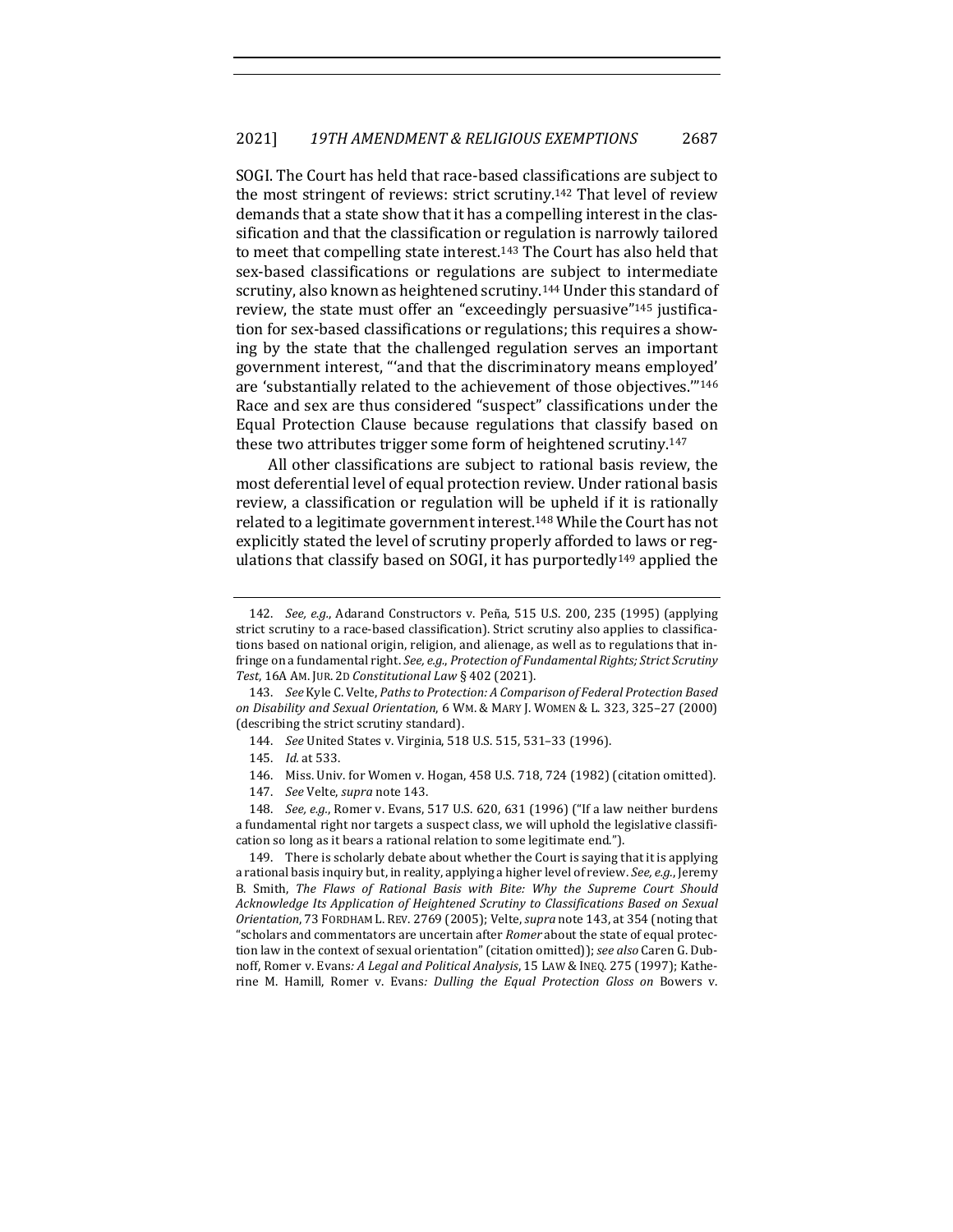SOGI. The Court has held that race-based classifications are subject to the most stringent of reviews: strict scrutiny.[142] That level of review demands that a state show that it has a compelling interest in the classification and that the classification or regulation is narrowly tailored to meet that compelling state interest.[143] The Court has also held that sex-based classifications or regulations are subject to intermediate scrutiny, also known as heightened scrutiny.[144] Under this standard of review, the state must offer an "exceedingly persuasive"[145] justification for sex-based classifications or regulations; this requires a showing by the state that the challenged regulation serves an important government interest, "'and that the discriminatory means employed' are 'substantially related to the achievement of those objectives.'"[146] Race and sex are thus considered "suspect" classifications under the Equal Protection Clause because regulations that classify based on these two attributes trigger some form of heightened scrutiny.[147]

All other classifications are subject to rational basis review, the most deferential level of equal protection review. Under rational basis review, a classification or regulation will be upheld if it is rationally related to a legitimate government interest.[148] While the Court has not explicitly stated the level of scrutiny properly afforded to laws or regulations that classify based on SOGI, it has purportedly[149] applied the

---

142. *See, e.g.*, Adarand Constructors v. Peña, 515 U.S. 200, 235 (1995) (applying strict scrutiny to a race-based classification). Strict scrutiny also applies to classifications based on national origin, religion, and alienage, as well as to regulations that infringe on a fundamental right. *See, e.g.*, *Protection of Fundamental Rights; Strict Scrutiny Test*, 16A AM. JUR. 2D *Constitutional Law* § 402 (2021).

143. *See* Kyle C. Velte, *Paths to Protection: A Comparison of Federal Protection Based on Disability and Sexual Orientation*, 6 WM. & MARY J. WOMEN & L. 323, 325–27 (2000) (describing the strict scrutiny standard).

144. *See* United States v. Virginia, 518 U.S. 515, 531–33 (1996).

145. *Id.* at 533.

146. Miss. Univ. for Women v. Hogan, 458 U.S. 718, 724 (1982) (citation omitted).

147. *See* Velte, *supra* note 143.

148. *See, e.g.*, Romer v. Evans, 517 U.S. 620, 631 (1996) ("If a law neither burdens a fundamental right nor targets a suspect class, we will uphold the legislative classification so long as it bears a rational relation to some legitimate end.").

149. There is scholarly debate about whether the Court is saying that it is applying a rational basis inquiry but, in reality, applying a higher level of review. *See, e.g.*, Jeremy B. Smith, *The Flaws of Rational Basis with Bite: Why the Supreme Court Should Acknowledge Its Application of Heightened Scrutiny to Classifications Based on Sexual Orientation*, 73 FORDHAM L. REV. 2769 (2005); Velte, *supra* note 143, at 354 (noting that "scholars and commentators are uncertain after *Romer* about the state of equal protection law in the context of sexual orientation" (citation omitted)); *see also* Caren G. Dubnoff, Romer v. Evans*: A Legal and Political Analysis*, 15 LAW & INEQ. 275 (1997); Katherine M. Hamill, Romer v. Evans*: Dulling the Equal Protection Gloss on* Bowers v.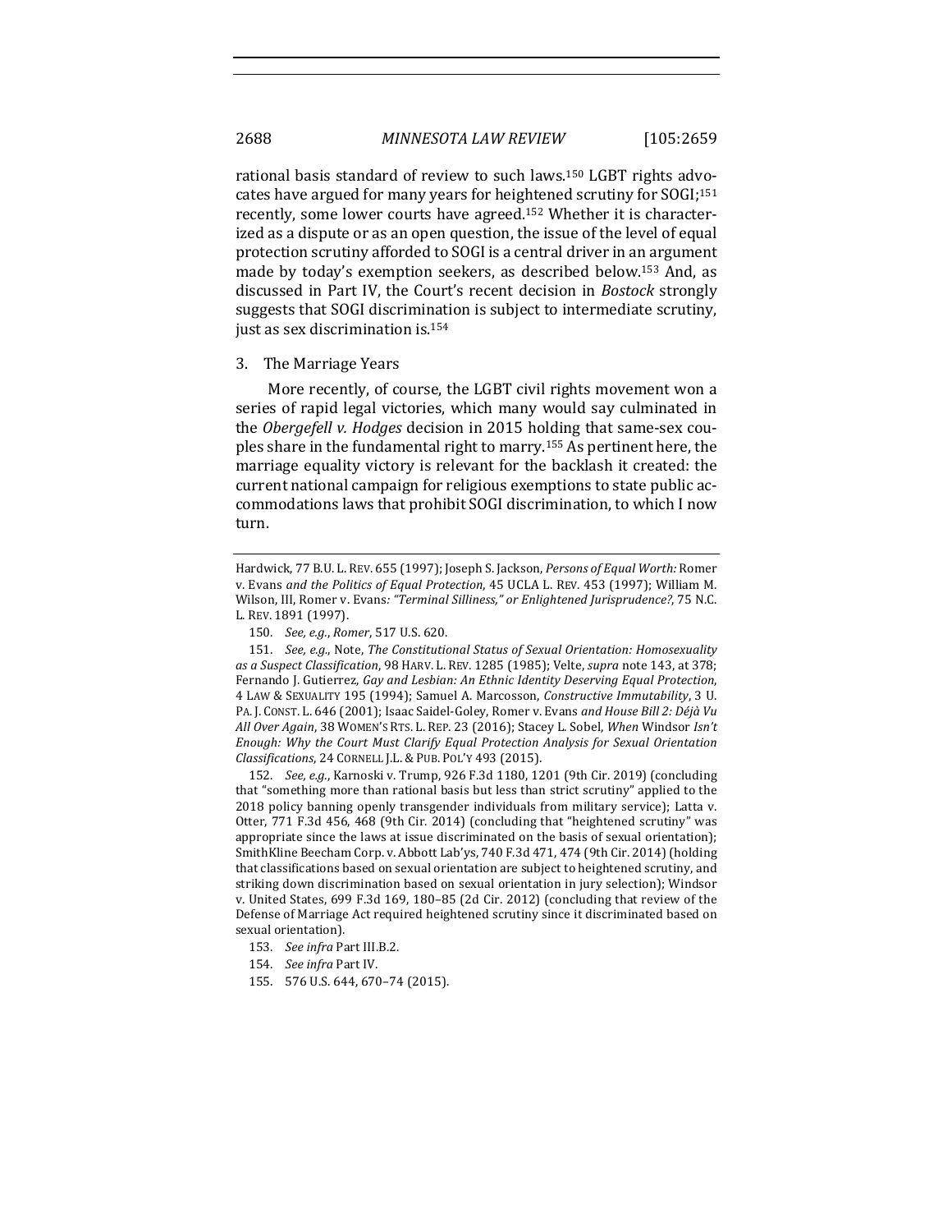rational basis standard of review to such laws.[150] LGBT rights advocates have argued for many years for heightened scrutiny for SOGI;[151] recently, some lower courts have agreed.[152] Whether it is characterized as a dispute or as an open question, the issue of the level of equal protection scrutiny afforded to SOGI is a central driver in an argument made by today's exemption seekers, as described below.[153] And, as discussed in Part IV, the Court's recent decision in *Bostock* strongly suggests that SOGI discrimination is subject to intermediate scrutiny, just as sex discrimination is.[154]

### 3. The Marriage Years

More recently, of course, the LGBT civil rights movement won a series of rapid legal victories, which many would say culminated in the *Obergefell v. Hodges* decision in 2015 holding that same-sex couples share in the fundamental right to marry.[155] As pertinent here, the marriage equality victory is relevant for the backlash it created: the current national campaign for religious exemptions to state public accommodations laws that prohibit SOGI discrimination, to which I now turn.

---

Hardwick, 77 B.U. L. REV. 655 (1997); Joseph S. Jackson, *Persons of Equal Worth:* Romer v. Evans *and the Politics of Equal Protection*, 45 UCLA L. REV. 453 (1997); William M. Wilson, III, Romer v. Evans*: "Terminal Silliness," or Enlightened Jurisprudence?*, 75 N.C. L. REV. 1891 (1997).

150. *See, e.g.*, *Romer*, 517 U.S. 620.

151. *See, e.g.*, Note, *The Constitutional Status of Sexual Orientation: Homosexuality as a Suspect Classification*, 98 HARV. L. REV. 1285 (1985); Velte, *supra* note 143, at 378; Fernando J. Gutierrez, *Gay and Lesbian: An Ethnic Identity Deserving Equal Protection*, 4 LAW & SEXUALITY 195 (1994); Samuel A. Marcosson, *Constructive Immutability*, 3 U. PA. J. CONST. L. 646 (2001); Isaac Saidel-Goley, Romer v. Evans *and House Bill 2: Déjà Vu All Over Again*, 38 WOMEN'S RTS. L. REP. 23 (2016); Stacey L. Sobel, *When* Windsor *Isn't Enough: Why the Court Must Clarify Equal Protection Analysis for Sexual Orientation Classifications*, 24 CORNELL J.L. & PUB. POL'Y 493 (2015).

152. *See, e.g.*, Karnoski v. Trump, 926 F.3d 1180, 1201 (9th Cir. 2019) (concluding that "something more than rational basis but less than strict scrutiny" applied to the 2018 policy banning openly transgender individuals from military service); Latta v. Otter, 771 F.3d 456, 468 (9th Cir. 2014) (concluding that "heightened scrutiny" was appropriate since the laws at issue discriminated on the basis of sexual orientation); SmithKline Beecham Corp. v. Abbott Lab'ys, 740 F.3d 471, 474 (9th Cir. 2014) (holding that classifications based on sexual orientation are subject to heightened scrutiny, and striking down discrimination based on sexual orientation in jury selection); Windsor v. United States, 699 F.3d 169, 180–85 (2d Cir. 2012) (concluding that review of the Defense of Marriage Act required heightened scrutiny since it discriminated based on sexual orientation).

153. *See infra* Part III.B.2.

154. *See infra* Part IV.

155. 576 U.S. 644, 670–74 (2015).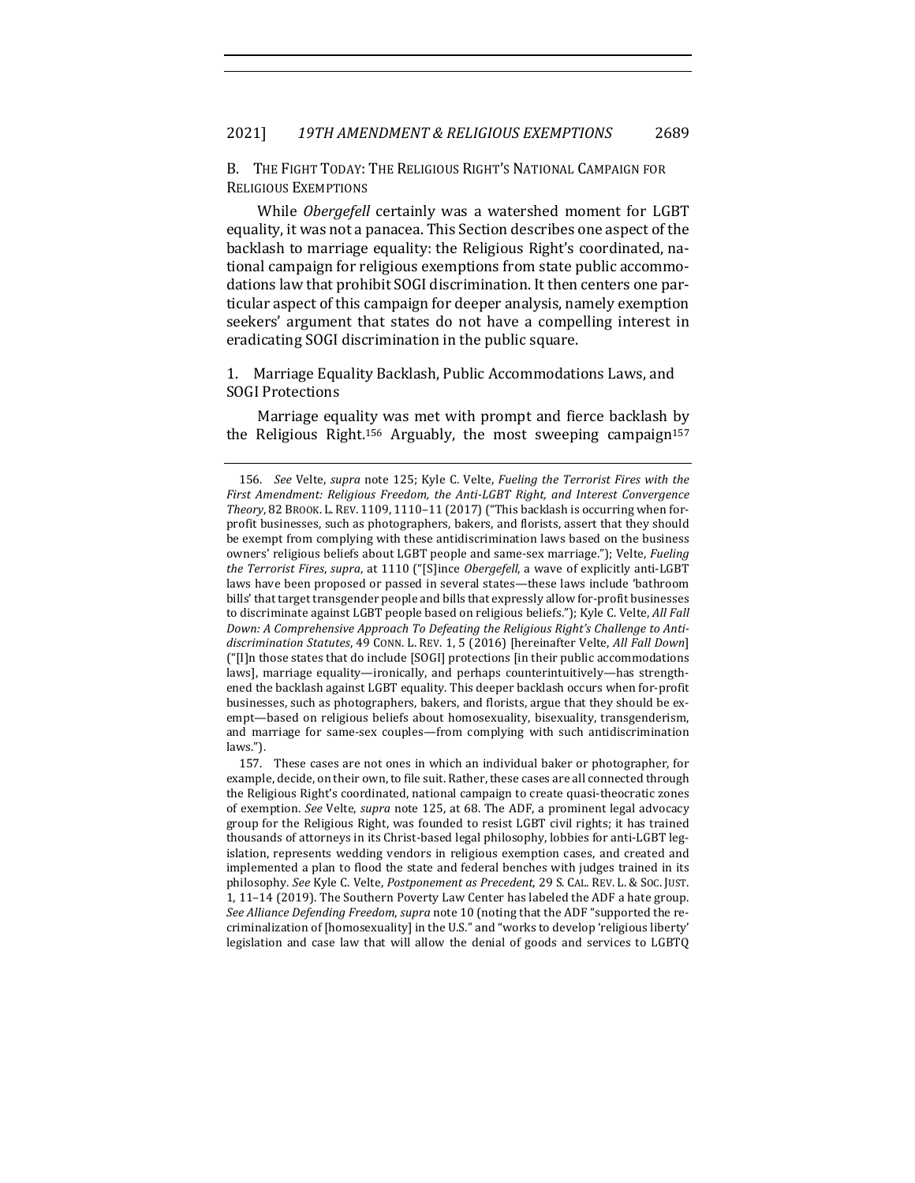## B. The Fight Today: The Religious Right's National Campaign for Religious Exemptions

While *Obergefell* certainly was a watershed moment for LGBT equality, it was not a panacea. This Section describes one aspect of the backlash to marriage equality: the Religious Right's coordinated, national campaign for religious exemptions from state public accommodations law that prohibit SOGI discrimination. It then centers one particular aspect of this campaign for deeper analysis, namely exemption seekers' argument that states do not have a compelling interest in eradicating SOGI discrimination in the public square.

### 1. Marriage Equality Backlash, Public Accommodations Laws, and SOGI Protections

Marriage equality was met with prompt and fierce backlash by the Religious Right.[156] Arguably, the most sweeping campaign[157]

156. *See* Velte, *supra* note 125; Kyle C. Velte, *Fueling the Terrorist Fires with the First Amendment: Religious Freedom, the Anti-LGBT Right, and Interest Convergence Theory*, 82 BROOK. L. REV. 1109, 1110–11 (2017) ("This backlash is occurring when for-profit businesses, such as photographers, bakers, and florists, assert that they should be exempt from complying with these antidiscrimination laws based on the business owners' religious beliefs about LGBT people and same-sex marriage."); Velte, *Fueling the Terrorist Fires*, *supra*, at 1110 ("[S]ince *Obergefell*, a wave of explicitly anti-LGBT laws have been proposed or passed in several states—these laws include 'bathroom bills' that target transgender people and bills that expressly allow for-profit businesses to discriminate against LGBT people based on religious beliefs."); Kyle C. Velte, *All Fall Down: A Comprehensive Approach To Defeating the Religious Right's Challenge to Antidiscrimination Statutes*, 49 CONN. L. REV. 1, 5 (2016) [hereinafter Velte, *All Fall Down*] ("[I]n those states that do include [SOGI] protections [in their public accommodations laws], marriage equality—ironically, and perhaps counterintuitively—has strengthened the backlash against LGBT equality. This deeper backlash occurs when for-profit businesses, such as photographers, bakers, and florists, argue that they should be exempt—based on religious beliefs about homosexuality, bisexuality, transgenderism, and marriage for same-sex couples—from complying with such antidiscrimination laws.").

157. These cases are not ones in which an individual baker or photographer, for example, decide, on their own, to file suit. Rather, these cases are all connected through the Religious Right's coordinated, national campaign to create quasi-theocratic zones of exemption. *See* Velte, *supra* note 125, at 68. The ADF, a prominent legal advocacy group for the Religious Right, was founded to resist LGBT civil rights; it has trained thousands of attorneys in its Christ-based legal philosophy, lobbies for anti-LGBT legislation, represents wedding vendors in religious exemption cases, and created and implemented a plan to flood the state and federal benches with judges trained in its philosophy. *See* Kyle C. Velte, *Postponement as Precedent*, 29 S. CAL. REV. L. & SOC. JUST. 1, 11–14 (2019). The Southern Poverty Law Center has labeled the ADF a hate group. *See Alliance Defending Freedom*, *supra* note 10 (noting that the ADF "supported the recriminalization of [homosexuality] in the U.S." and "works to develop 'religious liberty' legislation and case law that will allow the denial of goods and services to LGBTQ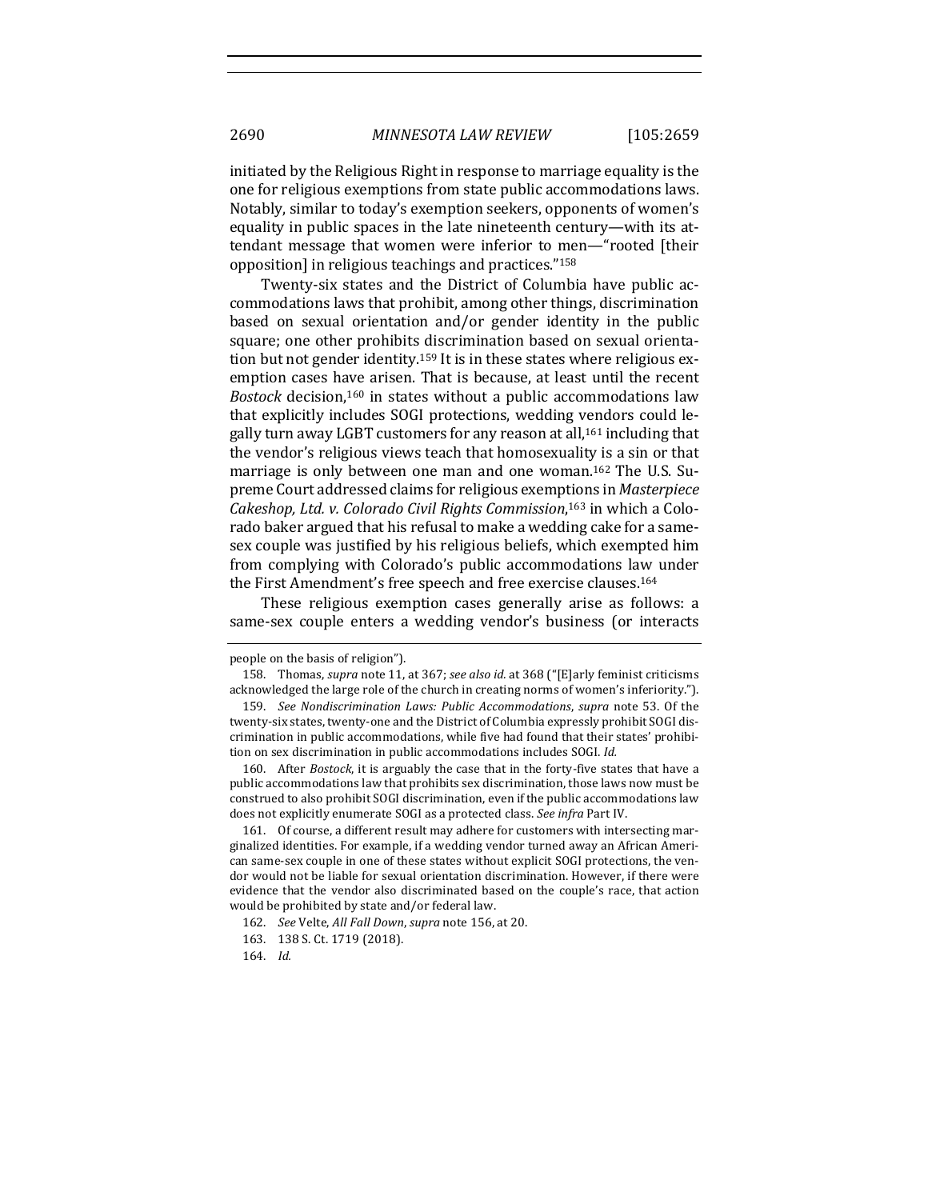initiated by the Religious Right in response to marriage equality is the one for religious exemptions from state public accommodations laws. Notably, similar to today's exemption seekers, opponents of women's equality in public spaces in the late nineteenth century—with its attendant message that women were inferior to men—"rooted [their opposition] in religious teachings and practices."[158]

Twenty-six states and the District of Columbia have public accommodations laws that prohibit, among other things, discrimination based on sexual orientation and/or gender identity in the public square; one other prohibits discrimination based on sexual orientation but not gender identity.[159] It is in these states where religious exemption cases have arisen. That is because, at least until the recent *Bostock* decision,[160] in states without a public accommodations law that explicitly includes SOGI protections, wedding vendors could legally turn away LGBT customers for any reason at all,[161] including that the vendor's religious views teach that homosexuality is a sin or that marriage is only between one man and one woman.[162] The U.S. Supreme Court addressed claims for religious exemptions in *Masterpiece Cakeshop, Ltd. v. Colorado Civil Rights Commission*,[163] in which a Colorado baker argued that his refusal to make a wedding cake for a same-sex couple was justified by his religious beliefs, which exempted him from complying with Colorado's public accommodations law under the First Amendment's free speech and free exercise clauses.[164]

These religious exemption cases generally arise as follows: a same-sex couple enters a wedding vendor's business (or interacts

people on the basis of religion").

158. Thomas, *supra* note 11, at 367; *see also id.* at 368 ("[E]arly feminist criticisms acknowledged the large role of the church in creating norms of women's inferiority.").

159. *See Nondiscrimination Laws: Public Accommodations*, *supra* note 53. Of the twenty-six states, twenty-one and the District of Columbia expressly prohibit SOGI discrimination in public accommodations, while five had found that their states' prohibition on sex discrimination in public accommodations includes SOGI. *Id.*

160. After *Bostock*, it is arguably the case that in the forty-five states that have a public accommodations law that prohibits sex discrimination, those laws now must be construed to also prohibit SOGI discrimination, even if the public accommodations law does not explicitly enumerate SOGI as a protected class. *See infra* Part IV.

161. Of course, a different result may adhere for customers with intersecting marginalized identities. For example, if a wedding vendor turned away an African American same-sex couple in one of these states without explicit SOGI protections, the vendor would not be liable for sexual orientation discrimination. However, if there were evidence that the vendor also discriminated based on the couple's race, that action would be prohibited by state and/or federal law.

162. *See* Velte, *All Fall Down*, *supra* note 156, at 20.

163. 138 S. Ct. 1719 (2018).

164. *Id.*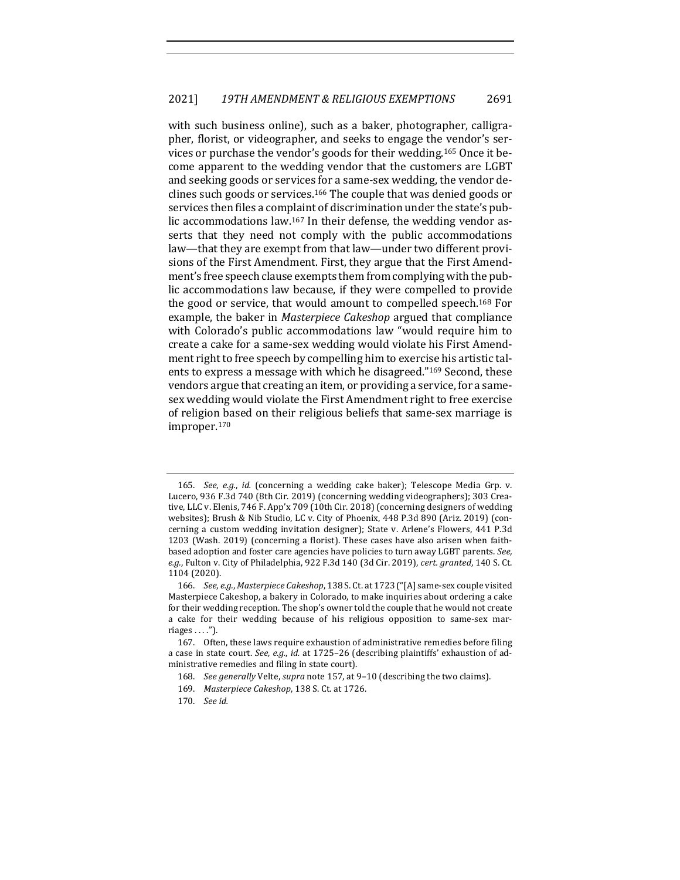with such business online), such as a baker, photographer, calligrapher, florist, or videographer, and seeks to engage the vendor's services or purchase the vendor's goods for their wedding.[165] Once it become apparent to the wedding vendor that the customers are LGBT and seeking goods or services for a same-sex wedding, the vendor declines such goods or services.[166] The couple that was denied goods or services then files a complaint of discrimination under the state's public accommodations law.[167] In their defense, the wedding vendor asserts that they need not comply with the public accommodations law—that they are exempt from that law—under two different provisions of the First Amendment. First, they argue that the First Amendment's free speech clause exempts them from complying with the public accommodations law because, if they were compelled to provide the good or service, that would amount to compelled speech.[168] For example, the baker in *Masterpiece Cakeshop* argued that compliance with Colorado's public accommodations law "would require him to create a cake for a same-sex wedding would violate his First Amendment right to free speech by compelling him to exercise his artistic talents to express a message with which he disagreed."[169] Second, these vendors argue that creating an item, or providing a service, for a same-sex wedding would violate the First Amendment right to free exercise of religion based on their religious beliefs that same-sex marriage is improper.[170]

---

165. *See, e.g.*, *id.* (concerning a wedding cake baker); Telescope Media Grp. v. Lucero, 936 F.3d 740 (8th Cir. 2019) (concerning wedding videographers); 303 Creative, LLC v. Elenis, 746 F. App'x 709 (10th Cir. 2018) (concerning designers of wedding websites); Brush & Nib Studio, LC v. City of Phoenix, 448 P.3d 890 (Ariz. 2019) (concerning a custom wedding invitation designer); State v. Arlene's Flowers, 441 P.3d 1203 (Wash. 2019) (concerning a florist). These cases have also arisen when faith-based adoption and foster care agencies have policies to turn away LGBT parents. *See, e.g.*, Fulton v. City of Philadelphia, 922 F.3d 140 (3d Cir. 2019), *cert. granted*, 140 S. Ct. 1104 (2020).

166. *See, e.g.*, *Masterpiece Cakeshop*, 138 S. Ct. at 1723 ("[A] same-sex couple visited Masterpiece Cakeshop, a bakery in Colorado, to make inquiries about ordering a cake for their wedding reception. The shop's owner told the couple that he would not create a cake for their wedding because of his religious opposition to same-sex marriages . . . .").

167. Often, these laws require exhaustion of administrative remedies before filing a case in state court. *See, e.g.*, *id.* at 1725–26 (describing plaintiffs' exhaustion of administrative remedies and filing in state court).

168. *See generally* Velte, *supra* note 157, at 9–10 (describing the two claims).

169. *Masterpiece Cakeshop*, 138 S. Ct. at 1726.

170. *See id.*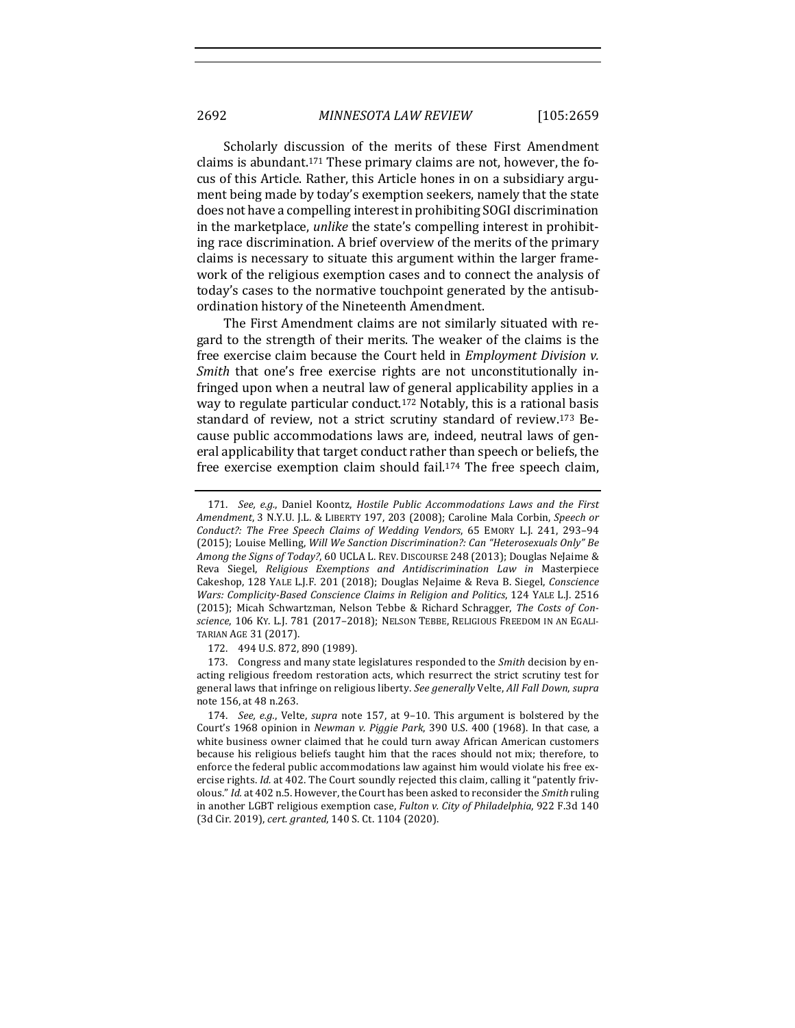Scholarly discussion of the merits of these First Amendment claims is abundant.[171] These primary claims are not, however, the focus of this Article. Rather, this Article hones in on a subsidiary argument being made by today's exemption seekers, namely that the state does not have a compelling interest in prohibiting SOGI discrimination in the marketplace, *unlike* the state's compelling interest in prohibiting race discrimination. A brief overview of the merits of the primary claims is necessary to situate this argument within the larger framework of the religious exemption cases and to connect the analysis of today's cases to the normative touchpoint generated by the antisubordination history of the Nineteenth Amendment.

The First Amendment claims are not similarly situated with regard to the strength of their merits. The weaker of the claims is the free exercise claim because the Court held in *Employment Division v. Smith* that one's free exercise rights are not unconstitutionally infringed upon when a neutral law of general applicability applies in a way to regulate particular conduct.[172] Notably, this is a rational basis standard of review, not a strict scrutiny standard of review.[173] Because public accommodations laws are, indeed, neutral laws of general applicability that target conduct rather than speech or beliefs, the free exercise exemption claim should fail.[174] The free speech claim,

---

171. *See, e.g.*, Daniel Koontz, *Hostile Public Accommodations Laws and the First Amendment*, 3 N.Y.U. J.L. & LIBERTY 197, 203 (2008); Caroline Mala Corbin, *Speech or Conduct?: The Free Speech Claims of Wedding Vendors*, 65 EMORY L.J. 241, 293–94 (2015); Louise Melling, *Will We Sanction Discrimination?: Can "Heterosexuals Only" Be Among the Signs of Today?*, 60 UCLA L. REV. DISCOURSE 248 (2013); Douglas NeJaime & Reva Siegel, *Religious Exemptions and Antidiscrimination Law in* Masterpiece Cakeshop, 128 YALE L.J.F. 201 (2018); Douglas NeJaime & Reva B. Siegel, *Conscience Wars: Complicity-Based Conscience Claims in Religion and Politics*, 124 YALE L.J. 2516 (2015); Micah Schwartzman, Nelson Tebbe & Richard Schragger, *The Costs of Conscience*, 106 KY. L.J. 781 (2017–2018); NELSON TEBBE, RELIGIOUS FREEDOM IN AN EGALITARIAN AGE 31 (2017).

172. 494 U.S. 872, 890 (1989).

173. Congress and many state legislatures responded to the *Smith* decision by enacting religious freedom restoration acts, which resurrect the strict scrutiny test for general laws that infringe on religious liberty. *See generally* Velte, *All Fall Down*, *supra* note 156, at 48 n.263.

174. *See, e.g.*, Velte, *supra* note 157, at 9–10. This argument is bolstered by the Court's 1968 opinion in *Newman v. Piggie Park*, 390 U.S. 400 (1968). In that case, a white business owner claimed that he could turn away African American customers because his religious beliefs taught him that the races should not mix; therefore, to enforce the federal public accommodations law against him would violate his free exercise rights. *Id.* at 402. The Court soundly rejected this claim, calling it "patently frivolous." *Id.* at 402 n.5. However, the Court has been asked to reconsider the *Smith* ruling in another LGBT religious exemption case, *Fulton v. City of Philadelphia*, 922 F.3d 140 (3d Cir. 2019), *cert. granted*, 140 S. Ct. 1104 (2020).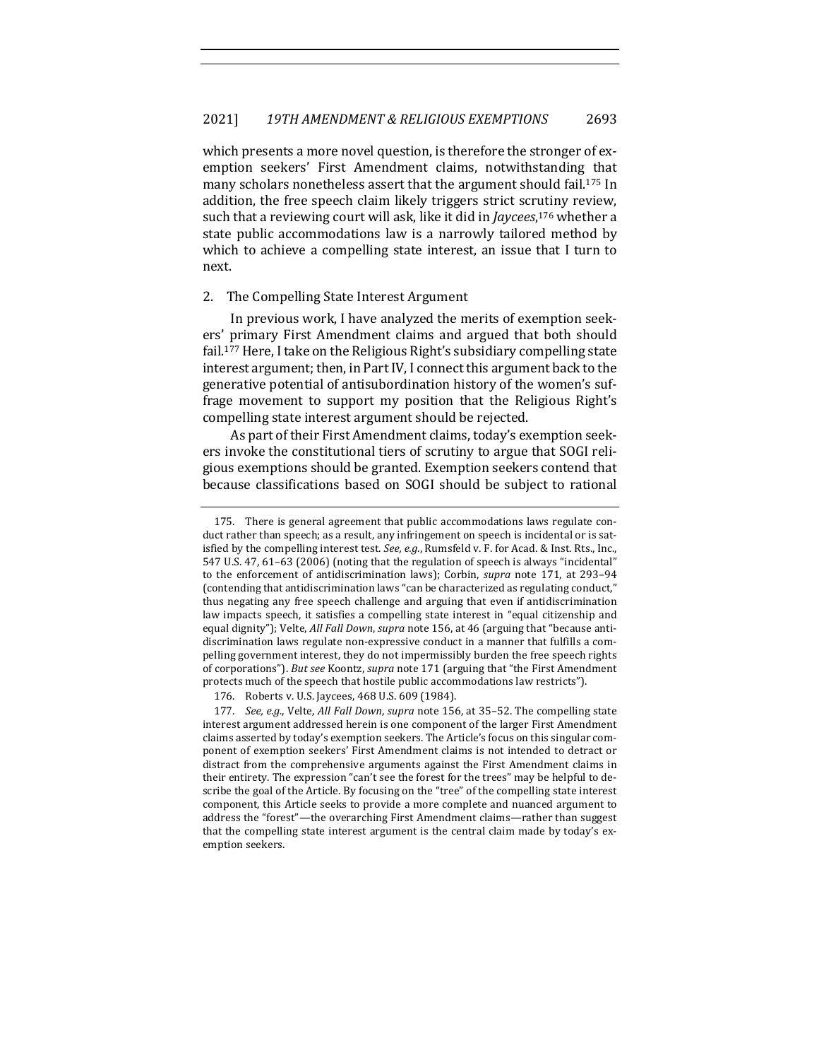which presents a more novel question, is therefore the stronger of exemption seekers' First Amendment claims, notwithstanding that many scholars nonetheless assert that the argument should fail.[175] In addition, the free speech claim likely triggers strict scrutiny review, such that a reviewing court will ask, like it did in *Jaycees*,[176] whether a state public accommodations law is a narrowly tailored method by which to achieve a compelling state interest, an issue that I turn to next.

2. The Compelling State Interest Argument

In previous work, I have analyzed the merits of exemption seekers' primary First Amendment claims and argued that both should fail.[177] Here, I take on the Religious Right's subsidiary compelling state interest argument; then, in Part IV, I connect this argument back to the generative potential of antisubordination history of the women's suffrage movement to support my position that the Religious Right's compelling state interest argument should be rejected.

As part of their First Amendment claims, today's exemption seekers invoke the constitutional tiers of scrutiny to argue that SOGI religious exemptions should be granted. Exemption seekers contend that because classifications based on SOGI should be subject to rational

---

175. There is general agreement that public accommodations laws regulate conduct rather than speech; as a result, any infringement on speech is incidental or is satisfied by the compelling interest test. *See, e.g.*, Rumsfeld v. F. for Acad. & Inst. Rts., Inc., 547 U.S. 47, 61–63 (2006) (noting that the regulation of speech is always "incidental" to the enforcement of antidiscrimination laws); Corbin, *supra* note 171, at 293–94 (contending that antidiscrimination laws "can be characterized as regulating conduct," thus negating any free speech challenge and arguing that even if antidiscrimination law impacts speech, it satisfies a compelling state interest in "equal citizenship and equal dignity"); Velte, *All Fall Down*, *supra* note 156, at 46 (arguing that "because antidiscrimination laws regulate non-expressive conduct in a manner that fulfills a compelling government interest, they do not impermissibly burden the free speech rights of corporations"). *But see* Koontz, *supra* note 171 (arguing that "the First Amendment protects much of the speech that hostile public accommodations law restricts").

176. Roberts v. U.S. Jaycees, 468 U.S. 609 (1984).

177. *See, e.g.*, Velte, *All Fall Down*, *supra* note 156, at 35–52. The compelling state interest argument addressed herein is one component of the larger First Amendment claims asserted by today's exemption seekers. The Article's focus on this singular component of exemption seekers' First Amendment claims is not intended to detract or distract from the comprehensive arguments against the First Amendment claims in their entirety. The expression "can't see the forest for the trees" may be helpful to describe the goal of the Article. By focusing on the "tree" of the compelling state interest component, this Article seeks to provide a more complete and nuanced argument to address the "forest"—the overarching First Amendment claims—rather than suggest that the compelling state interest argument is the central claim made by today's exemption seekers.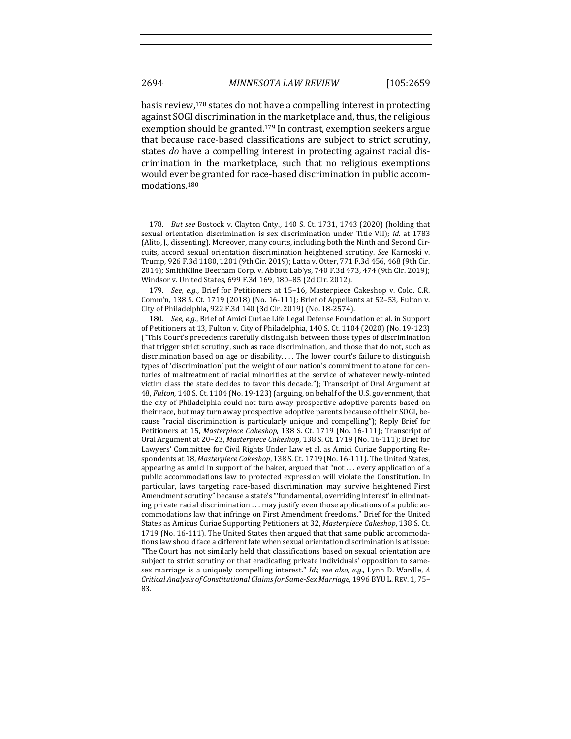basis review,[178] states do not have a compelling interest in protecting against SOGI discrimination in the marketplace and, thus, the religious exemption should be granted.[179] In contrast, exemption seekers argue that because race-based classifications are subject to strict scrutiny, states *do* have a compelling interest in protecting against racial discrimination in the marketplace, such that no religious exemptions would ever be granted for race-based discrimination in public accommodations.[180]

---

178. *But see* Bostock v. Clayton Cnty., 140 S. Ct. 1731, 1743 (2020) (holding that sexual orientation discrimination is sex discrimination under Title VII); *id.* at 1783 (Alito, J., dissenting). Moreover, many courts, including both the Ninth and Second Circuits, accord sexual orientation discrimination heightened scrutiny. *See* Karnoski v. Trump, 926 F.3d 1180, 1201 (9th Cir. 2019); Latta v. Otter, 771 F.3d 456, 468 (9th Cir. 2014); SmithKline Beecham Corp. v. Abbott Lab'ys, 740 F.3d 473, 474 (9th Cir. 2019); Windsor v. United States, 699 F.3d 169, 180–85 (2d Cir. 2012).

179. *See, e.g.*, Brief for Petitioners at 15–16, Masterpiece Cakeshop v. Colo. C.R. Comm'n, 138 S. Ct. 1719 (2018) (No. 16-111); Brief of Appellants at 52–53, Fulton v. City of Philadelphia, 922 F.3d 140 (3d Cir. 2019) (No. 18-2574).

180. *See, e.g.*, Brief of Amici Curiae Life Legal Defense Foundation et al. in Support of Petitioners at 13, Fulton v. City of Philadelphia, 140 S. Ct. 1104 (2020) (No. 19-123) ("This Court's precedents carefully distinguish between those types of discrimination that trigger strict scrutiny, such as race discrimination, and those that do not, such as discrimination based on age or disability. . . . The lower court's failure to distinguish types of 'discrimination' put the weight of our nation's commitment to atone for centuries of maltreatment of racial minorities at the service of whatever newly-minted victim class the state decides to favor this decade."); Transcript of Oral Argument at 48, *Fulton*, 140 S. Ct. 1104 (No. 19-123) (arguing, on behalf of the U.S. government, that the city of Philadelphia could not turn away prospective adoptive parents based on their race, but may turn away prospective adoptive parents because of their SOGI, because "racial discrimination is particularly unique and compelling"); Reply Brief for Petitioners at 15, *Masterpiece Cakeshop*, 138 S. Ct. 1719 (No. 16-111); Transcript of Oral Argument at 20–23, *Masterpiece Cakeshop*, 138 S. Ct. 1719 (No. 16-111); Brief for Lawyers' Committee for Civil Rights Under Law et al. as Amici Curiae Supporting Respondents at 18, *Masterpiece Cakeshop*, 138 S. Ct. 1719 (No. 16-111). The United States, appearing as amici in support of the baker, argued that "not . . . every application of a public accommodations law to protected expression will violate the Constitution. In particular, laws targeting race-based discrimination may survive heightened First Amendment scrutiny" because a state's "'fundamental, overriding interest' in eliminating private racial discrimination . . . may justify even those applications of a public accommodations law that infringe on First Amendment freedoms." Brief for the United States as Amicus Curiae Supporting Petitioners at 32, *Masterpiece Cakeshop*, 138 S. Ct. 1719 (No. 16-111). The United States then argued that that same public accommodations law should face a different fate when sexual orientation discrimination is at issue: "The Court has not similarly held that classifications based on sexual orientation are subject to strict scrutiny or that eradicating private individuals' opposition to same-sex marriage is a uniquely compelling interest." *Id.*; *see also, e.g.*, Lynn D. Wardle, *A Critical Analysis of Constitutional Claims for Same-Sex Marriage*, 1996 BYU L. REV. 1, 75–83.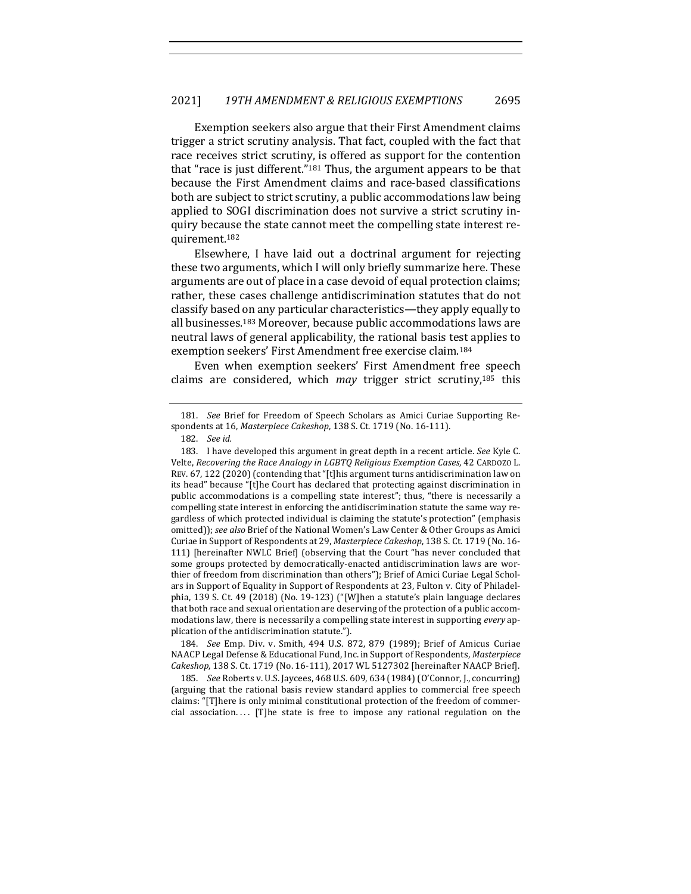Exemption seekers also argue that their First Amendment claims trigger a strict scrutiny analysis. That fact, coupled with the fact that race receives strict scrutiny, is offered as support for the contention that "race is just different."[181] Thus, the argument appears to be that because the First Amendment claims and race-based classifications both are subject to strict scrutiny, a public accommodations law being applied to SOGI discrimination does not survive a strict scrutiny inquiry because the state cannot meet the compelling state interest requirement.[182]

Elsewhere, I have laid out a doctrinal argument for rejecting these two arguments, which I will only briefly summarize here. These arguments are out of place in a case devoid of equal protection claims; rather, these cases challenge antidiscrimination statutes that do not classify based on any particular characteristics—they apply equally to all businesses.[183] Moreover, because public accommodations laws are neutral laws of general applicability, the rational basis test applies to exemption seekers' First Amendment free exercise claim.[184]

Even when exemption seekers' First Amendment free speech claims are considered, which *may* trigger strict scrutiny,[185] this

---

181. *See* Brief for Freedom of Speech Scholars as Amici Curiae Supporting Respondents at 16, *Masterpiece Cakeshop*, 138 S. Ct. 1719 (No. 16-111).

182. *See id.*

183. I have developed this argument in great depth in a recent article. *See* Kyle C. Velte, *Recovering the Race Analogy in LGBTQ Religious Exemption Cases*, 42 CARDOZO L. REV. 67, 122 (2020) (contending that "[t]his argument turns antidiscrimination law on its head" because "[t]he Court has declared that protecting against discrimination in public accommodations is a compelling state interest"; thus, "there is necessarily a compelling state interest in enforcing the antidiscrimination statute the same way regardless of which protected individual is claiming the statute's protection" (emphasis omitted)); *see also* Brief of the National Women's Law Center & Other Groups as Amici Curiae in Support of Respondents at 29, *Masterpiece Cakeshop*, 138 S. Ct. 1719 (No. 16-111) [hereinafter NWLC Brief] (observing that the Court "has never concluded that some groups protected by democratically-enacted antidiscrimination laws are worthier of freedom from discrimination than others"); Brief of Amici Curiae Legal Scholars in Support of Equality in Support of Respondents at 23, Fulton v. City of Philadelphia, 139 S. Ct. 49 (2018) (No. 19-123) ("[W]hen a statute's plain language declares that both race and sexual orientation are deserving of the protection of a public accommodations law, there is necessarily a compelling state interest in supporting *every* application of the antidiscrimination statute.").

184. *See* Emp. Div. v. Smith, 494 U.S. 872, 879 (1989); Brief of Amicus Curiae NAACP Legal Defense & Educational Fund, Inc. in Support of Respondents, *Masterpiece Cakeshop*, 138 S. Ct. 1719 (No. 16-111), 2017 WL 5127302 [hereinafter NAACP Brief].

185. *See* Roberts v. U.S. Jaycees, 468 U.S. 609, 634 (1984) (O'Connor, J., concurring) (arguing that the rational basis review standard applies to commercial free speech claims: "[T]here is only minimal constitutional protection of the freedom of commercial association. . . . [T]he state is free to impose any rational regulation on the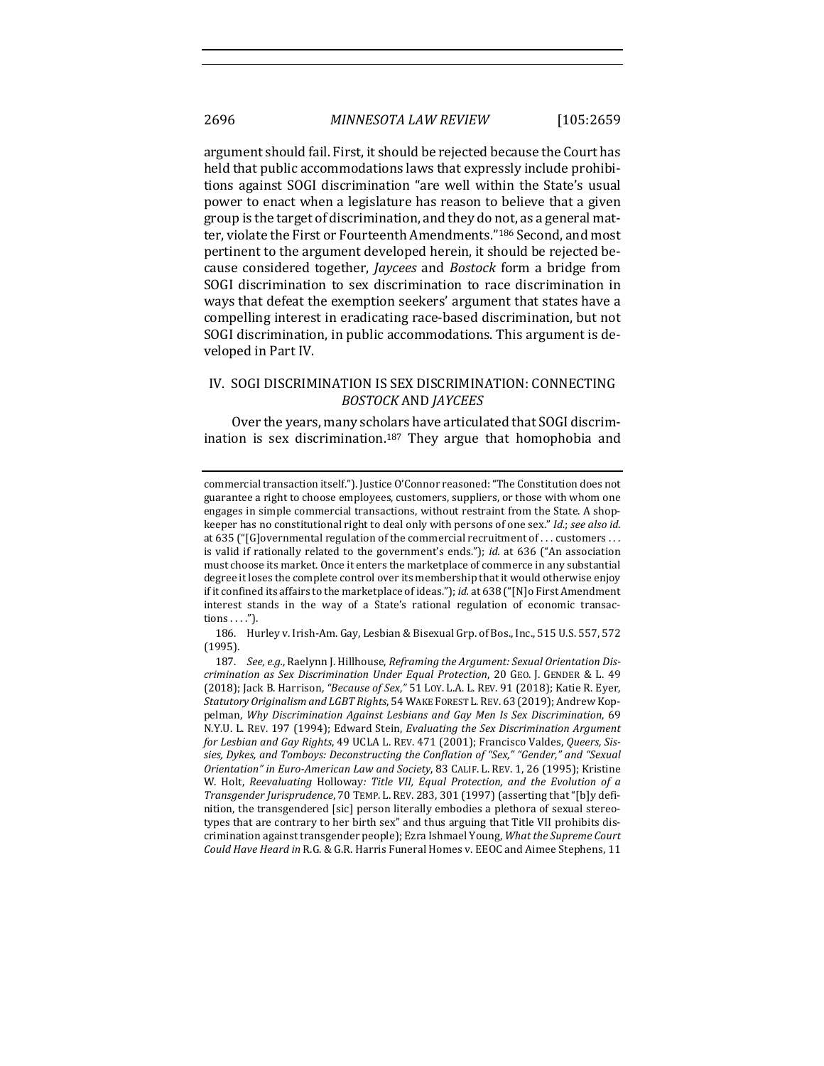argument should fail. First, it should be rejected because the Court has held that public accommodations laws that expressly include prohibitions against SOGI discrimination "are well within the State's usual power to enact when a legislature has reason to believe that a given group is the target of discrimination, and they do not, as a general matter, violate the First or Fourteenth Amendments."[186] Second, and most pertinent to the argument developed herein, it should be rejected because considered together, *Jaycees* and *Bostock* form a bridge from SOGI discrimination to sex discrimination to race discrimination in ways that defeat the exemption seekers' argument that states have a compelling interest in eradicating race-based discrimination, but not SOGI discrimination, in public accommodations. This argument is developed in Part IV.

## IV. SOGI DISCRIMINATION IS SEX DISCRIMINATION: CONNECTING *BOSTOCK* AND *JAYCEES*

Over the years, many scholars have articulated that SOGI discrimination is sex discrimination.[187] They argue that homophobia and

---

commercial transaction itself."). Justice O'Connor reasoned: "The Constitution does not guarantee a right to choose employees, customers, suppliers, or those with whom one engages in simple commercial transactions, without restraint from the State. A shopkeeper has no constitutional right to deal only with persons of one sex." *Id.*; *see also id.* at 635 ("[G]overnmental regulation of the commercial recruitment of . . . customers . . . is valid if rationally related to the government's ends."); *id.* at 636 ("An association must choose its market. Once it enters the marketplace of commerce in any substantial degree it loses the complete control over its membership that it would otherwise enjoy if it confined its affairs to the marketplace of ideas."); *id.* at 638 ("[N]o First Amendment interest stands in the way of a State's rational regulation of economic transactions . . . .").

186. Hurley v. Irish-Am. Gay, Lesbian & Bisexual Grp. of Bos., Inc., 515 U.S. 557, 572 (1995).

187. *See, e.g.*, Raelynn J. Hillhouse, *Reframing the Argument: Sexual Orientation Discrimination as Sex Discrimination Under Equal Protection*, 20 GEO. J. GENDER & L. 49 (2018); Jack B. Harrison, *"Because of Sex*,*"* 51 LOY. L.A. L. REV. 91 (2018); Katie R. Eyer, *Statutory Originalism and LGBT Rights*, 54 WAKE FOREST L. REV. 63 (2019); Andrew Koppelman, *Why Discrimination Against Lesbians and Gay Men Is Sex Discrimination*, 69 N.Y.U. L. REV. 197 (1994); Edward Stein, *Evaluating the Sex Discrimination Argument for Lesbian and Gay Rights*, 49 UCLA L. REV. 471 (2001); Francisco Valdes, *Queers, Sissies, Dykes, and Tomboys: Deconstructing the Conflation of "Sex," "Gender," and "Sexual Orientation" in Euro-American Law and Society*, 83 CALIF. L. REV. 1, 26 (1995); Kristine W. Holt, *Reevaluating* Holloway*: Title VII, Equal Protection, and the Evolution of a Transgender Jurisprudence*, 70 TEMP. L. REV. 283, 301 (1997) (asserting that "[b]y definition, the transgendered [sic] person literally embodies a plethora of sexual stereotypes that are contrary to her birth sex" and thus arguing that Title VII prohibits discrimination against transgender people); Ezra Ishmael Young, *What the Supreme Court Could Have Heard in* R.G. & G.R. Harris Funeral Homes v. EEOC and Aimee Stephens, 11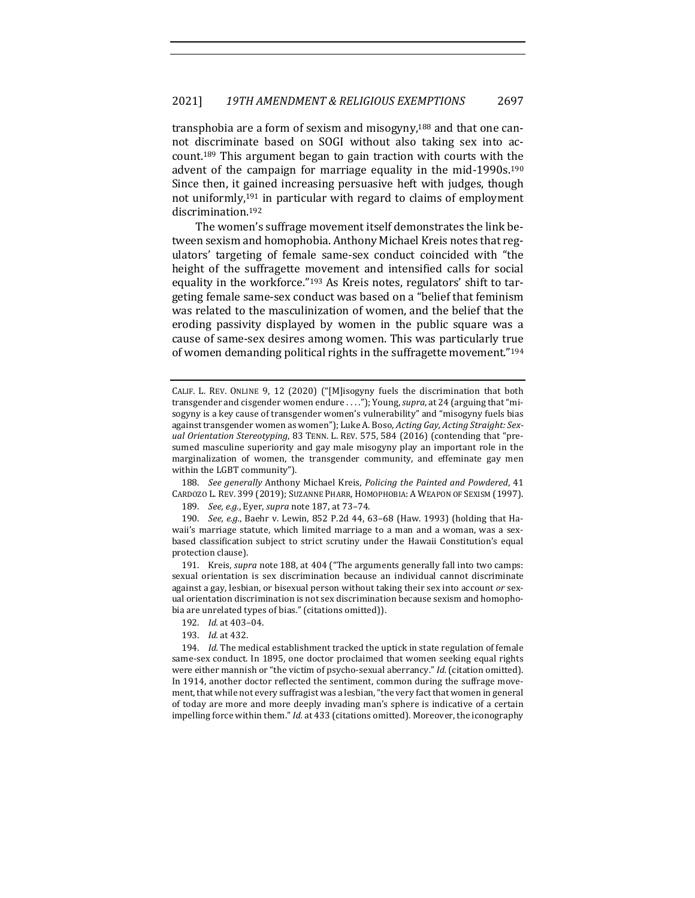transphobia are a form of sexism and misogyny,[188] and that one cannot discriminate based on SOGI without also taking sex into account.[189] This argument began to gain traction with courts with the advent of the campaign for marriage equality in the mid-1990s.[190] Since then, it gained increasing persuasive heft with judges, though not uniformly,[191] in particular with regard to claims of employment discrimination.[192]

The women's suffrage movement itself demonstrates the link between sexism and homophobia. Anthony Michael Kreis notes that regulators' targeting of female same-sex conduct coincided with "the height of the suffragette movement and intensified calls for social equality in the workforce."[193] As Kreis notes, regulators' shift to targeting female same-sex conduct was based on a "belief that feminism was related to the masculinization of women, and the belief that the eroding passivity displayed by women in the public square was a cause of same-sex desires among women. This was particularly true of women demanding political rights in the suffragette movement."[194]

---

CALIF. L. REV. ONLINE 9, 12 (2020) ("[M]isogyny fuels the discrimination that both transgender and cisgender women endure . . . ."); Young, *supra*, at 24 (arguing that "misogyny is a key cause of transgender women's vulnerability" and "misogyny fuels bias against transgender women as women"); Luke A. Boso, *Acting Gay, Acting Straight: Sexual Orientation Stereotyping*, 83 TENN. L. REV. 575, 584 (2016) (contending that "presumed masculine superiority and gay male misogyny play an important role in the marginalization of women, the transgender community, and effeminate gay men within the LGBT community").

188. *See generally* Anthony Michael Kreis, *Policing the Painted and Powdered*, 41 CARDOZO L. REV. 399 (2019); SUZANNE PHARR, HOMOPHOBIA: A WEAPON OF SEXISM (1997).

189. *See, e.g.*, Eyer, *supra* note 187, at 73–74.

190. *See, e.g.*, Baehr v. Lewin, 852 P.2d 44, 63–68 (Haw. 1993) (holding that Hawaii's marriage statute, which limited marriage to a man and a woman, was a sex-based classification subject to strict scrutiny under the Hawaii Constitution's equal protection clause).

191. Kreis, *supra* note 188, at 404 ("The arguments generally fall into two camps: sexual orientation is sex discrimination because an individual cannot discriminate against a gay, lesbian, or bisexual person without taking their sex into account *or* sexual orientation discrimination is not sex discrimination because sexism and homophobia are unrelated types of bias." (citations omitted)).

192. *Id.* at 403–04.

193. *Id.* at 432.

194. *Id.* The medical establishment tracked the uptick in state regulation of female same-sex conduct. In 1895, one doctor proclaimed that women seeking equal rights were either mannish or "the victim of psycho-sexual aberrancy." *Id.* (citation omitted). In 1914, another doctor reflected the sentiment, common during the suffrage movement, that while not every suffragist was a lesbian, "the very fact that women in general of today are more and more deeply invading man's sphere is indicative of a certain impelling force within them." *Id.* at 433 (citations omitted). Moreover, the iconography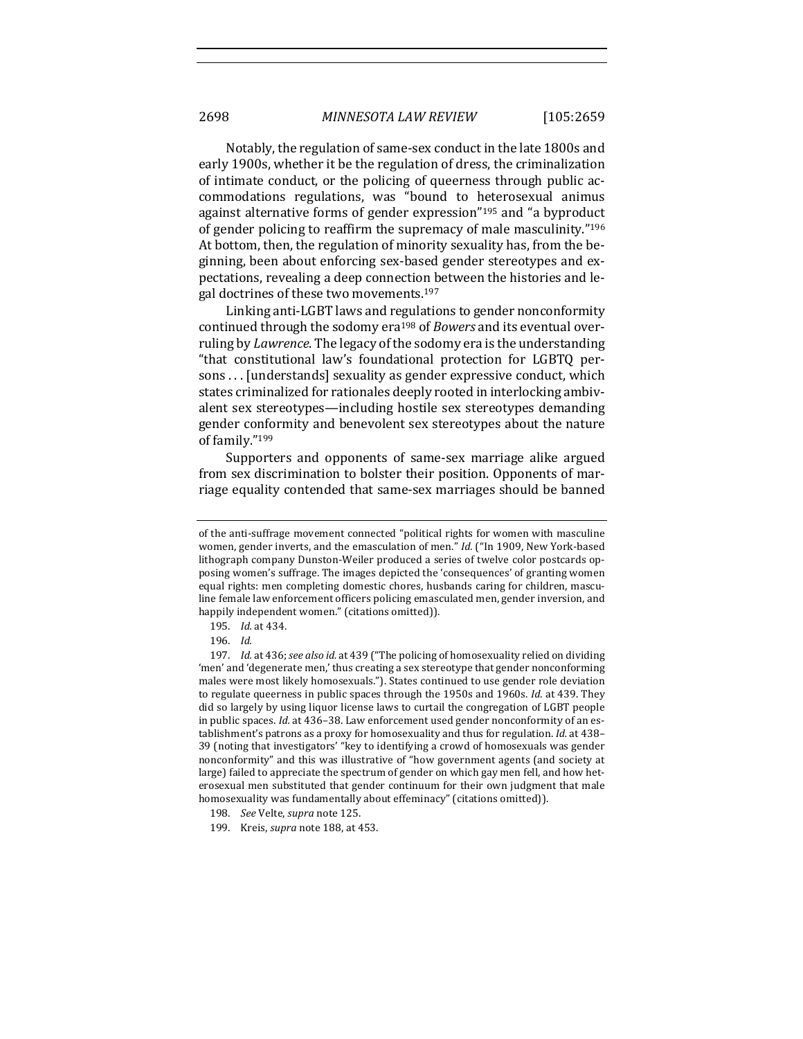Notably, the regulation of same-sex conduct in the late 1800s and early 1900s, whether it be the regulation of dress, the criminalization of intimate conduct, or the policing of queerness through public accommodations regulations, was "bound to heterosexual animus against alternative forms of gender expression"[195] and "a byproduct of gender policing to reaffirm the supremacy of male masculinity."[196] At bottom, then, the regulation of minority sexuality has, from the beginning, been about enforcing sex-based gender stereotypes and expectations, revealing a deep connection between the histories and legal doctrines of these two movements.[197]

Linking anti-LGBT laws and regulations to gender nonconformity continued through the sodomy era[198] of *Bowers* and its eventual overruling by *Lawrence*. The legacy of the sodomy era is the understanding "that constitutional law's foundational protection for LGBTQ persons . . . [understands] sexuality as gender expressive conduct, which states criminalized for rationales deeply rooted in interlocking ambivalent sex stereotypes—including hostile sex stereotypes demanding gender conformity and benevolent sex stereotypes about the nature of family."[199]

Supporters and opponents of same-sex marriage alike argued from sex discrimination to bolster their position. Opponents of marriage equality contended that same-sex marriages should be banned

---

of the anti-suffrage movement connected "political rights for women with masculine women, gender inverts, and the emasculation of men." *Id.* ("In 1909, New York-based lithograph company Dunston-Weiler produced a series of twelve color postcards opposing women's suffrage. The images depicted the 'consequences' of granting women equal rights: men completing domestic chores, husbands caring for children, masculine female law enforcement officers policing emasculated men, gender inversion, and happily independent women." (citations omitted)).

195. *Id.* at 434.

196. *Id.*

197. *Id.* at 436; *see also id.* at 439 ("The policing of homosexuality relied on dividing 'men' and 'degenerate men,' thus creating a sex stereotype that gender nonconforming males were most likely homosexuals."). States continued to use gender role deviation to regulate queerness in public spaces through the 1950s and 1960s. *Id.* at 439. They did so largely by using liquor license laws to curtail the congregation of LGBT people in public spaces. *Id.* at 436–38. Law enforcement used gender nonconformity of an establishment's patrons as a proxy for homosexuality and thus for regulation. *Id.* at 438–39 (noting that investigators' "key to identifying a crowd of homosexuals was gender nonconformity" and this was illustrative of "how government agents (and society at large) failed to appreciate the spectrum of gender on which gay men fell, and how heterosexual men substituted that gender continuum for their own judgment that male homosexuality was fundamentally about effeminacy" (citations omitted)).

198. *See* Velte, *supra* note 125.

199. Kreis, *supra* note 188, at 453.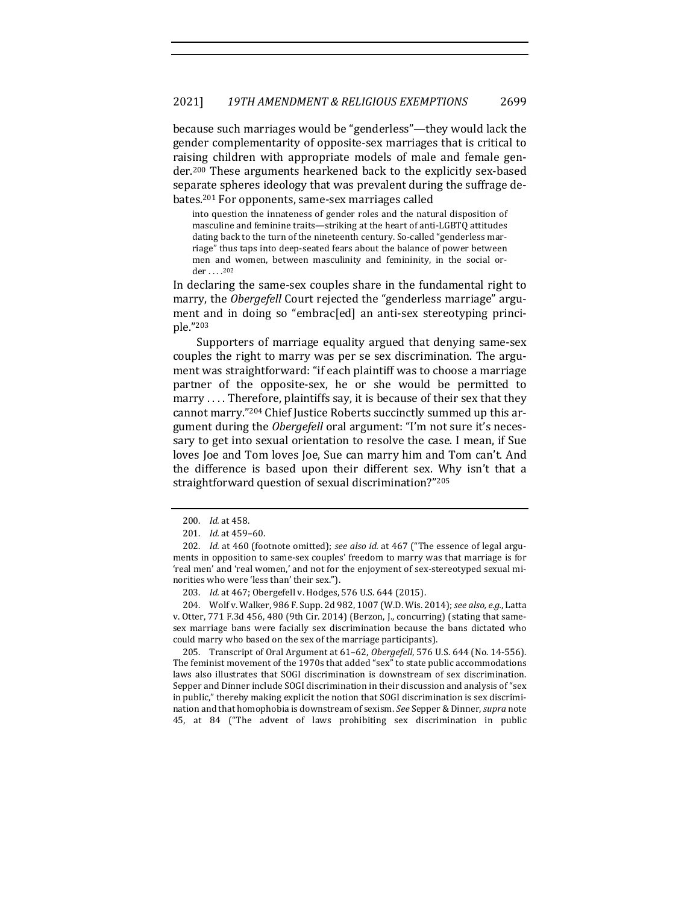because such marriages would be "genderless"—they would lack the gender complementarity of opposite-sex marriages that is critical to raising children with appropriate models of male and female gender.[200] These arguments hearkened back to the explicitly sex-based separate spheres ideology that was prevalent during the suffrage debates.[201] For opponents, same-sex marriages called

> into question the innateness of gender roles and the natural disposition of masculine and feminine traits—striking at the heart of anti-LGBTQ attitudes dating back to the turn of the nineteenth century. So-called "genderless marriage" thus taps into deep-seated fears about the balance of power between men and women, between masculinity and femininity, in the social order . . . .[202]

In declaring the same-sex couples share in the fundamental right to marry, the *Obergefell* Court rejected the "genderless marriage" argument and in doing so "embrac[ed] an anti-sex stereotyping principle."[203]

Supporters of marriage equality argued that denying same-sex couples the right to marry was per se sex discrimination. The argument was straightforward: "if each plaintiff was to choose a marriage partner of the opposite-sex, he or she would be permitted to marry . . . . Therefore, plaintiffs say, it is because of their sex that they cannot marry."[204] Chief Justice Roberts succinctly summed up this argument during the *Obergefell* oral argument: "I'm not sure it's necessary to get into sexual orientation to resolve the case. I mean, if Sue loves Joe and Tom loves Joe, Sue can marry him and Tom can't. And the difference is based upon their different sex. Why isn't that a straightforward question of sexual discrimination?"[205]

---

200. *Id.* at 458.

201. *Id.* at 459–60.

202. *Id.* at 460 (footnote omitted); *see also id.* at 467 ("The essence of legal arguments in opposition to same-sex couples' freedom to marry was that marriage is for 'real men' and 'real women,' and not for the enjoyment of sex-stereotyped sexual minorities who were 'less than' their sex.").

203. *Id.* at 467; Obergefell v. Hodges, 576 U.S. 644 (2015).

204. Wolf v. Walker, 986 F. Supp. 2d 982, 1007 (W.D. Wis. 2014); *see also, e.g.*, Latta v. Otter, 771 F.3d 456, 480 (9th Cir. 2014) (Berzon, J., concurring) (stating that same-sex marriage bans were facially sex discrimination because the bans dictated who could marry who based on the sex of the marriage participants).

205. Transcript of Oral Argument at 61–62, *Obergefell*, 576 U.S. 644 (No. 14-556). The feminist movement of the 1970s that added "sex" to state public accommodations laws also illustrates that SOGI discrimination is downstream of sex discrimination. Sepper and Dinner include SOGI discrimination in their discussion and analysis of "sex in public," thereby making explicit the notion that SOGI discrimination is sex discrimination and that homophobia is downstream of sexism. *See* Sepper & Dinner, *supra* note 45, at 84 ("The advent of laws prohibiting sex discrimination in public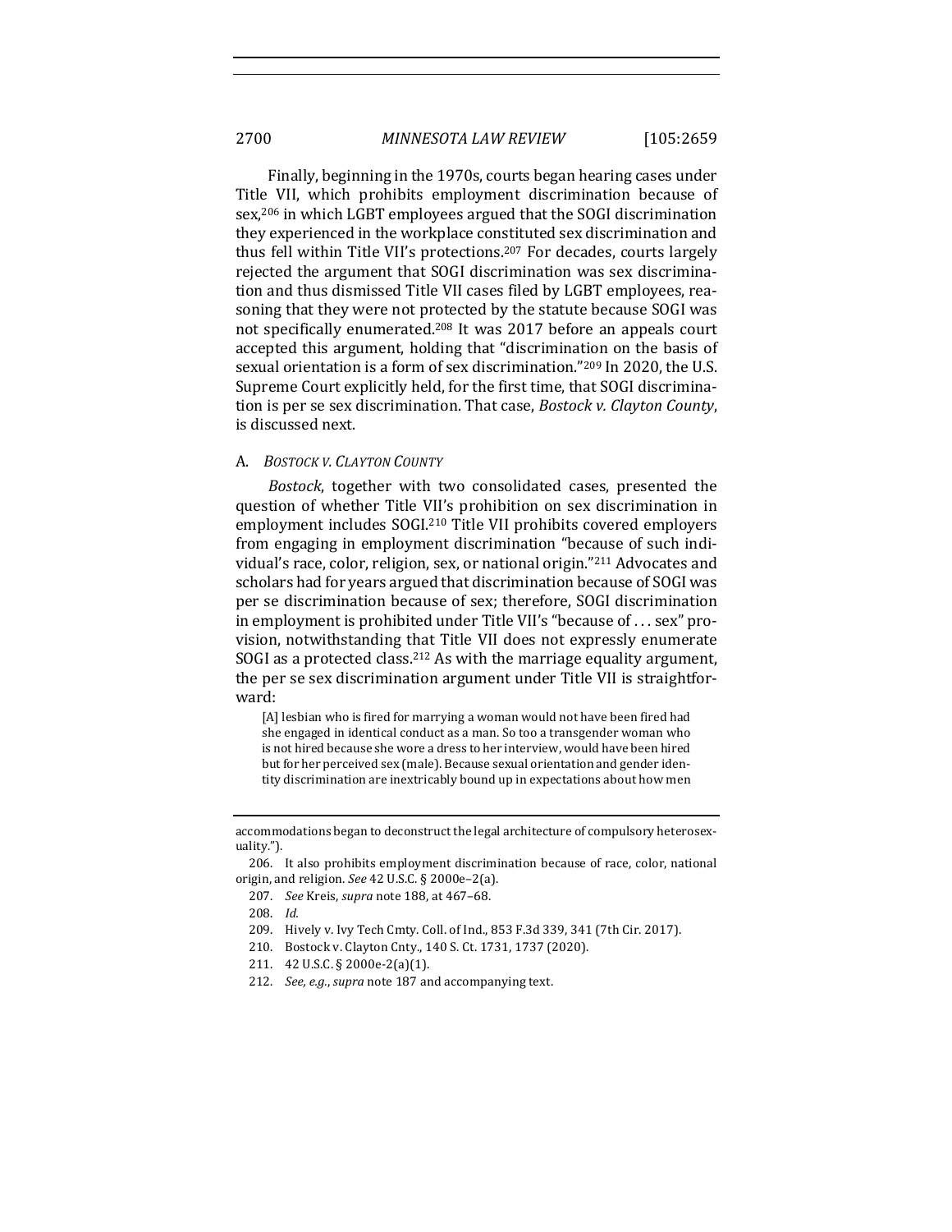Finally, beginning in the 1970s, courts began hearing cases under Title VII, which prohibits employment discrimination because of sex,[206] in which LGBT employees argued that the SOGI discrimination they experienced in the workplace constituted sex discrimination and thus fell within Title VII's protections.[207] For decades, courts largely rejected the argument that SOGI discrimination was sex discrimination and thus dismissed Title VII cases filed by LGBT employees, reasoning that they were not protected by the statute because SOGI was not specifically enumerated.[208] It was 2017 before an appeals court accepted this argument, holding that "discrimination on the basis of sexual orientation is a form of sex discrimination."[209] In 2020, the U.S. Supreme Court explicitly held, for the first time, that SOGI discrimination is per se sex discrimination. That case, *Bostock v. Clayton County*, is discussed next.

### A. *BOSTOCK V. CLAYTON COUNTY*

*Bostock*, together with two consolidated cases, presented the question of whether Title VII's prohibition on sex discrimination in employment includes SOGI.[210] Title VII prohibits covered employers from engaging in employment discrimination "because of such individual's race, color, religion, sex, or national origin."[211] Advocates and scholars had for years argued that discrimination because of SOGI was per se discrimination because of sex; therefore, SOGI discrimination in employment is prohibited under Title VII's "because of . . . sex" provision, notwithstanding that Title VII does not expressly enumerate SOGI as a protected class.[212] As with the marriage equality argument, the per se sex discrimination argument under Title VII is straightforward:

> [A] lesbian who is fired for marrying a woman would not have been fired had she engaged in identical conduct as a man. So too a transgender woman who is not hired because she wore a dress to her interview, would have been hired but for her perceived sex (male). Because sexual orientation and gender identity discrimination are inextricably bound up in expectations about how men

---

accommodations began to deconstruct the legal architecture of compulsory heterosexuality.").

206. It also prohibits employment discrimination because of race, color, national origin, and religion. *See* 42 U.S.C. § 2000e–2(a).

207. *See* Kreis, *supra* note 188, at 467–68.

208. *Id.*

209. Hively v. Ivy Tech Cmty. Coll. of Ind., 853 F.3d 339, 341 (7th Cir. 2017).

210. Bostock v. Clayton Cnty., 140 S. Ct. 1731, 1737 (2020).

211. 42 U.S.C. § 2000e-2(a)(1).

212. *See, e.g.*, *supra* note 187 and accompanying text.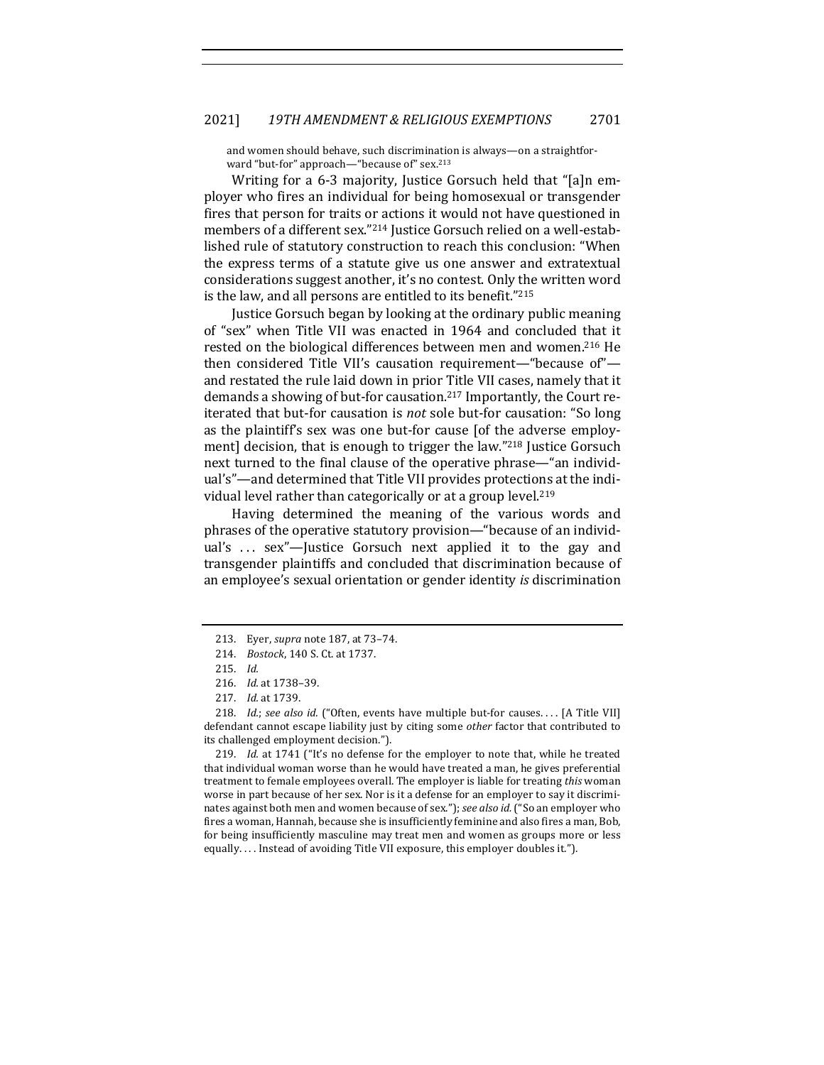and women should behave, such discrimination is always—on a straightforward "but-for" approach—"because of" sex.[213]

Writing for a 6-3 majority, Justice Gorsuch held that "[a]n employer who fires an individual for being homosexual or transgender fires that person for traits or actions it would not have questioned in members of a different sex."[214] Justice Gorsuch relied on a well-established rule of statutory construction to reach this conclusion: "When the express terms of a statute give us one answer and extratextual considerations suggest another, it's no contest. Only the written word is the law, and all persons are entitled to its benefit."[215]

Justice Gorsuch began by looking at the ordinary public meaning of "sex" when Title VII was enacted in 1964 and concluded that it rested on the biological differences between men and women.[216] He then considered Title VII's causation requirement—"because of"—and restated the rule laid down in prior Title VII cases, namely that it demands a showing of but-for causation.[217] Importantly, the Court reiterated that but-for causation is *not* sole but-for causation: "So long as the plaintiff's sex was one but-for cause [of the adverse employment] decision, that is enough to trigger the law."[218] Justice Gorsuch next turned to the final clause of the operative phrase—"an individual's"—and determined that Title VII provides protections at the individual level rather than categorically or at a group level.[219]

Having determined the meaning of the various words and phrases of the operative statutory provision—"because of an individual's . . . sex"—Justice Gorsuch next applied it to the gay and transgender plaintiffs and concluded that discrimination because of an employee's sexual orientation or gender identity *is* discrimination

---

213. Eyer, *supra* note 187, at 73–74.

214. *Bostock*, 140 S. Ct. at 1737.

215. *Id.*

216. *Id.* at 1738–39.

217. *Id.* at 1739.

218. *Id.*; *see also id.* ("Often, events have multiple but-for causes. . . . [A Title VII] defendant cannot escape liability just by citing some *other* factor that contributed to its challenged employment decision.").

219. *Id.* at 1741 ("It's no defense for the employer to note that, while he treated that individual woman worse than he would have treated a man, he gives preferential treatment to female employees overall. The employer is liable for treating *this* woman worse in part because of her sex. Nor is it a defense for an employer to say it discriminates against both men and women because of sex."); *see also id.* ("So an employer who fires a woman, Hannah, because she is insufficiently feminine and also fires a man, Bob, for being insufficiently masculine may treat men and women as groups more or less equally. . . . Instead of avoiding Title VII exposure, this employer doubles it.").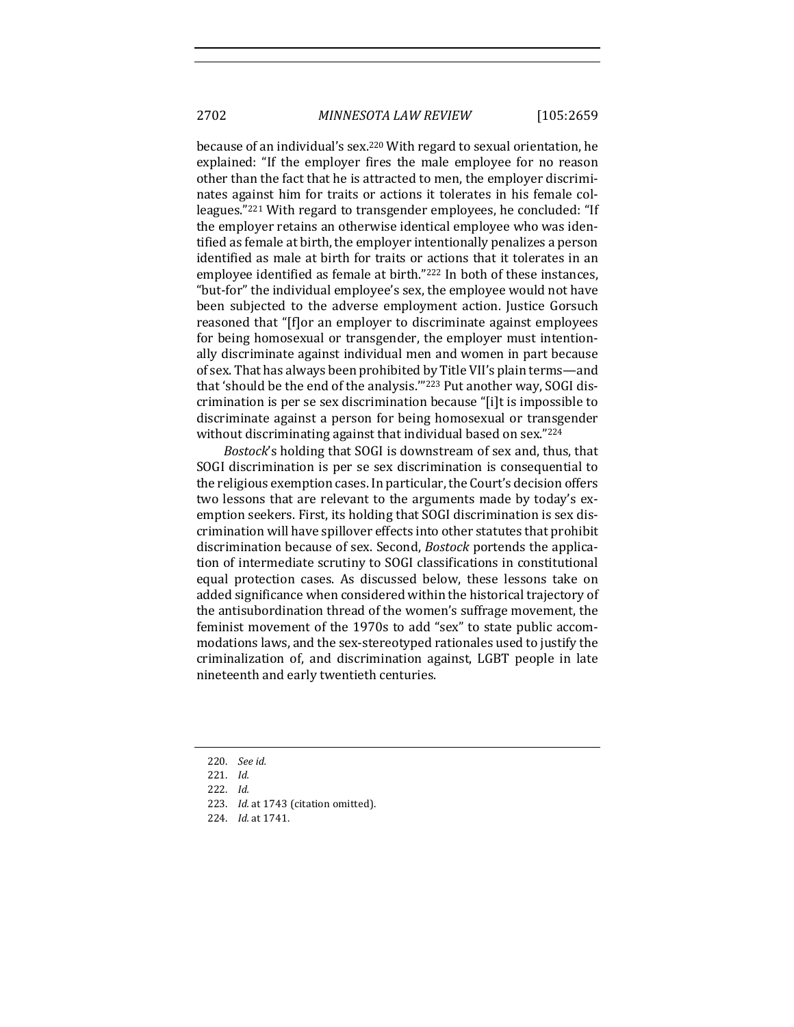because of an individual's sex.[220] With regard to sexual orientation, he explained: "If the employer fires the male employee for no reason other than the fact that he is attracted to men, the employer discriminates against him for traits or actions it tolerates in his female colleagues."[221] With regard to transgender employees, he concluded: "If the employer retains an otherwise identical employee who was identified as female at birth, the employer intentionally penalizes a person identified as male at birth for traits or actions that it tolerates in an employee identified as female at birth."[222] In both of these instances, "but-for" the individual employee's sex, the employee would not have been subjected to the adverse employment action. Justice Gorsuch reasoned that "[f]or an employer to discriminate against employees for being homosexual or transgender, the employer must intentionally discriminate against individual men and women in part because of sex. That has always been prohibited by Title VII's plain terms—and that 'should be the end of the analysis.'"[223] Put another way, SOGI discrimination is per se sex discrimination because "[i]t is impossible to discriminate against a person for being homosexual or transgender without discriminating against that individual based on sex."[224]

*Bostock*'s holding that SOGI is downstream of sex and, thus, that SOGI discrimination is per se sex discrimination is consequential to the religious exemption cases. In particular, the Court's decision offers two lessons that are relevant to the arguments made by today's exemption seekers. First, its holding that SOGI discrimination is sex discrimination will have spillover effects into other statutes that prohibit discrimination because of sex. Second, *Bostock* portends the application of intermediate scrutiny to SOGI classifications in constitutional equal protection cases. As discussed below, these lessons take on added significance when considered within the historical trajectory of the antisubordination thread of the women's suffrage movement, the feminist movement of the 1970s to add "sex" to state public accommodations laws, and the sex-stereotyped rationales used to justify the criminalization of, and discrimination against, LGBT people in late nineteenth and early twentieth centuries.

---

220. *See id.*

221. *Id.*

222. *Id.*

223. *Id.* at 1743 (citation omitted).

224. *Id.* at 1741.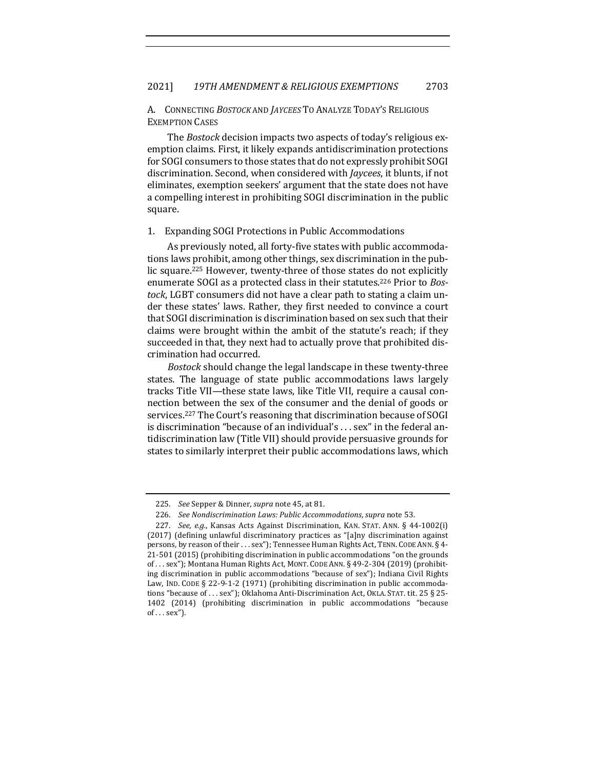### A. CONNECTING *BOSTOCK* AND *JAYCEES* TO ANALYZE TODAY'S RELIGIOUS EXEMPTION CASES

The *Bostock* decision impacts two aspects of today's religious exemption claims. First, it likely expands antidiscrimination protections for SOGI consumers to those states that do not expressly prohibit SOGI discrimination. Second, when considered with *Jaycees*, it blunts, if not eliminates, exemption seekers' argument that the state does not have a compelling interest in prohibiting SOGI discrimination in the public square.

#### 1. Expanding SOGI Protections in Public Accommodations

As previously noted, all forty-five states with public accommodations laws prohibit, among other things, sex discrimination in the public square.[225] However, twenty-three of those states do not explicitly enumerate SOGI as a protected class in their statutes.[226] Prior to *Bostock*, LGBT consumers did not have a clear path to stating a claim under these states' laws. Rather, they first needed to convince a court that SOGI discrimination is discrimination based on sex such that their claims were brought within the ambit of the statute's reach; if they succeeded in that, they next had to actually prove that prohibited discrimination had occurred.

*Bostock* should change the legal landscape in these twenty-three states. The language of state public accommodations laws largely tracks Title VII—these state laws, like Title VII, require a causal connection between the sex of the consumer and the denial of goods or services.[227] The Court's reasoning that discrimination because of SOGI is discrimination "because of an individual's . . . sex" in the federal antidiscrimination law (Title VII) should provide persuasive grounds for states to similarly interpret their public accommodations laws, which

---

225. *See* Sepper & Dinner, *supra* note 45, at 81.

226. *See Nondiscrimination Laws: Public Accommodations*, *supra* note 53.

227. *See, e.g.*, Kansas Acts Against Discrimination, KAN. STAT. ANN. § 44-1002(i) (2017) (defining unlawful discriminatory practices as "[a]ny discrimination against persons, by reason of their . . . sex"); Tennessee Human Rights Act, TENN. CODE ANN. § 4-21-501 (2015) (prohibiting discrimination in public accommodations "on the grounds of . . . sex"); Montana Human Rights Act, MONT. CODE ANN. § 49-2-304 (2019) (prohibiting discrimination in public accommodations "because of sex"); Indiana Civil Rights Law, IND. CODE § 22-9-1-2 (1971) (prohibiting discrimination in public accommodations "because of . . . sex"); Oklahoma Anti-Discrimination Act, OKLA. STAT. tit. 25 § 25-1402 (2014) (prohibiting discrimination in public accommodations "because of . . . sex").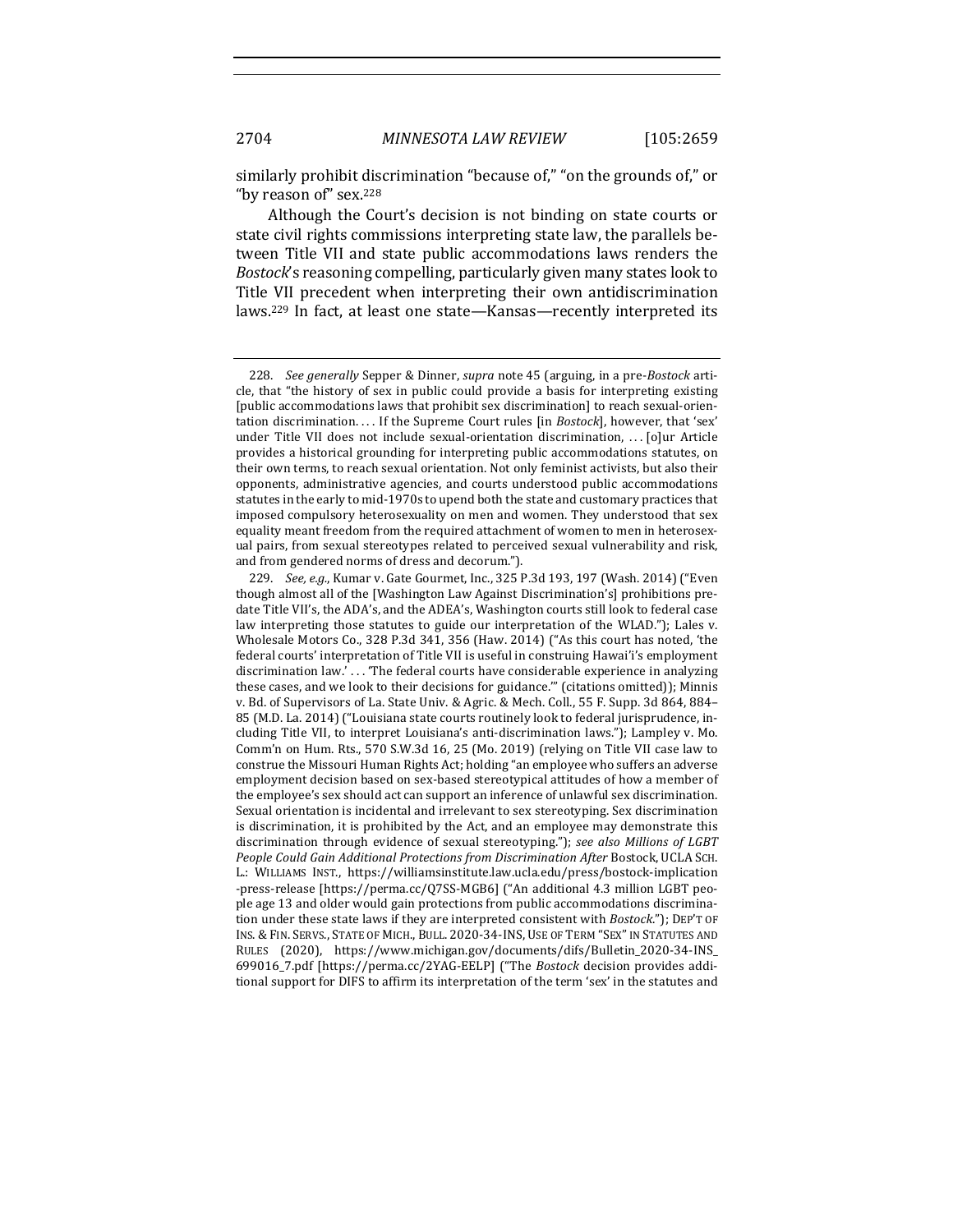similarly prohibit discrimination "because of," "on the grounds of," or "by reason of" sex.[228]

Although the Court's decision is not binding on state courts or state civil rights commissions interpreting state law, the parallels between Title VII and state public accommodations laws renders the *Bostock*'s reasoning compelling, particularly given many states look to Title VII precedent when interpreting their own antidiscrimination laws.[229] In fact, at least one state—Kansas—recently interpreted its

---

228. *See generally* Sepper & Dinner, *supra* note 45 (arguing, in a pre-*Bostock* article, that "the history of sex in public could provide a basis for interpreting existing [public accommodations laws that prohibit sex discrimination] to reach sexual-orientation discrimination. . . . If the Supreme Court rules [in *Bostock*], however, that 'sex' under Title VII does not include sexual-orientation discrimination, . . . [o]ur Article provides a historical grounding for interpreting public accommodations statutes, on their own terms, to reach sexual orientation. Not only feminist activists, but also their opponents, administrative agencies, and courts understood public accommodations statutes in the early to mid-1970s to upend both the state and customary practices that imposed compulsory heterosexuality on men and women. They understood that sex equality meant freedom from the required attachment of women to men in heterosexual pairs, from sexual stereotypes related to perceived sexual vulnerability and risk, and from gendered norms of dress and decorum.").

229. *See, e.g.*, Kumar v. Gate Gourmet, Inc., 325 P.3d 193, 197 (Wash. 2014) ("Even though almost all of the [Washington Law Against Discrimination's] prohibitions predate Title VII's, the ADA's, and the ADEA's, Washington courts still look to federal case law interpreting those statutes to guide our interpretation of the WLAD."); Lales v. Wholesale Motors Co., 328 P.3d 341, 356 (Haw. 2014) ("As this court has noted, 'the federal courts' interpretation of Title VII is useful in construing Hawai'i's employment discrimination law.' . . . 'The federal courts have considerable experience in analyzing these cases, and we look to their decisions for guidance.'" (citations omitted)); Minnis v. Bd. of Supervisors of La. State Univ. & Agric. & Mech. Coll., 55 F. Supp. 3d 864, 884–85 (M.D. La. 2014) ("Louisiana state courts routinely look to federal jurisprudence, including Title VII, to interpret Louisiana's anti-discrimination laws."); Lampley v. Mo. Comm'n on Hum. Rts., 570 S.W.3d 16, 25 (Mo. 2019) (relying on Title VII case law to construe the Missouri Human Rights Act; holding "an employee who suffers an adverse employment decision based on sex-based stereotypical attitudes of how a member of the employee's sex should act can support an inference of unlawful sex discrimination. Sexual orientation is incidental and irrelevant to sex stereotyping. Sex discrimination is discrimination, it is prohibited by the Act, and an employee may demonstrate this discrimination through evidence of sexual stereotyping."); *see also Millions of LGBT People Could Gain Additional Protections from Discrimination After* Bostock, UCLA SCH. L.: WILLIAMS INST., https://williamsinstitute.law.ucla.edu/press/bostock-implication-press-release [https://perma.cc/Q7SS-MGB6] ("An additional 4.3 million LGBT people age 13 and older would gain protections from public accommodations discrimination under these state laws if they are interpreted consistent with *Bostock*."); DEP'T OF INS. & FIN. SERVS., STATE OF MICH., BULL. 2020-34-INS, USE OF TERM "SEX" IN STATUTES AND RULES (2020), https://www.michigan.gov/documents/difs/Bulletin_2020-34-INS_699016_7.pdf [https://perma.cc/2YAG-EELP] ("The *Bostock* decision provides additional support for DIFS to affirm its interpretation of the term 'sex' in the statutes and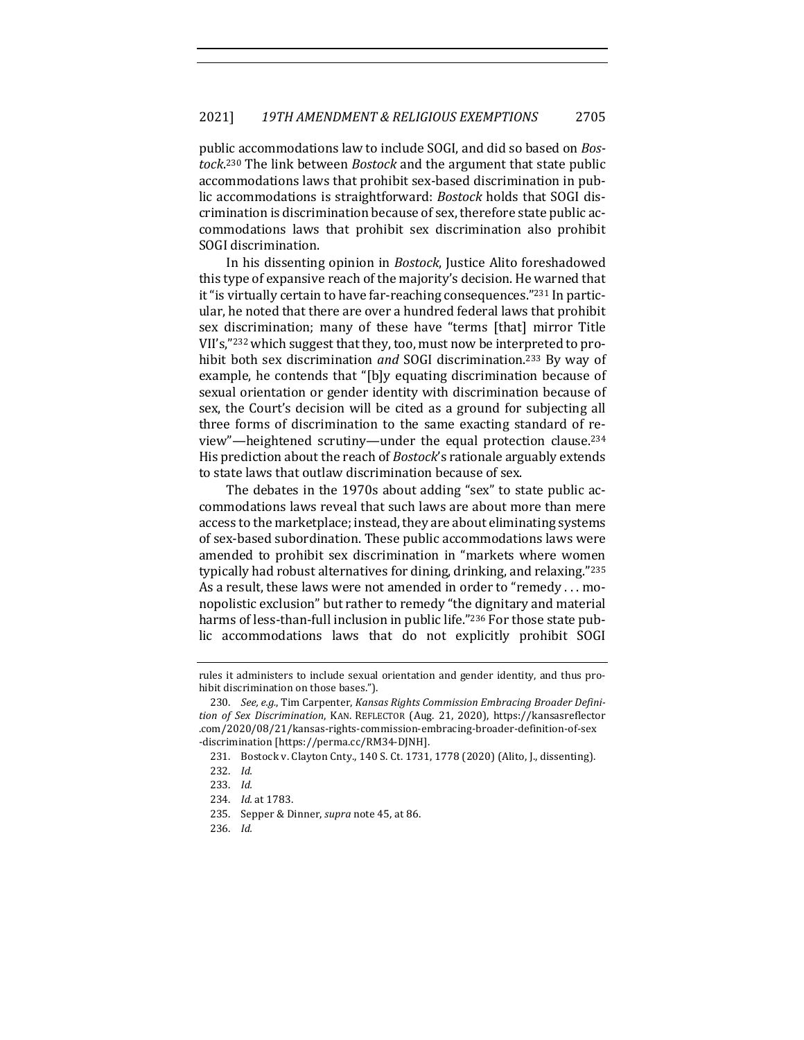public accommodations law to include SOGI, and did so based on *Bostock*.[230] The link between *Bostock* and the argument that state public accommodations laws that prohibit sex-based discrimination in public accommodations is straightforward: *Bostock* holds that SOGI discrimination is discrimination because of sex, therefore state public accommodations laws that prohibit sex discrimination also prohibit SOGI discrimination.

In his dissenting opinion in *Bostock*, Justice Alito foreshadowed this type of expansive reach of the majority's decision. He warned that it "is virtually certain to have far-reaching consequences."[231] In particular, he noted that there are over a hundred federal laws that prohibit sex discrimination; many of these have "terms [that] mirror Title VII's,"[232] which suggest that they, too, must now be interpreted to prohibit both sex discrimination *and* SOGI discrimination.[233] By way of example, he contends that "[b]y equating discrimination because of sexual orientation or gender identity with discrimination because of sex, the Court's decision will be cited as a ground for subjecting all three forms of discrimination to the same exacting standard of review"—heightened scrutiny—under the equal protection clause.[234] His prediction about the reach of *Bostock*'s rationale arguably extends to state laws that outlaw discrimination because of sex.

The debates in the 1970s about adding "sex" to state public accommodations laws reveal that such laws are about more than mere access to the marketplace; instead, they are about eliminating systems of sex-based subordination. These public accommodations laws were amended to prohibit sex discrimination in "markets where women typically had robust alternatives for dining, drinking, and relaxing."[235] As a result, these laws were not amended in order to "remedy . . . monopolistic exclusion" but rather to remedy "the dignitary and material harms of less-than-full inclusion in public life."[236] For those state public accommodations laws that do not explicitly prohibit SOGI

rules it administers to include sexual orientation and gender identity, and thus prohibit discrimination on those bases.").

230. *See, e.g.*, Tim Carpenter, *Kansas Rights Commission Embracing Broader Definition of Sex Discrimination*, KAN. REFLECTOR (Aug. 21, 2020), https://kansasreflector.com/2020/08/21/kansas-rights-commission-embracing-broader-definition-of-sex-discrimination [https://perma.cc/RM34-DJNH].

231. Bostock v. Clayton Cnty., 140 S. Ct. 1731, 1778 (2020) (Alito, J., dissenting).

232. *Id.*

233. *Id.*

234. *Id.* at 1783.

235. Sepper & Dinner, *supra* note 45, at 86.

236. *Id.*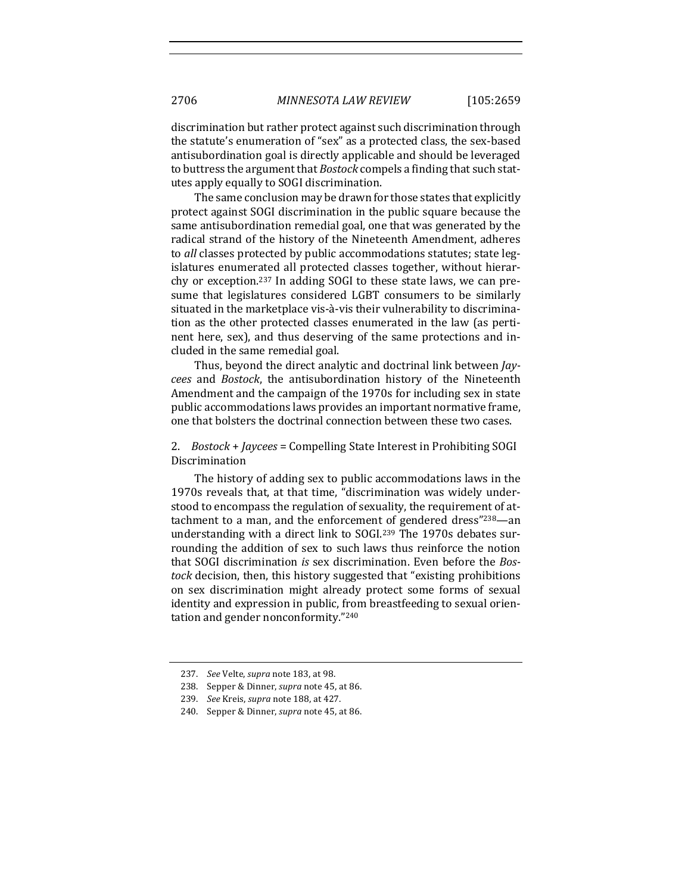discrimination but rather protect against such discrimination through the statute's enumeration of "sex" as a protected class, the sex-based antisubordination goal is directly applicable and should be leveraged to buttress the argument that *Bostock* compels a finding that such statutes apply equally to SOGI discrimination.

The same conclusion may be drawn for those states that explicitly protect against SOGI discrimination in the public square because the same antisubordination remedial goal, one that was generated by the radical strand of the history of the Nineteenth Amendment, adheres to *all* classes protected by public accommodations statutes; state legislatures enumerated all protected classes together, without hierarchy or exception.[237] In adding SOGI to these state laws, we can presume that legislatures considered LGBT consumers to be similarly situated in the marketplace vis-à-vis their vulnerability to discrimination as the other protected classes enumerated in the law (as pertinent here, sex), and thus deserving of the same protections and included in the same remedial goal.

Thus, beyond the direct analytic and doctrinal link between *Jaycees* and *Bostock*, the antisubordination history of the Nineteenth Amendment and the campaign of the 1970s for including sex in state public accommodations laws provides an important normative frame, one that bolsters the doctrinal connection between these two cases.

### 2. *Bostock* + *Jaycees* = Compelling State Interest in Prohibiting SOGI Discrimination

The history of adding sex to public accommodations laws in the 1970s reveals that, at that time, "discrimination was widely understood to encompass the regulation of sexuality, the requirement of attachment to a man, and the enforcement of gendered dress"[238]—an understanding with a direct link to SOGI.[239] The 1970s debates surrounding the addition of sex to such laws thus reinforce the notion that SOGI discrimination *is* sex discrimination. Even before the *Bostock* decision, then, this history suggested that "existing prohibitions on sex discrimination might already protect some forms of sexual identity and expression in public, from breastfeeding to sexual orientation and gender nonconformity."[240]

---

237. *See* Velte, *supra* note 183, at 98.

238. Sepper & Dinner, *supra* note 45, at 86.

239. *See* Kreis, *supra* note 188, at 427.

240. Sepper & Dinner, *supra* note 45, at 86.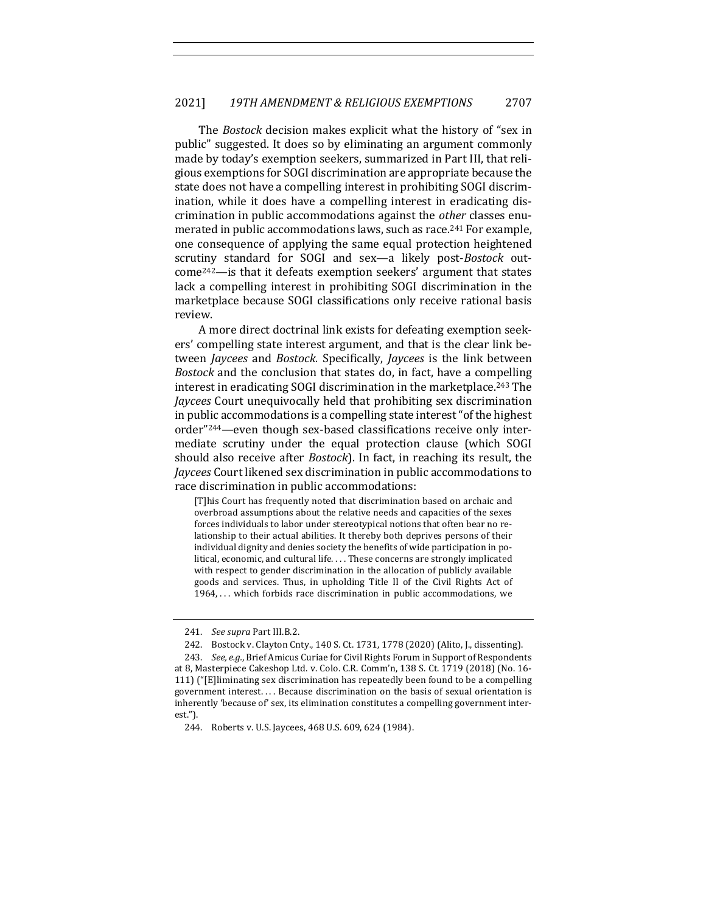The *Bostock* decision makes explicit what the history of "sex in public" suggested. It does so by eliminating an argument commonly made by today's exemption seekers, summarized in Part III, that religious exemptions for SOGI discrimination are appropriate because the state does not have a compelling interest in prohibiting SOGI discrimination, while it does have a compelling interest in eradicating discrimination in public accommodations against the *other* classes enumerated in public accommodations laws, such as race.[241] For example, one consequence of applying the same equal protection heightened scrutiny standard for SOGI and sex—a likely post-*Bostock* outcome[242]—is that it defeats exemption seekers' argument that states lack a compelling interest in prohibiting SOGI discrimination in the marketplace because SOGI classifications only receive rational basis review.

A more direct doctrinal link exists for defeating exemption seekers' compelling state interest argument, and that is the clear link between *Jaycees* and *Bostock*. Specifically, *Jaycees* is the link between *Bostock* and the conclusion that states do, in fact, have a compelling interest in eradicating SOGI discrimination in the marketplace.[243] The *Jaycees* Court unequivocally held that prohibiting sex discrimination in public accommodations is a compelling state interest "of the highest order"[244]—even though sex-based classifications receive only intermediate scrutiny under the equal protection clause (which SOGI should also receive after *Bostock*). In fact, in reaching its result, the *Jaycees* Court likened sex discrimination in public accommodations to race discrimination in public accommodations:

> [T]his Court has frequently noted that discrimination based on archaic and overbroad assumptions about the relative needs and capacities of the sexes forces individuals to labor under stereotypical notions that often bear no relationship to their actual abilities. It thereby both deprives persons of their individual dignity and denies society the benefits of wide participation in political, economic, and cultural life. . . . These concerns are strongly implicated with respect to gender discrimination in the allocation of publicly available goods and services. Thus, in upholding Title II of the Civil Rights Act of 1964, . . . which forbids race discrimination in public accommodations, we

---

241. *See supra* Part III.B.2.

242. Bostock v. Clayton Cnty., 140 S. Ct. 1731, 1778 (2020) (Alito, J., dissenting).

243. *See, e.g.*, Brief Amicus Curiae for Civil Rights Forum in Support of Respondents at 8, Masterpiece Cakeshop Ltd. v. Colo. C.R. Comm'n, 138 S. Ct. 1719 (2018) (No. 16-111) ("[E]liminating sex discrimination has repeatedly been found to be a compelling government interest. . . . Because discrimination on the basis of sexual orientation is inherently 'because of' sex, its elimination constitutes a compelling government interest.").

244. Roberts v. U.S. Jaycees, 468 U.S. 609, 624 (1984).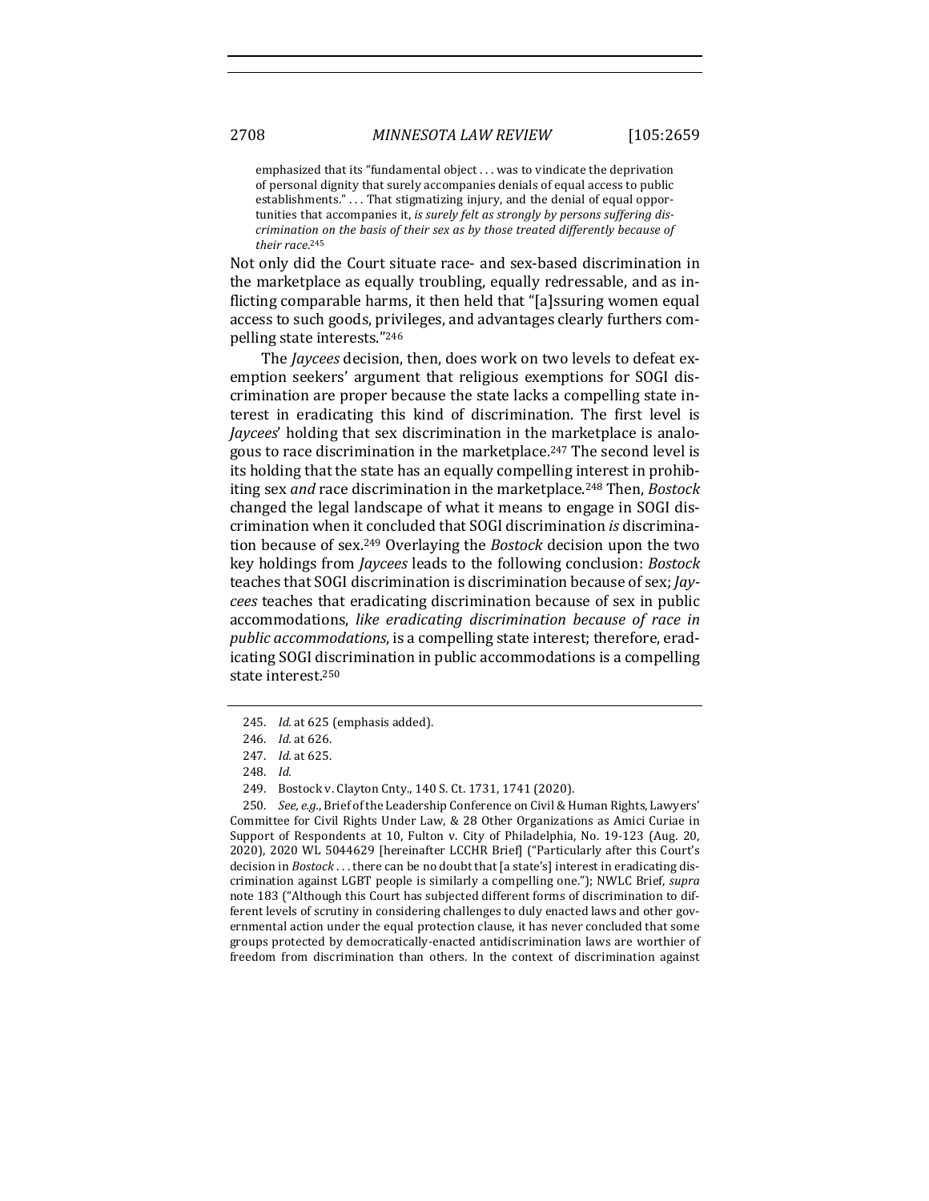> emphasized that its "fundamental object . . . was to vindicate the deprivation of personal dignity that surely accompanies denials of equal access to public establishments." . . . That stigmatizing injury, and the denial of equal opportunities that accompanies it, *is surely felt as strongly by persons suffering discrimination on the basis of their sex as by those treated differently because of their race*.[245]

Not only did the Court situate race- and sex-based discrimination in the marketplace as equally troubling, equally redressable, and as inflicting comparable harms, it then held that "[a]ssuring women equal access to such goods, privileges, and advantages clearly furthers compelling state interests."[246]

The *Jaycees* decision, then, does work on two levels to defeat exemption seekers' argument that religious exemptions for SOGI discrimination are proper because the state lacks a compelling state interest in eradicating this kind of discrimination. The first level is *Jaycees*' holding that sex discrimination in the marketplace is analogous to race discrimination in the marketplace.[247] The second level is its holding that the state has an equally compelling interest in prohibiting sex *and* race discrimination in the marketplace.[248] Then, *Bostock* changed the legal landscape of what it means to engage in SOGI discrimination when it concluded that SOGI discrimination *is* discrimination because of sex.[249] Overlaying the *Bostock* decision upon the two key holdings from *Jaycees* leads to the following conclusion: *Bostock* teaches that SOGI discrimination is discrimination because of sex; *Jaycees* teaches that eradicating discrimination because of sex in public accommodations, *like eradicating discrimination because of race in public accommodations*, is a compelling state interest; therefore, eradicating SOGI discrimination in public accommodations is a compelling state interest.[250]

---

245. *Id.* at 625 (emphasis added).

246. *Id.* at 626.

247. *Id.* at 625.

248. *Id.*

249. Bostock v. Clayton Cnty., 140 S. Ct. 1731, 1741 (2020).

250. *See, e.g.*, Brief of the Leadership Conference on Civil & Human Rights, Lawyers' Committee for Civil Rights Under Law, & 28 Other Organizations as Amici Curiae in Support of Respondents at 10, Fulton v. City of Philadelphia, No. 19-123 (Aug. 20, 2020), 2020 WL 5044629 [hereinafter LCCHR Brief] ("Particularly after this Court's decision in *Bostock* . . . there can be no doubt that [a state's] interest in eradicating discrimination against LGBT people is similarly a compelling one."); NWLC Brief, *supra* note 183 ("Although this Court has subjected different forms of discrimination to different levels of scrutiny in considering challenges to duly enacted laws and other governmental action under the equal protection clause, it has never concluded that some groups protected by democratically-enacted antidiscrimination laws are worthier of freedom from discrimination than others. In the context of discrimination against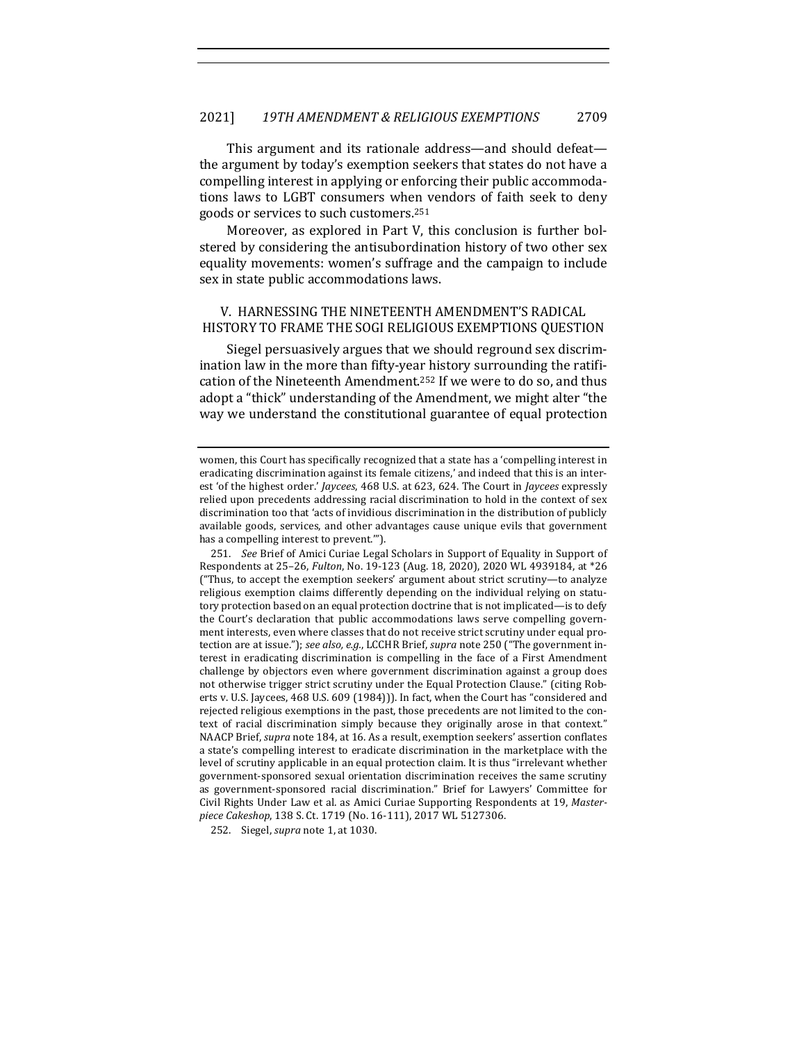This argument and its rationale address—and should defeat—the argument by today's exemption seekers that states do not have a compelling interest in applying or enforcing their public accommodations laws to LGBT consumers when vendors of faith seek to deny goods or services to such customers.[251]

Moreover, as explored in Part V, this conclusion is further bolstered by considering the antisubordination history of two other sex equality movements: women's suffrage and the campaign to include sex in state public accommodations laws.

## V. HARNESSING THE NINETEENTH AMENDMENT'S RADICAL HISTORY TO FRAME THE SOGI RELIGIOUS EXEMPTIONS QUESTION

Siegel persuasively argues that we should reground sex discrimination law in the more than fifty-year history surrounding the ratification of the Nineteenth Amendment.[252] If we were to do so, and thus adopt a "thick" understanding of the Amendment, we might alter "the way we understand the constitutional guarantee of equal protection

---

women, this Court has specifically recognized that a state has a 'compelling interest in eradicating discrimination against its female citizens,' and indeed that this is an interest 'of the highest order.' *Jaycees*, 468 U.S. at 623, 624. The Court in *Jaycees* expressly relied upon precedents addressing racial discrimination to hold in the context of sex discrimination too that 'acts of invidious discrimination in the distribution of publicly available goods, services, and other advantages cause unique evils that government has a compelling interest to prevent.'").

251. *See* Brief of Amici Curiae Legal Scholars in Support of Equality in Support of Respondents at 25–26, *Fulton*, No. 19-123 (Aug. 18, 2020), 2020 WL 4939184, at *26 ("Thus, to accept the exemption seekers' argument about strict scrutiny—to analyze religious exemption claims differently depending on the individual relying on statutory protection based on an equal protection doctrine that is not implicated—is to defy the Court's declaration that public accommodations laws serve compelling government interests, even where classes that do not receive strict scrutiny under equal protection are at issue."); *see also, e.g.*, LCCHR Brief, *supra* note 250 ("The government interest in eradicating discrimination is compelling in the face of a First Amendment challenge by objectors even where government discrimination against a group does not otherwise trigger strict scrutiny under the Equal Protection Clause." (citing Roberts v. U.S. Jaycees, 468 U.S. 609 (1984))). In fact, when the Court has "considered and rejected religious exemptions in the past, those precedents are not limited to the context of racial discrimination simply because they originally arose in that context." NAACP Brief, *supra* note 184, at 16. As a result, exemption seekers' assertion conflates a state's compelling interest to eradicate discrimination in the marketplace with the level of scrutiny applicable in an equal protection claim. It is thus "irrelevant whether government-sponsored sexual orientation discrimination receives the same scrutiny as government-sponsored racial discrimination." Brief for Lawyers' Committee for Civil Rights Under Law et al. as Amici Curiae Supporting Respondents at 19, *Masterpiece Cakeshop*, 138 S. Ct. 1719 (No. 16-111), 2017 WL 5127306.

252. Siegel, *supra* note 1, at 1030.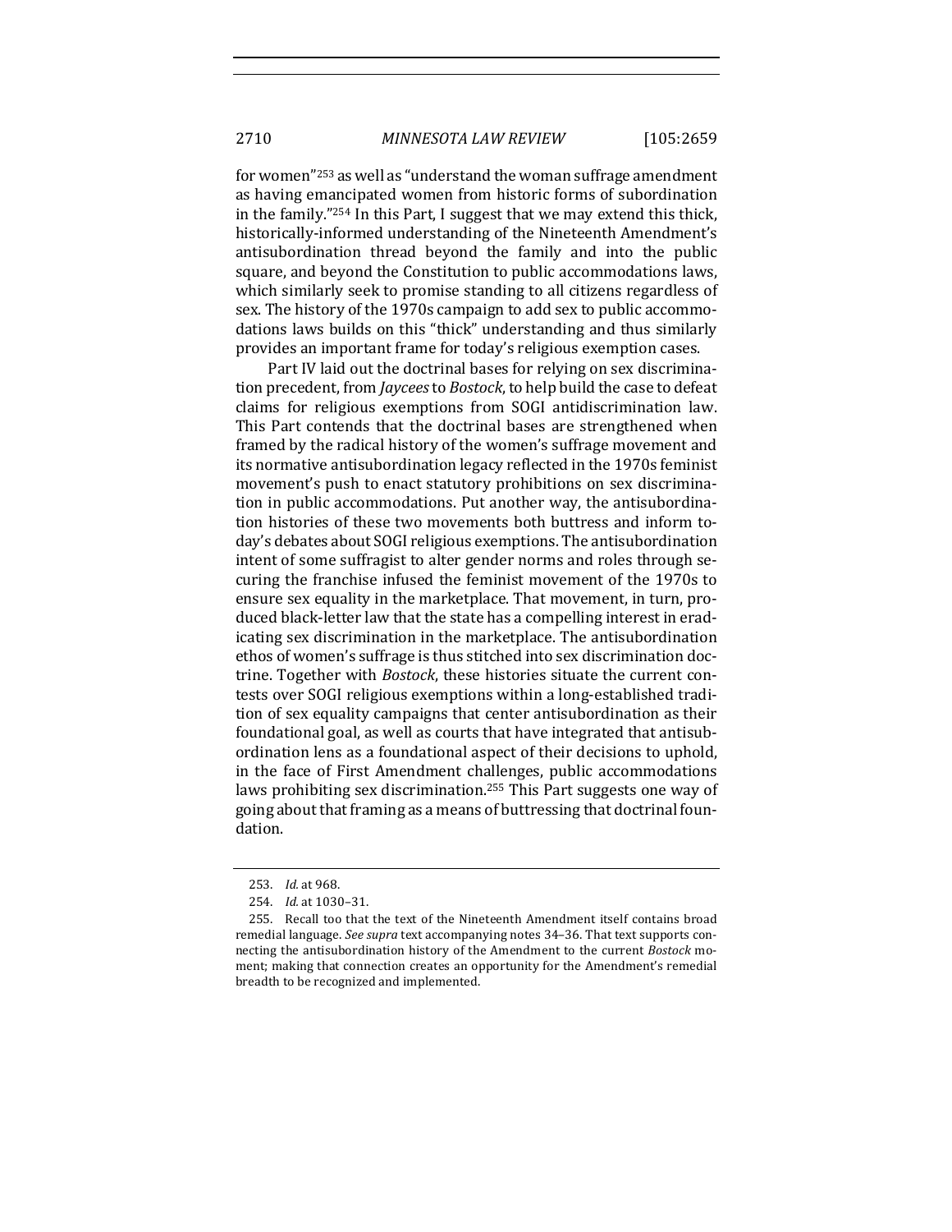for women"[253] as well as "understand the woman suffrage amendment as having emancipated women from historic forms of subordination in the family."[254] In this Part, I suggest that we may extend this thick, historically-informed understanding of the Nineteenth Amendment's antisubordination thread beyond the family and into the public square, and beyond the Constitution to public accommodations laws, which similarly seek to promise standing to all citizens regardless of sex. The history of the 1970s campaign to add sex to public accommodations laws builds on this "thick" understanding and thus similarly provides an important frame for today's religious exemption cases.

Part IV laid out the doctrinal bases for relying on sex discrimination precedent, from *Jaycees* to *Bostock*, to help build the case to defeat claims for religious exemptions from SOGI antidiscrimination law. This Part contends that the doctrinal bases are strengthened when framed by the radical history of the women's suffrage movement and its normative antisubordination legacy reflected in the 1970s feminist movement's push to enact statutory prohibitions on sex discrimination in public accommodations. Put another way, the antisubordination histories of these two movements both buttress and inform today's debates about SOGI religious exemptions. The antisubordination intent of some suffragist to alter gender norms and roles through securing the franchise infused the feminist movement of the 1970s to ensure sex equality in the marketplace. That movement, in turn, produced black-letter law that the state has a compelling interest in eradicating sex discrimination in the marketplace. The antisubordination ethos of women's suffrage is thus stitched into sex discrimination doctrine. Together with *Bostock*, these histories situate the current contests over SOGI religious exemptions within a long-established tradition of sex equality campaigns that center antisubordination as their foundational goal, as well as courts that have integrated that antisubordination lens as a foundational aspect of their decisions to uphold, in the face of First Amendment challenges, public accommodations laws prohibiting sex discrimination.[255] This Part suggests one way of going about that framing as a means of buttressing that doctrinal foundation.

253. *Id.* at 968.

254. *Id.* at 1030–31.

255. Recall too that the text of the Nineteenth Amendment itself contains broad remedial language. *See supra* text accompanying notes 34–36. That text supports connecting the antisubordination history of the Amendment to the current *Bostock* moment; making that connection creates an opportunity for the Amendment's remedial breadth to be recognized and implemented.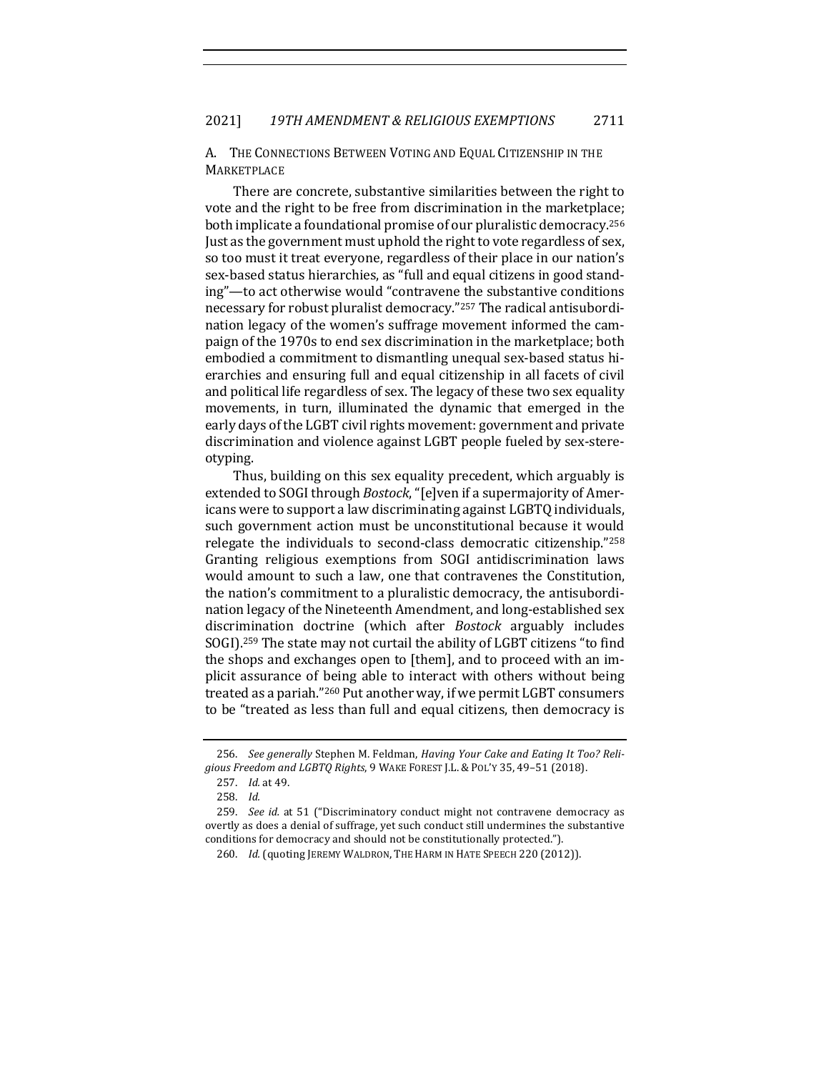## A. The Connections Between Voting and Equal Citizenship in the Marketplace

There are concrete, substantive similarities between the right to vote and the right to be free from discrimination in the marketplace; both implicate a foundational promise of our pluralistic democracy.[256] Just as the government must uphold the right to vote regardless of sex, so too must it treat everyone, regardless of their place in our nation's sex-based status hierarchies, as "full and equal citizens in good standing"—to act otherwise would "contravene the substantive conditions necessary for robust pluralist democracy."[257] The radical antisubordination legacy of the women's suffrage movement informed the campaign of the 1970s to end sex discrimination in the marketplace; both embodied a commitment to dismantling unequal sex-based status hierarchies and ensuring full and equal citizenship in all facets of civil and political life regardless of sex. The legacy of these two sex equality movements, in turn, illuminated the dynamic that emerged in the early days of the LGBT civil rights movement: government and private discrimination and violence against LGBT people fueled by sex-stereotyping.

Thus, building on this sex equality precedent, which arguably is extended to SOGI through *Bostock*, "[e]ven if a supermajority of Americans were to support a law discriminating against LGBTQ individuals, such government action must be unconstitutional because it would relegate the individuals to second-class democratic citizenship."[258] Granting religious exemptions from SOGI antidiscrimination laws would amount to such a law, one that contravenes the Constitution, the nation's commitment to a pluralistic democracy, the antisubordination legacy of the Nineteenth Amendment, and long-established sex discrimination doctrine (which after *Bostock* arguably includes SOGI).[259] The state may not curtail the ability of LGBT citizens "to find the shops and exchanges open to [them], and to proceed with an implicit assurance of being able to interact with others without being treated as a pariah."[260] Put another way, if we permit LGBT consumers to be "treated as less than full and equal citizens, then democracy is

---

256. *See generally* Stephen M. Feldman, *Having Your Cake and Eating It Too? Religious Freedom and LGBTQ Rights*, 9 Wake Forest J.L. & Pol'y 35, 49–51 (2018).

257. *Id.* at 49.

258. *Id.*

259. *See id.* at 51 ("Discriminatory conduct might not contravene democracy as overtly as does a denial of suffrage, yet such conduct still undermines the substantive conditions for democracy and should not be constitutionally protected.").

260. *Id.* (quoting Jeremy Waldron, The Harm in Hate Speech 220 (2012)).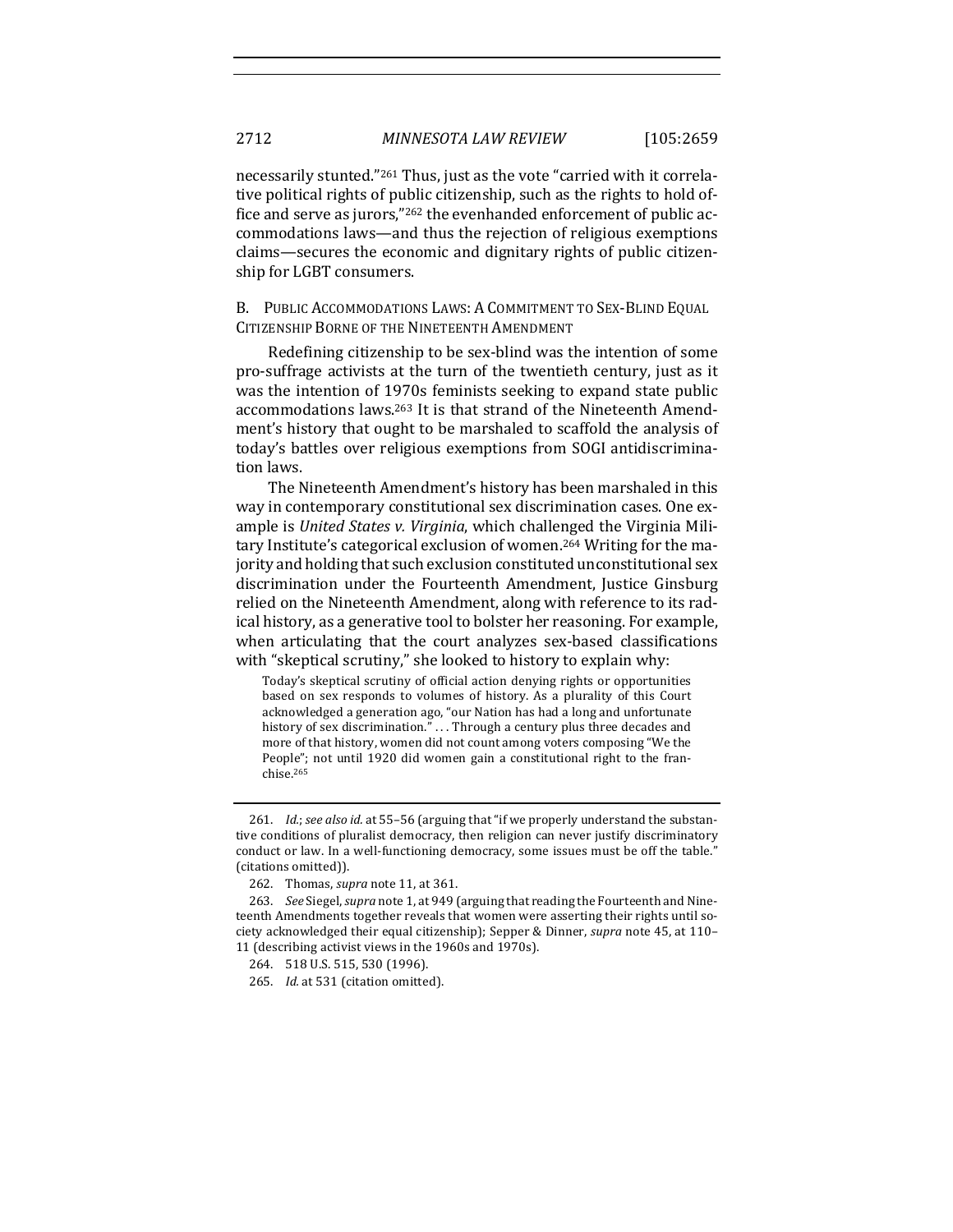necessarily stunted."[261] Thus, just as the vote "carried with it correlative political rights of public citizenship, such as the rights to hold office and serve as jurors,"[262] the evenhanded enforcement of public accommodations laws—and thus the rejection of religious exemptions claims—secures the economic and dignitary rights of public citizenship for LGBT consumers.

### B. Public Accommodations Laws: A Commitment to Sex-Blind Equal Citizenship Borne of the Nineteenth Amendment

Redefining citizenship to be sex-blind was the intention of some pro-suffrage activists at the turn of the twentieth century, just as it was the intention of 1970s feminists seeking to expand state public accommodations laws.[263] It is that strand of the Nineteenth Amendment's history that ought to be marshaled to scaffold the analysis of today's battles over religious exemptions from SOGI antidiscrimination laws.

The Nineteenth Amendment's history has been marshaled in this way in contemporary constitutional sex discrimination cases. One example is *United States v. Virginia*, which challenged the Virginia Military Institute's categorical exclusion of women.[264] Writing for the majority and holding that such exclusion constituted unconstitutional sex discrimination under the Fourteenth Amendment, Justice Ginsburg relied on the Nineteenth Amendment, along with reference to its radical history, as a generative tool to bolster her reasoning. For example, when articulating that the court analyzes sex-based classifications with "skeptical scrutiny," she looked to history to explain why:

> Today's skeptical scrutiny of official action denying rights or opportunities based on sex responds to volumes of history. As a plurality of this Court acknowledged a generation ago, "our Nation has had a long and unfortunate history of sex discrimination." . . . Through a century plus three decades and more of that history, women did not count among voters composing "We the People"; not until 1920 did women gain a constitutional right to the franchise.[265]

---

261. *Id.*; *see also id.* at 55–56 (arguing that "if we properly understand the substantive conditions of pluralist democracy, then religion can never justify discriminatory conduct or law. In a well-functioning democracy, some issues must be off the table." (citations omitted)).

262. Thomas, *supra* note 11, at 361.

263. *See* Siegel, *supra* note 1, at 949 (arguing that reading the Fourteenth and Nineteenth Amendments together reveals that women were asserting their rights until society acknowledged their equal citizenship); Sepper & Dinner, *supra* note 45, at 110–11 (describing activist views in the 1960s and 1970s).

264. 518 U.S. 515, 530 (1996).

265. *Id.* at 531 (citation omitted).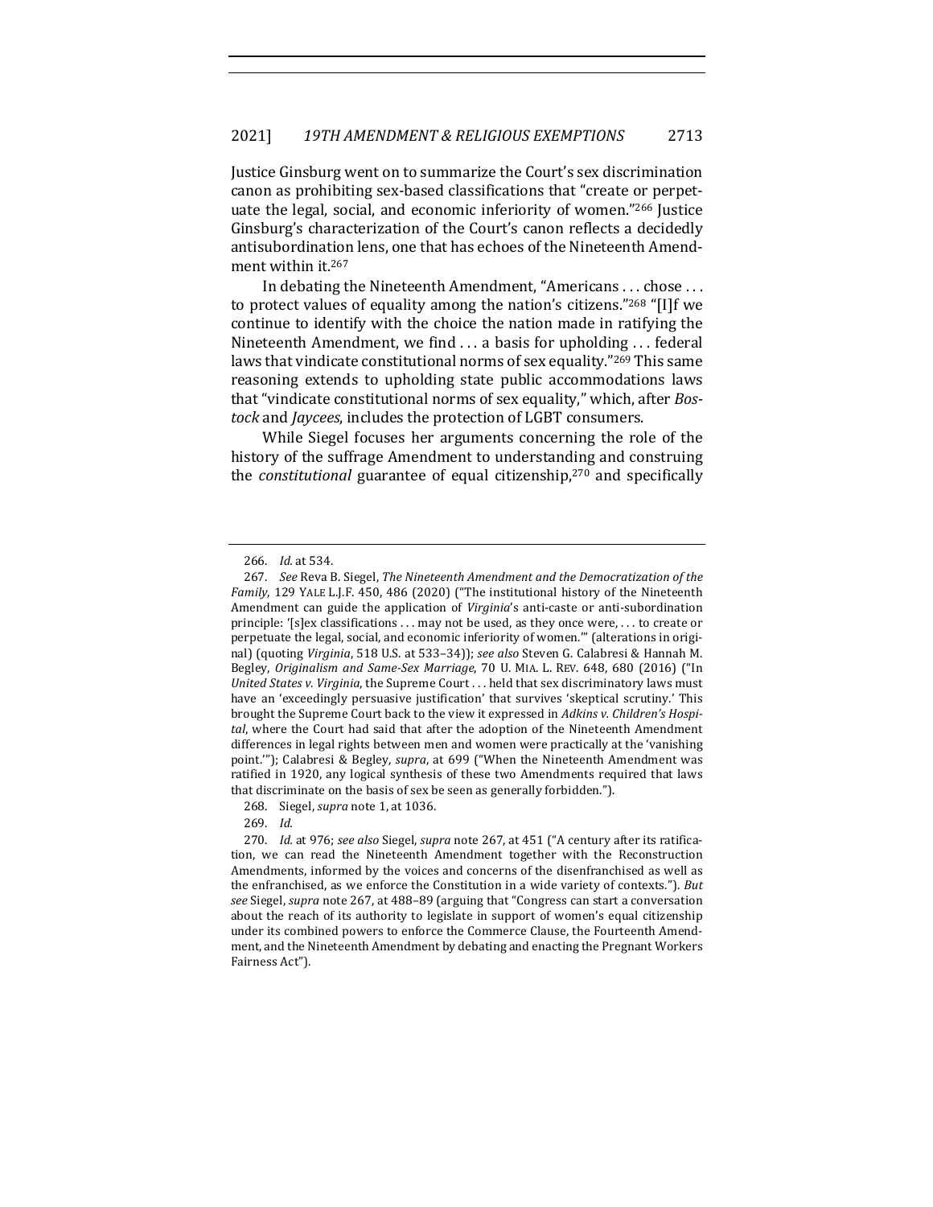Justice Ginsburg went on to summarize the Court's sex discrimination canon as prohibiting sex-based classifications that "create or perpetuate the legal, social, and economic inferiority of women."[266] Justice Ginsburg's characterization of the Court's canon reflects a decidedly antisubordination lens, one that has echoes of the Nineteenth Amendment within it.[267]

In debating the Nineteenth Amendment, "Americans . . . chose . . . to protect values of equality among the nation's citizens."[268] "[I]f we continue to identify with the choice the nation made in ratifying the Nineteenth Amendment, we find . . . a basis for upholding . . . federal laws that vindicate constitutional norms of sex equality."[269] This same reasoning extends to upholding state public accommodations laws that "vindicate constitutional norms of sex equality," which, after *Bostock* and *Jaycees*, includes the protection of LGBT consumers.

While Siegel focuses her arguments concerning the role of the history of the suffrage Amendment to understanding and construing the *constitutional* guarantee of equal citizenship,[270] and specifically

---

266. *Id.* at 534.

267. *See* Reva B. Siegel, *The Nineteenth Amendment and the Democratization of the Family*, 129 YALE L.J.F. 450, 486 (2020) ("The institutional history of the Nineteenth Amendment can guide the application of *Virginia*'s anti-caste or anti-subordination principle: '[s]ex classifications . . . may not be used, as they once were, . . . to create or perpetuate the legal, social, and economic inferiority of women.'" (alterations in original) (quoting *Virginia*, 518 U.S. at 533–34)); *see also* Steven G. Calabresi & Hannah M. Begley, *Originalism and Same-Sex Marriage*, 70 U. MIA. L. REV. 648, 680 (2016) ("In *United States v. Virginia*, the Supreme Court . . . held that sex discriminatory laws must have an 'exceedingly persuasive justification' that survives 'skeptical scrutiny.' This brought the Supreme Court back to the view it expressed in *Adkins v. Children's Hospital*, where the Court had said that after the adoption of the Nineteenth Amendment differences in legal rights between men and women were practically at the 'vanishing point.'"); Calabresi & Begley, *supra*, at 699 ("When the Nineteenth Amendment was ratified in 1920, any logical synthesis of these two Amendments required that laws that discriminate on the basis of sex be seen as generally forbidden.").

268. Siegel, *supra* note 1, at 1036.

269. *Id.*

270. *Id.* at 976; *see also* Siegel, *supra* note 267, at 451 ("A century after its ratification, we can read the Nineteenth Amendment together with the Reconstruction Amendments, informed by the voices and concerns of the disenfranchised as well as the enfranchised, as we enforce the Constitution in a wide variety of contexts."). *But see* Siegel, *supra* note 267, at 488–89 (arguing that "Congress can start a conversation about the reach of its authority to legislate in support of women's equal citizenship under its combined powers to enforce the Commerce Clause, the Fourteenth Amendment, and the Nineteenth Amendment by debating and enacting the Pregnant Workers Fairness Act").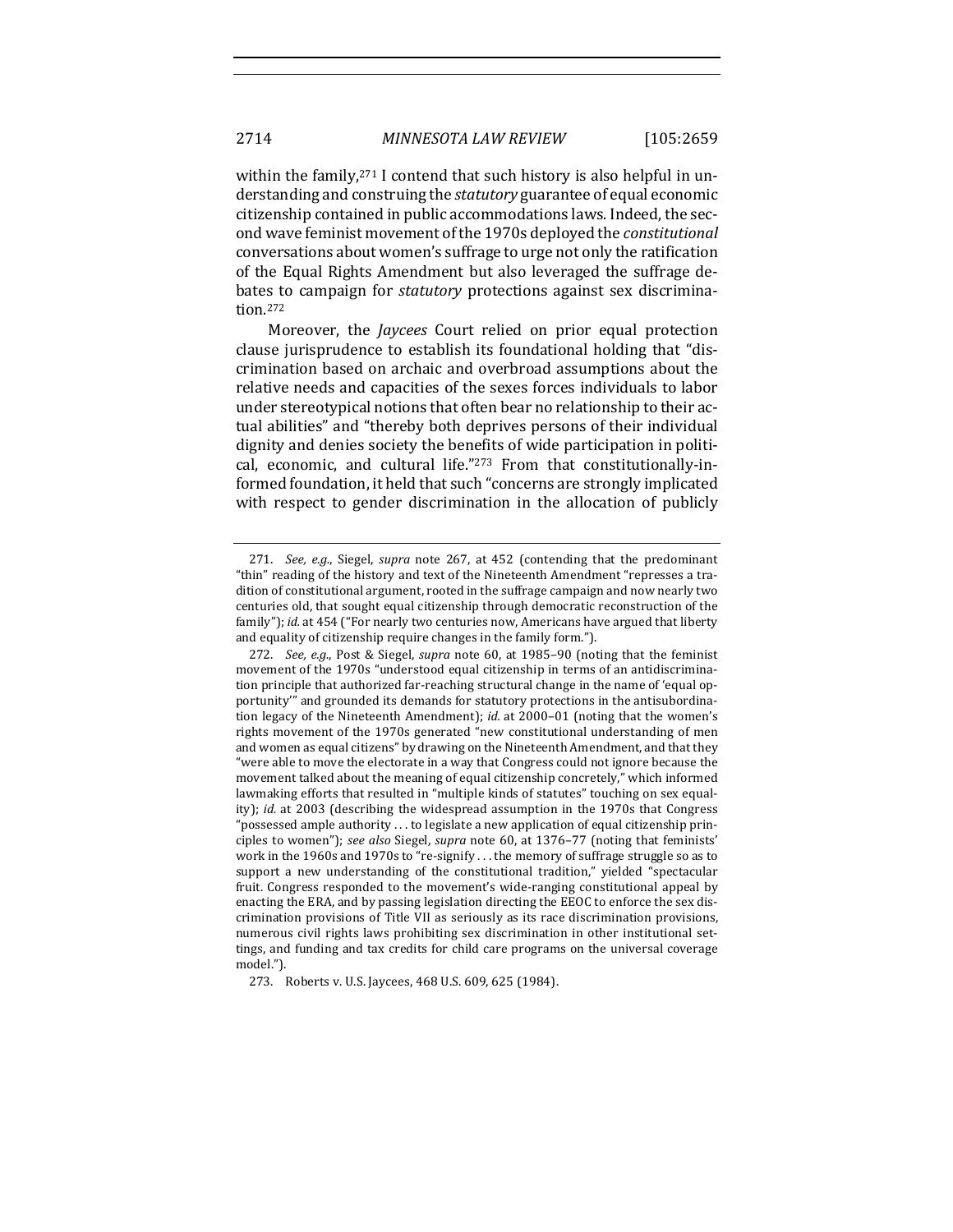within the family,[271] I contend that such history is also helpful in understanding and construing the *statutory* guarantee of equal economic citizenship contained in public accommodations laws. Indeed, the second wave feminist movement of the 1970s deployed the *constitutional* conversations about women's suffrage to urge not only the ratification of the Equal Rights Amendment but also leveraged the suffrage debates to campaign for *statutory* protections against sex discrimination.[272]

Moreover, the *Jaycees* Court relied on prior equal protection clause jurisprudence to establish its foundational holding that "discrimination based on archaic and overbroad assumptions about the relative needs and capacities of the sexes forces individuals to labor under stereotypical notions that often bear no relationship to their actual abilities" and "thereby both deprives persons of their individual dignity and denies society the benefits of wide participation in political, economic, and cultural life."[273] From that constitutionally-informed foundation, it held that such "concerns are strongly implicated with respect to gender discrimination in the allocation of publicly

---

271. *See, e.g.*, Siegel, *supra* note 267, at 452 (contending that the predominant "thin" reading of the history and text of the Nineteenth Amendment "represses a tradition of constitutional argument, rooted in the suffrage campaign and now nearly two centuries old, that sought equal citizenship through democratic reconstruction of the family"); *id.* at 454 ("For nearly two centuries now, Americans have argued that liberty and equality of citizenship require changes in the family form.").

272. *See, e.g.*, Post & Siegel, *supra* note 60, at 1985–90 (noting that the feminist movement of the 1970s "understood equal citizenship in terms of an antidiscrimination principle that authorized far-reaching structural change in the name of 'equal opportunity'" and grounded its demands for statutory protections in the antisubordination legacy of the Nineteenth Amendment); *id.* at 2000–01 (noting that the women's rights movement of the 1970s generated "new constitutional understanding of men and women as equal citizens" by drawing on the Nineteenth Amendment, and that they "were able to move the electorate in a way that Congress could not ignore because the movement talked about the meaning of equal citizenship concretely," which informed lawmaking efforts that resulted in "multiple kinds of statutes" touching on sex equality); *id.* at 2003 (describing the widespread assumption in the 1970s that Congress "possessed ample authority . . . to legislate a new application of equal citizenship principles to women"); *see also* Siegel, *supra* note 60, at 1376–77 (noting that feminists' work in the 1960s and 1970s to "re-signify . . . the memory of suffrage struggle so as to support a new understanding of the constitutional tradition," yielded "spectacular fruit. Congress responded to the movement's wide-ranging constitutional appeal by enacting the ERA, and by passing legislation directing the EEOC to enforce the sex discrimination provisions of Title VII as seriously as its race discrimination provisions, numerous civil rights laws prohibiting sex discrimination in other institutional settings, and funding and tax credits for child care programs on the universal coverage model.").

273. Roberts v. U.S. Jaycees, 468 U.S. 609, 625 (1984).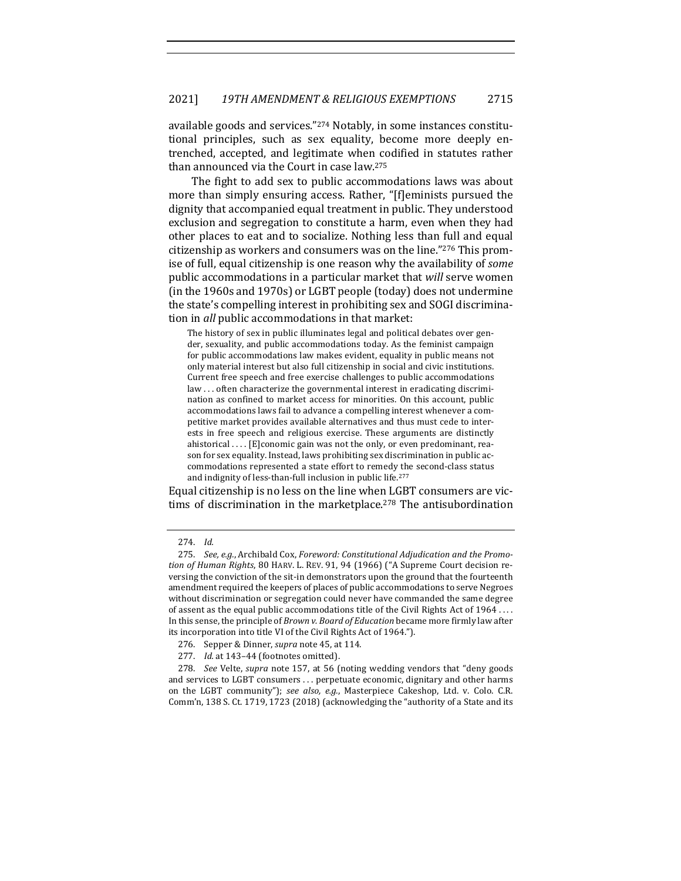available goods and services."[274] Notably, in some instances constitutional principles, such as sex equality, become more deeply entrenched, accepted, and legitimate when codified in statutes rather than announced via the Court in case law.[275]

The fight to add sex to public accommodations laws was about more than simply ensuring access. Rather, "[f]eminists pursued the dignity that accompanied equal treatment in public. They understood exclusion and segregation to constitute a harm, even when they had other places to eat and to socialize. Nothing less than full and equal citizenship as workers and consumers was on the line."[276] This promise of full, equal citizenship is one reason why the availability of *some* public accommodations in a particular market that *will* serve women (in the 1960s and 1970s) or LGBT people (today) does not undermine the state's compelling interest in prohibiting sex and SOGI discrimination in *all* public accommodations in that market:

> The history of sex in public illuminates legal and political debates over gender, sexuality, and public accommodations today. As the feminist campaign for public accommodations law makes evident, equality in public means not only material interest but also full citizenship in social and civic institutions. Current free speech and free exercise challenges to public accommodations law . . . often characterize the governmental interest in eradicating discrimination as confined to market access for minorities. On this account, public accommodations laws fail to advance a compelling interest whenever a competitive market provides available alternatives and thus must cede to interests in free speech and religious exercise. These arguments are distinctly ahistorical . . . . [E]conomic gain was not the only, or even predominant, reason for sex equality. Instead, laws prohibiting sex discrimination in public accommodations represented a state effort to remedy the second-class status and indignity of less-than-full inclusion in public life.[277]

Equal citizenship is no less on the line when LGBT consumers are victims of discrimination in the marketplace.[278] The antisubordination

---

274. *Id.*

275. *See, e.g.*, Archibald Cox, *Foreword: Constitutional Adjudication and the Promotion of Human Rights*, 80 HARV. L. REV. 91, 94 (1966) ("A Supreme Court decision reversing the conviction of the sit-in demonstrators upon the ground that the fourteenth amendment required the keepers of places of public accommodations to serve Negroes without discrimination or segregation could never have commanded the same degree of assent as the equal public accommodations title of the Civil Rights Act of 1964 . . . . In this sense, the principle of *Brown v. Board of Education* became more firmly law after its incorporation into title VI of the Civil Rights Act of 1964.").

276. Sepper & Dinner, *supra* note 45, at 114.

277. *Id.* at 143–44 (footnotes omitted).

278. *See* Velte, *supra* note 157, at 56 (noting wedding vendors that "deny goods and services to LGBT consumers . . . perpetuate economic, dignitary and other harms on the LGBT community"); *see also, e.g.*, Masterpiece Cakeshop, Ltd. v. Colo. C.R. Comm'n, 138 S. Ct. 1719, 1723 (2018) (acknowledging the "authority of a State and its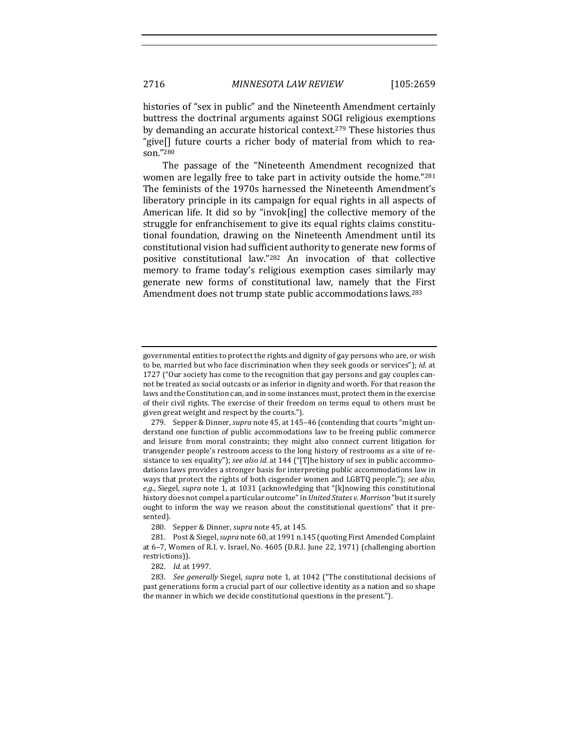histories of "sex in public" and the Nineteenth Amendment certainly buttress the doctrinal arguments against SOGI religious exemptions by demanding an accurate historical context.[279] These histories thus "give[] future courts a richer body of material from which to reason."[280]

The passage of the "Nineteenth Amendment recognized that women are legally free to take part in activity outside the home."[281] The feminists of the 1970s harnessed the Nineteenth Amendment's liberatory principle in its campaign for equal rights in all aspects of American life. It did so by "invok[ing] the collective memory of the struggle for enfranchisement to give its equal rights claims constitutional foundation, drawing on the Nineteenth Amendment until its constitutional vision had sufficient authority to generate new forms of positive constitutional law."[282] An invocation of that collective memory to frame today's religious exemption cases similarly may generate new forms of constitutional law, namely that the First Amendment does not trump state public accommodations laws.[283]

---

governmental entities to protect the rights and dignity of gay persons who are, or wish to be, married but who face discrimination when they seek goods or services"); *id.* at 1727 ("Our society has come to the recognition that gay persons and gay couples cannot be treated as social outcasts or as inferior in dignity and worth. For that reason the laws and the Constitution can, and in some instances must, protect them in the exercise of their civil rights. The exercise of their freedom on terms equal to others must be given great weight and respect by the courts.").

279. Sepper & Dinner, *supra* note 45, at 145–46 (contending that courts "might understand one function of public accommodations law to be freeing public commerce and leisure from moral constraints; they might also connect current litigation for transgender people's restroom access to the long history of restrooms as a site of resistance to sex equality"); *see also id.* at 144 ("[T]he history of sex in public accommodations laws provides a stronger basis for interpreting public accommodations law in ways that protect the rights of both cisgender women and LGBTQ people."); *see also, e.g.*, Siegel, *supra* note 1, at 1031 (acknowledging that "[k]nowing this constitutional history does not compel a particular outcome" in *United States v. Morrison* "but it surely ought to inform the way we reason about the constitutional questions" that it presented).

280. Sepper & Dinner, *supra* note 45, at 145.

281. Post & Siegel, *supra* note 60, at 1991 n.145 (quoting First Amended Complaint at 6–7, Women of R.I. v. Israel, No. 4605 (D.R.I. June 22, 1971) (challenging abortion restrictions)).

282. *Id.* at 1997.

283. *See generally* Siegel, *supra* note 1, at 1042 ("The constitutional decisions of past generations form a crucial part of our collective identity as a nation and so shape the manner in which we decide constitutional questions in the present.").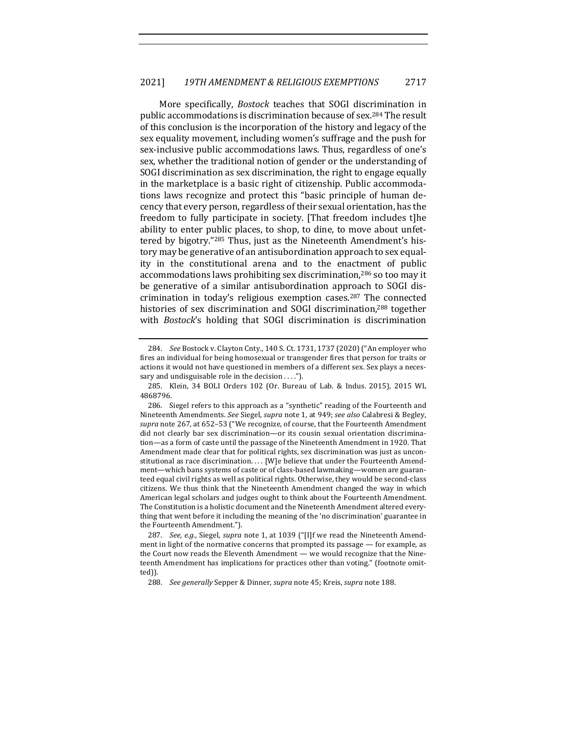More specifically, *Bostock* teaches that SOGI discrimination in public accommodations is discrimination because of sex.[284] The result of this conclusion is the incorporation of the history and legacy of the sex equality movement, including women's suffrage and the push for sex-inclusive public accommodations laws. Thus, regardless of one's sex, whether the traditional notion of gender or the understanding of SOGI discrimination as sex discrimination, the right to engage equally in the marketplace is a basic right of citizenship. Public accommodations laws recognize and protect this "basic principle of human decency that every person, regardless of their sexual orientation, has the freedom to fully participate in society. [That freedom includes t]he ability to enter public places, to shop, to dine, to move about unfettered by bigotry."[285] Thus, just as the Nineteenth Amendment's history may be generative of an antisubordination approach to sex equality in the constitutional arena and to the enactment of public accommodations laws prohibiting sex discrimination,[286] so too may it be generative of a similar antisubordination approach to SOGI discrimination in today's religious exemption cases.[287] The connected histories of sex discrimination and SOGI discrimination,[288] together with *Bostock*'s holding that SOGI discrimination is discrimination

---

284. *See* Bostock v. Clayton Cnty., 140 S. Ct. 1731, 1737 (2020) ("An employer who fires an individual for being homosexual or transgender fires that person for traits or actions it would not have questioned in members of a different sex. Sex plays a necessary and undisguisable role in the decision . . . .").

285. Klein, 34 BOLI Orders 102 (Or. Bureau of Lab. & Indus. 2015), 2015 WL 4868796.

286. Siegel refers to this approach as a "synthetic" reading of the Fourteenth and Nineteenth Amendments. *See* Siegel, *supra* note 1, at 949; *see also* Calabresi & Begley, *supra* note 267, at 652–53 ("We recognize, of course, that the Fourteenth Amendment did not clearly bar sex discrimination—or its cousin sexual orientation discrimination—as a form of caste until the passage of the Nineteenth Amendment in 1920. That Amendment made clear that for political rights, sex discrimination was just as unconstitutional as race discrimination. . . . [W]e believe that under the Fourteenth Amendment—which bans systems of caste or of class-based lawmaking—women are guaranteed equal civil rights as well as political rights. Otherwise, they would be second-class citizens. We thus think that the Nineteenth Amendment changed the way in which American legal scholars and judges ought to think about the Fourteenth Amendment. The Constitution is a holistic document and the Nineteenth Amendment altered everything that went before it including the meaning of the 'no discrimination' guarantee in the Fourteenth Amendment.").

287. *See, e.g.*, Siegel, *supra* note 1, at 1039 ("[I]f we read the Nineteenth Amendment in light of the normative concerns that prompted its passage — for example, as the Court now reads the Eleventh Amendment — we would recognize that the Nineteenth Amendment has implications for practices other than voting." (footnote omitted)).

288. *See generally* Sepper & Dinner, *supra* note 45; Kreis, *supra* note 188.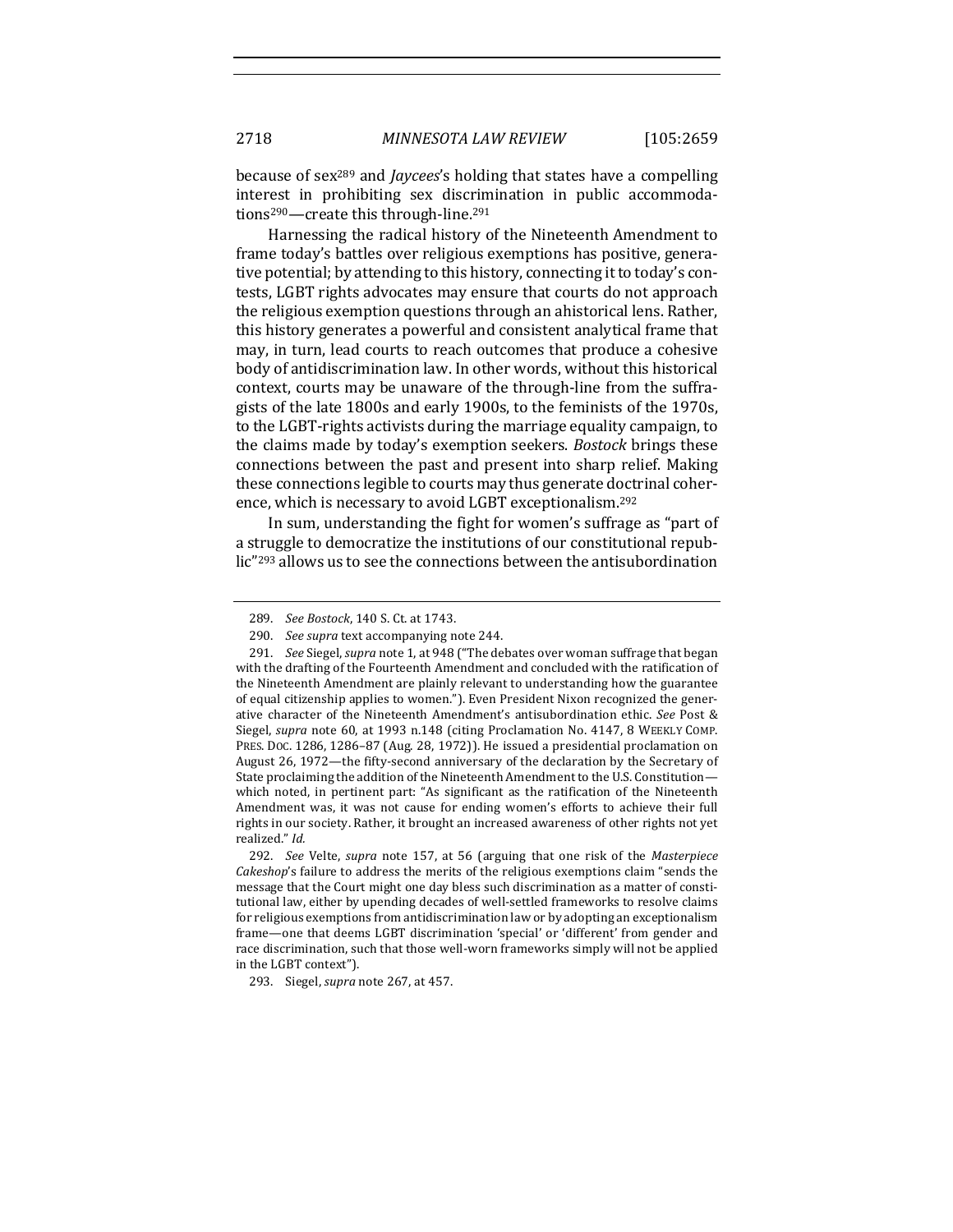because of sex[289] and *Jaycees*'s holding that states have a compelling interest in prohibiting sex discrimination in public accommodations[290]—create this through-line.[291]

Harnessing the radical history of the Nineteenth Amendment to frame today's battles over religious exemptions has positive, generative potential; by attending to this history, connecting it to today's contests, LGBT rights advocates may ensure that courts do not approach the religious exemption questions through an ahistorical lens. Rather, this history generates a powerful and consistent analytical frame that may, in turn, lead courts to reach outcomes that produce a cohesive body of antidiscrimination law. In other words, without this historical context, courts may be unaware of the through-line from the suffragists of the late 1800s and early 1900s, to the feminists of the 1970s, to the LGBT-rights activists during the marriage equality campaign, to the claims made by today's exemption seekers. *Bostock* brings these connections between the past and present into sharp relief. Making these connections legible to courts may thus generate doctrinal coherence, which is necessary to avoid LGBT exceptionalism.[292]

In sum, understanding the fight for women's suffrage as "part of a struggle to democratize the institutions of our constitutional republic"[293] allows us to see the connections between the antisubordination

---

289. *See Bostock*, 140 S. Ct. at 1743.

290. *See supra* text accompanying note 244.

291. *See* Siegel, *supra* note 1, at 948 ("The debates over woman suffrage that began with the drafting of the Fourteenth Amendment and concluded with the ratification of the Nineteenth Amendment are plainly relevant to understanding how the guarantee of equal citizenship applies to women."). Even President Nixon recognized the generative character of the Nineteenth Amendment's antisubordination ethic. *See* Post & Siegel, *supra* note 60, at 1993 n.148 (citing Proclamation No. 4147, 8 WEEKLY COMP. PRES. DOC. 1286, 1286–87 (Aug. 28, 1972)). He issued a presidential proclamation on August 26, 1972—the fifty-second anniversary of the declaration by the Secretary of State proclaiming the addition of the Nineteenth Amendment to the U.S. Constitution—which noted, in pertinent part: "As significant as the ratification of the Nineteenth Amendment was, it was not cause for ending women's efforts to achieve their full rights in our society. Rather, it brought an increased awareness of other rights not yet realized." *Id.*

292. *See* Velte, *supra* note 157, at 56 (arguing that one risk of the *Masterpiece Cakeshop*'s failure to address the merits of the religious exemptions claim "sends the message that the Court might one day bless such discrimination as a matter of constitutional law, either by upending decades of well-settled frameworks to resolve claims for religious exemptions from antidiscrimination law or by adopting an exceptionalism frame—one that deems LGBT discrimination 'special' or 'different' from gender and race discrimination, such that those well-worn frameworks simply will not be applied in the LGBT context").

293. Siegel, *supra* note 267, at 457.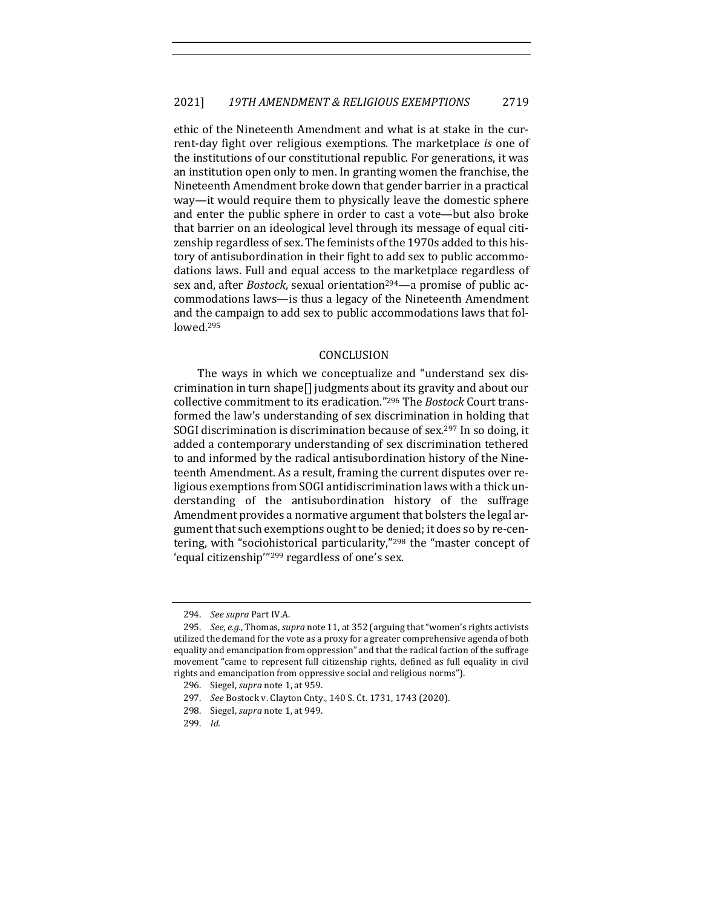ethic of the Nineteenth Amendment and what is at stake in the current-day fight over religious exemptions. The marketplace *is* one of the institutions of our constitutional republic. For generations, it was an institution open only to men. In granting women the franchise, the Nineteenth Amendment broke down that gender barrier in a practical way—it would require them to physically leave the domestic sphere and enter the public sphere in order to cast a vote—but also broke that barrier on an ideological level through its message of equal citizenship regardless of sex. The feminists of the 1970s added to this history of antisubordination in their fight to add sex to public accommodations laws. Full and equal access to the marketplace regardless of sex and, after *Bostock*, sexual orientation[294]—a promise of public accommodations laws—is thus a legacy of the Nineteenth Amendment and the campaign to add sex to public accommodations laws that followed.[295]

## CONCLUSION

The ways in which we conceptualize and "understand sex discrimination in turn shape[] judgments about its gravity and about our collective commitment to its eradication."[296] The *Bostock* Court transformed the law's understanding of sex discrimination in holding that SOGI discrimination is discrimination because of sex.[297] In so doing, it added a contemporary understanding of sex discrimination tethered to and informed by the radical antisubordination history of the Nineteenth Amendment. As a result, framing the current disputes over religious exemptions from SOGI antidiscrimination laws with a thick understanding of the antisubordination history of the suffrage Amendment provides a normative argument that bolsters the legal argument that such exemptions ought to be denied; it does so by re-centering, with "sociohistorical particularity,"[298] the "master concept of 'equal citizenship'"[299] regardless of one's sex.

---

294. *See supra* Part IV.A.

295. *See, e.g.*, Thomas, *supra* note 11, at 352 (arguing that "women's rights activists utilized the demand for the vote as a proxy for a greater comprehensive agenda of both equality and emancipation from oppression" and that the radical faction of the suffrage movement "came to represent full citizenship rights, defined as full equality in civil rights and emancipation from oppressive social and religious norms").

296. Siegel, *supra* note 1, at 959.

297. *See* Bostock v. Clayton Cnty., 140 S. Ct. 1731, 1743 (2020).

298. Siegel, *supra* note 1, at 949.

299. *Id.*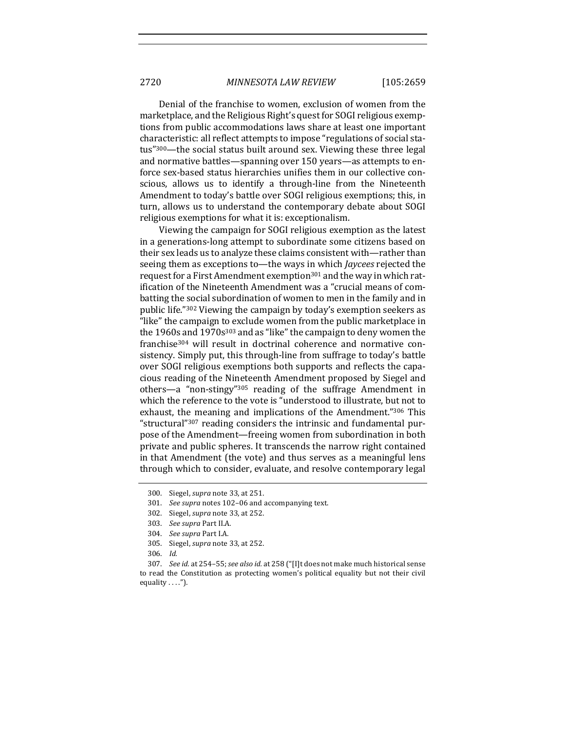Denial of the franchise to women, exclusion of women from the marketplace, and the Religious Right's quest for SOGI religious exemptions from public accommodations laws share at least one important characteristic: all reflect attempts to impose "regulations of social status"[300]—the social status built around sex. Viewing these three legal and normative battles—spanning over 150 years—as attempts to enforce sex-based status hierarchies unifies them in our collective conscious, allows us to identify a through-line from the Nineteenth Amendment to today's battle over SOGI religious exemptions; this, in turn, allows us to understand the contemporary debate about SOGI religious exemptions for what it is: exceptionalism.

Viewing the campaign for SOGI religious exemption as the latest in a generations-long attempt to subordinate some citizens based on their sex leads us to analyze these claims consistent with—rather than seeing them as exceptions to—the ways in which *Jaycees* rejected the request for a First Amendment exemption[301] and the way in which ratification of the Nineteenth Amendment was a "crucial means of combatting the social subordination of women to men in the family and in public life."[302] Viewing the campaign by today's exemption seekers as "like" the campaign to exclude women from the public marketplace in the 1960s and 1970s[303] and as "like" the campaign to deny women the franchise[304] will result in doctrinal coherence and normative consistency. Simply put, this through-line from suffrage to today's battle over SOGI religious exemptions both supports and reflects the capacious reading of the Nineteenth Amendment proposed by Siegel and others—a "non-stingy"[305] reading of the suffrage Amendment in which the reference to the vote is "understood to illustrate, but not to exhaust, the meaning and implications of the Amendment."[306] This "structural"[307] reading considers the intrinsic and fundamental purpose of the Amendment—freeing women from subordination in both private and public spheres. It transcends the narrow right contained in that Amendment (the vote) and thus serves as a meaningful lens through which to consider, evaluate, and resolve contemporary legal

300. Siegel, *supra* note 33, at 251.

301. *See supra* notes 102–06 and accompanying text.

302. Siegel, *supra* note 33, at 252.

303. *See supra* Part II.A.

304. *See supra* Part I.A.

305. Siegel, *supra* note 33, at 252.

306. *Id.*

307. *See id.* at 254–55; *see also id.* at 258 ("[I]t does not make much historical sense to read the Constitution as protecting women's political equality but not their civil equality . . . .").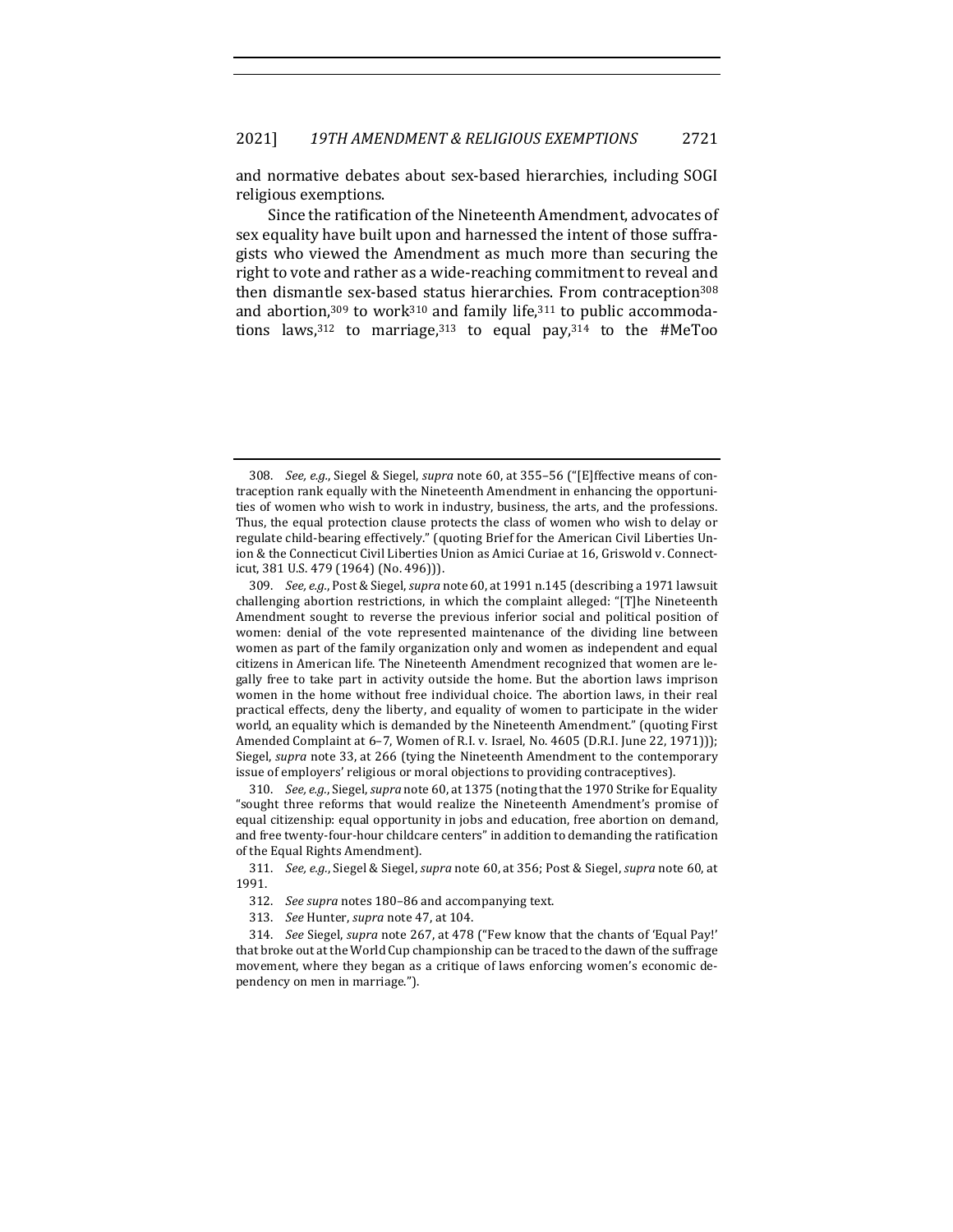and normative debates about sex-based hierarchies, including SOGI religious exemptions.

Since the ratification of the Nineteenth Amendment, advocates of sex equality have built upon and harnessed the intent of those suffragists who viewed the Amendment as much more than securing the right to vote and rather as a wide-reaching commitment to reveal and then dismantle sex-based status hierarchies. From contraception[308] and abortion,[309] to work[310] and family life,[311] to public accommodations laws,[312] to marriage,[313] to equal pay,[314] to the #MeToo

---

308. *See, e.g.*, Siegel & Siegel, *supra* note 60, at 355–56 ("[E]ffective means of contraception rank equally with the Nineteenth Amendment in enhancing the opportunities of women who wish to work in industry, business, the arts, and the professions. Thus, the equal protection clause protects the class of women who wish to delay or regulate child-bearing effectively." (quoting Brief for the American Civil Liberties Union & the Connecticut Civil Liberties Union as Amici Curiae at 16, Griswold v. Connecticut, 381 U.S. 479 (1964) (No. 496))).

309. *See, e.g.*, Post & Siegel, *supra* note 60, at 1991 n.145 (describing a 1971 lawsuit challenging abortion restrictions, in which the complaint alleged: "[T]he Nineteenth Amendment sought to reverse the previous inferior social and political position of women: denial of the vote represented maintenance of the dividing line between women as part of the family organization only and women as independent and equal citizens in American life. The Nineteenth Amendment recognized that women are legally free to take part in activity outside the home. But the abortion laws imprison women in the home without free individual choice. The abortion laws, in their real practical effects, deny the liberty, and equality of women to participate in the wider world, an equality which is demanded by the Nineteenth Amendment." (quoting First Amended Complaint at 6–7, Women of R.I. v. Israel, No. 4605 (D.R.I. June 22, 1971))); Siegel, *supra* note 33, at 266 (tying the Nineteenth Amendment to the contemporary issue of employers' religious or moral objections to providing contraceptives).

310. *See, e.g.*, Siegel, *supra* note 60, at 1375 (noting that the 1970 Strike for Equality "sought three reforms that would realize the Nineteenth Amendment's promise of equal citizenship: equal opportunity in jobs and education, free abortion on demand, and free twenty-four-hour childcare centers" in addition to demanding the ratification of the Equal Rights Amendment).

311. *See, e.g.*, Siegel & Siegel, *supra* note 60, at 356; Post & Siegel, *supra* note 60, at 1991.

312. *See supra* notes 180–86 and accompanying text.

313. *See* Hunter, *supra* note 47, at 104.

314. *See* Siegel, *supra* note 267, at 478 ("Few know that the chants of 'Equal Pay!' that broke out at the World Cup championship can be traced to the dawn of the suffrage movement, where they began as a critique of laws enforcing women's economic dependency on men in marriage.").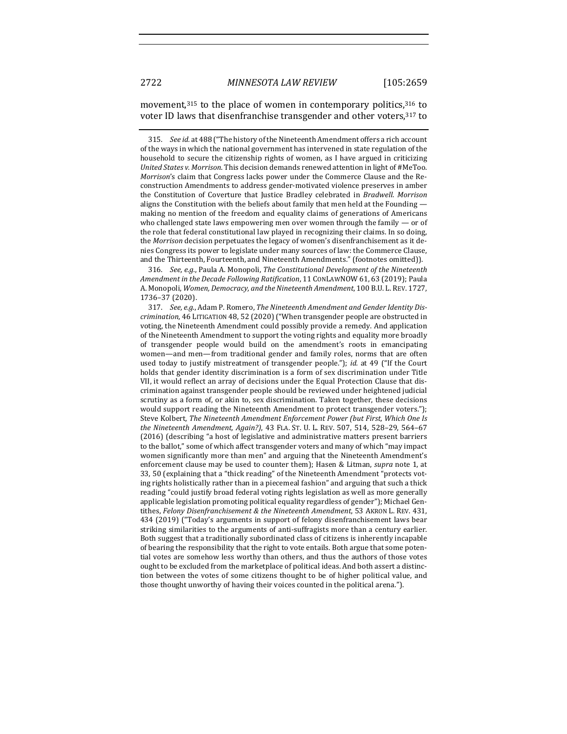movement,[315] to the place of women in contemporary politics,[316] to voter ID laws that disenfranchise transgender and other voters,[317] to

---

315. *See id.* at 488 ("The history of the Nineteenth Amendment offers a rich account of the ways in which the national government has intervened in state regulation of the household to secure the citizenship rights of women, as I have argued in criticizing *United States v. Morrison*. This decision demands renewed attention in light of #MeToo. *Morrison*'s claim that Congress lacks power under the Commerce Clause and the Reconstruction Amendments to address gender-motivated violence preserves in amber the Constitution of Coverture that Justice Bradley celebrated in *Bradwell*. *Morrison* aligns the Constitution with the beliefs about family that men held at the Founding — making no mention of the freedom and equality claims of generations of Americans who challenged state laws empowering men over women through the family — or of the role that federal constitutional law played in recognizing their claims. In so doing, the *Morrison* decision perpetuates the legacy of women's disenfranchisement as it denies Congress its power to legislate under many sources of law: the Commerce Clause, and the Thirteenth, Fourteenth, and Nineteenth Amendments." (footnotes omitted)).

316. *See, e.g.*, Paula A. Monopoli, *The Constitutional Development of the Nineteenth Amendment in the Decade Following Ratification*, 11 CONLAWNOW 61, 63 (2019); Paula A. Monopoli, *Women, Democracy, and the Nineteenth Amendment*, 100 B.U. L. REV. 1727, 1736–37 (2020).

317. *See, e.g.*, Adam P. Romero, *The Nineteenth Amendment and Gender Identity Discrimination*, 46 LITIGATION 48, 52 (2020) ("When transgender people are obstructed in voting, the Nineteenth Amendment could possibly provide a remedy. And application of the Nineteenth Amendment to support the voting rights and equality more broadly of transgender people would build on the amendment's roots in emancipating women—and men—from traditional gender and family roles, norms that are often used today to justify mistreatment of transgender people."); *id.* at 49 ("If the Court holds that gender identity discrimination is a form of sex discrimination under Title VII, it would reflect an array of decisions under the Equal Protection Clause that discrimination against transgender people should be reviewed under heightened judicial scrutiny as a form of, or akin to, sex discrimination. Taken together, these decisions would support reading the Nineteenth Amendment to protect transgender voters."); Steve Kolbert, *The Nineteenth Amendment Enforcement Power (but First, Which One Is the Nineteenth Amendment, Again?)*, 43 FLA. ST. U. L. REV. 507, 514, 528–29, 564–67 (2016) (describing "a host of legislative and administrative matters present barriers to the ballot," some of which affect transgender voters and many of which "may impact women significantly more than men" and arguing that the Nineteenth Amendment's enforcement clause may be used to counter them); Hasen & Litman, *supra* note 1, at 33, 50 (explaining that a "thick reading" of the Nineteenth Amendment "protects voting rights holistically rather than in a piecemeal fashion" and arguing that such a thick reading "could justify broad federal voting rights legislation as well as more generally applicable legislation promoting political equality regardless of gender"); Michael Gentithes, *Felony Disenfranchisement & the Nineteenth Amendment*, 53 AKRON L. REV. 431, 434 (2019) ("Today's arguments in support of felony disenfranchisement laws bear striking similarities to the arguments of anti-suffragists more than a century earlier. Both suggest that a traditionally subordinated class of citizens is inherently incapable of bearing the responsibility that the right to vote entails. Both argue that some potential votes are somehow less worthy than others, and thus the authors of those votes ought to be excluded from the marketplace of political ideas. And both assert a distinction between the votes of some citizens thought to be of higher political value, and those thought unworthy of having their voices counted in the political arena.").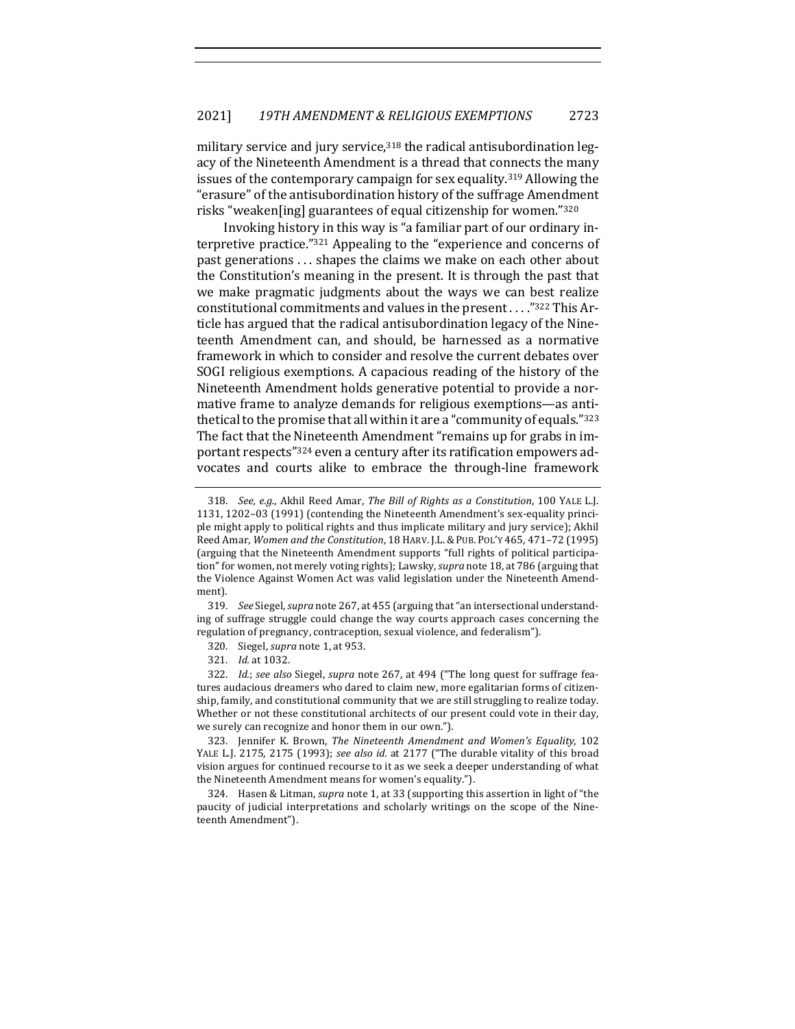military service and jury service,[318] the radical antisubordination legacy of the Nineteenth Amendment is a thread that connects the many issues of the contemporary campaign for sex equality.[319] Allowing the "erasure" of the antisubordination history of the suffrage Amendment risks "weaken[ing] guarantees of equal citizenship for women."[320]

Invoking history in this way is "a familiar part of our ordinary interpretive practice."[321] Appealing to the "experience and concerns of past generations . . . shapes the claims we make on each other about the Constitution's meaning in the present. It is through the past that we make pragmatic judgments about the ways we can best realize constitutional commitments and values in the present . . . ."[322] This Article has argued that the radical antisubordination legacy of the Nineteenth Amendment can, and should, be harnessed as a normative framework in which to consider and resolve the current debates over SOGI religious exemptions. A capacious reading of the history of the Nineteenth Amendment holds generative potential to provide a normative frame to analyze demands for religious exemptions—as antithetical to the promise that all within it are a "community of equals."[323] The fact that the Nineteenth Amendment "remains up for grabs in important respects"[324] even a century after its ratification empowers advocates and courts alike to embrace the through-line framework

---

318. *See, e.g.*, Akhil Reed Amar, *The Bill of Rights as a Constitution*, 100 YALE L.J. 1131, 1202–03 (1991) (contending the Nineteenth Amendment's sex-equality principle might apply to political rights and thus implicate military and jury service); Akhil Reed Amar, *Women and the Constitution*, 18 HARV. J.L. & PUB. POL'Y 465, 471–72 (1995) (arguing that the Nineteenth Amendment supports "full rights of political participation" for women, not merely voting rights); Lawsky, *supra* note 18, at 786 (arguing that the Violence Against Women Act was valid legislation under the Nineteenth Amendment).

319. *See* Siegel, *supra* note 267, at 455 (arguing that "an intersectional understanding of suffrage struggle could change the way courts approach cases concerning the regulation of pregnancy, contraception, sexual violence, and federalism").

320. Siegel, *supra* note 1, at 953.

321. *Id.* at 1032.

322. *Id.*; *see also* Siegel, *supra* note 267, at 494 ("The long quest for suffrage features audacious dreamers who dared to claim new, more egalitarian forms of citizenship, family, and constitutional community that we are still struggling to realize today. Whether or not these constitutional architects of our present could vote in their day, we surely can recognize and honor them in our own.").

323. Jennifer K. Brown, *The Nineteenth Amendment and Women's Equality*, 102 YALE L.J. 2175, 2175 (1993); *see also id.* at 2177 ("The durable vitality of this broad vision argues for continued recourse to it as we seek a deeper understanding of what the Nineteenth Amendment means for women's equality.").

324. Hasen & Litman, *supra* note 1, at 33 (supporting this assertion in light of "the paucity of judicial interpretations and scholarly writings on the scope of the Nineteenth Amendment").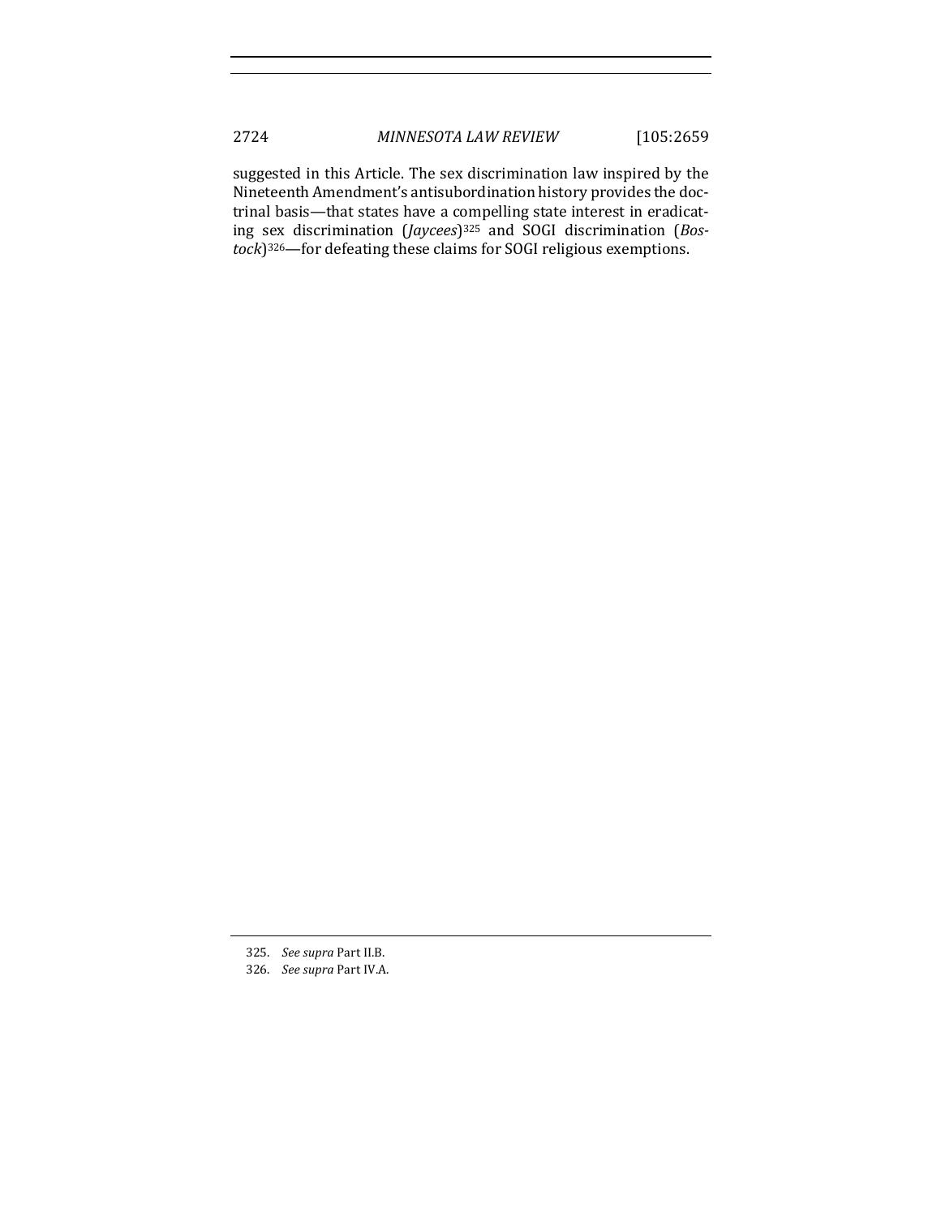suggested in this Article. The sex discrimination law inspired by the Nineteenth Amendment's antisubordination history provides the doctrinal basis—that states have a compelling state interest in eradicating sex discrimination (*Jaycees*)[325] and SOGI discrimination (*Bostock*)[326]—for defeating these claims for SOGI religious exemptions.

---

325. *See supra* Part II.B.

326. *See supra* Part IV.A.